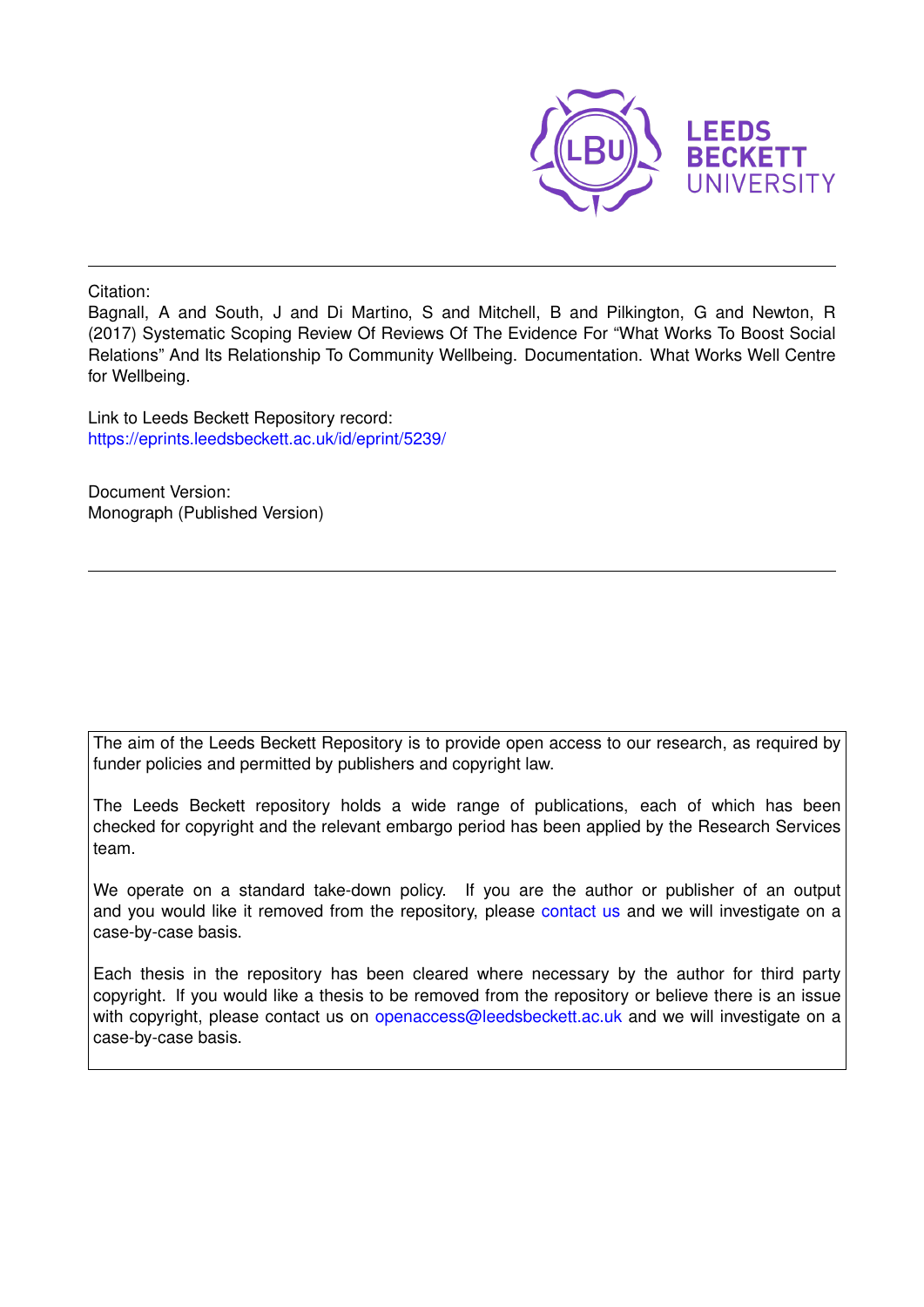LEEDS BECKETT UNIVERSITY

Citation:

Bagnall, A and South, J and Di Martino, S and Mitchell, B and Pilkington, G and Newton, R (2017) Systematic Scoping Review Of Reviews Of The Evidence For "What Works To Boost Social Relations" And Its Relationship To Community Wellbeing. Documentation. What Works Well Centre for Wellbeing.

Link to Leeds Beckett Repository record:
https://eprints.leedsbeckett.ac.uk/id/eprint/5239/

Document Version:
Monograph (Published Version)

The aim of the Leeds Beckett Repository is to provide open access to our research, as required by funder policies and permitted by publishers and copyright law.

The Leeds Beckett repository holds a wide range of publications, each of which has been checked for copyright and the relevant embargo period has been applied by the Research Services team.

We operate on a standard take-down policy. If you are the author or publisher of an output and you would like it removed from the repository, please contact us and we will investigate on a case-by-case basis.

Each thesis in the repository has been cleared where necessary by the author for third party copyright. If you would like a thesis to be removed from the repository or believe there is an issue with copyright, please contact us on openaccess@leedsbeckett.ac.uk and we will investigate on a case-by-case basis.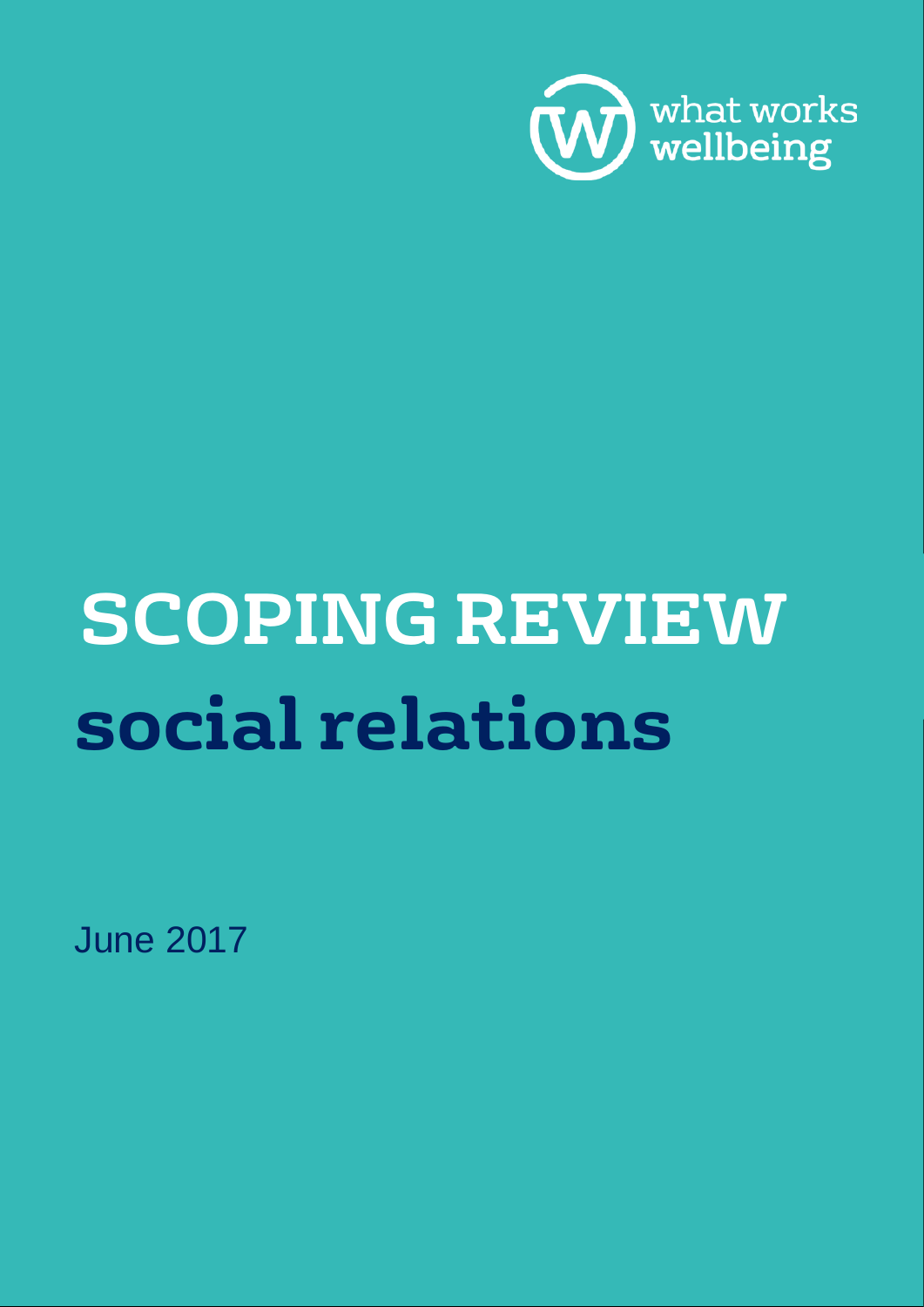what works wellbeing

# SCOPING REVIEW

## social relations

June 2017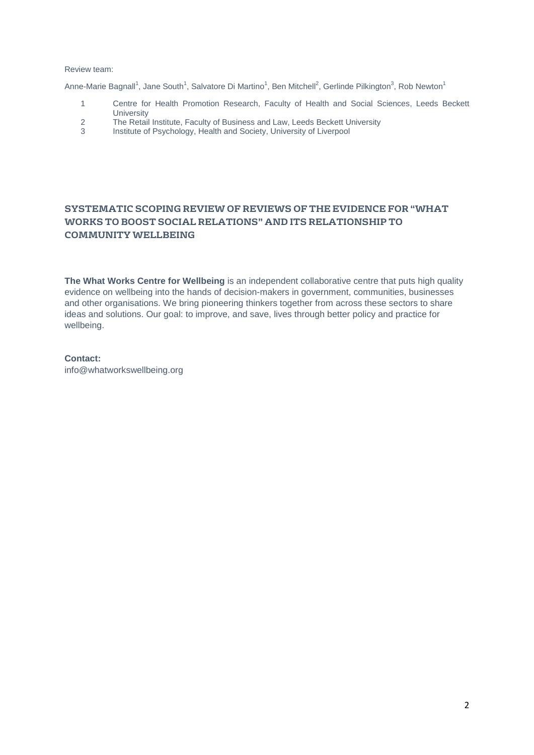Review team:

Anne-Marie Bagnall[1], Jane South[1], Salvatore Di Martino[1], Ben Mitchell[2], Gerlinde Pilkington[3], Rob Newton[1]

1. Centre for Health Promotion Research, Faculty of Health and Social Sciences, Leeds Beckett University
2. The Retail Institute, Faculty of Business and Law, Leeds Beckett University
3. Institute of Psychology, Health and Society, University of Liverpool

# SYSTEMATIC SCOPING REVIEW OF REVIEWS OF THE EVIDENCE FOR "WHAT WORKS TO BOOST SOCIAL RELATIONS" AND ITS RELATIONSHIP TO COMMUNITY WELLBEING

**The What Works Centre for Wellbeing** is an independent collaborative centre that puts high quality evidence on wellbeing into the hands of decision-makers in government, communities, businesses and other organisations. We bring pioneering thinkers together from across these sectors to share ideas and solutions. Our goal: to improve, and save, lives through better policy and practice for wellbeing.

**Contact:**
info@whatworkswellbeing.org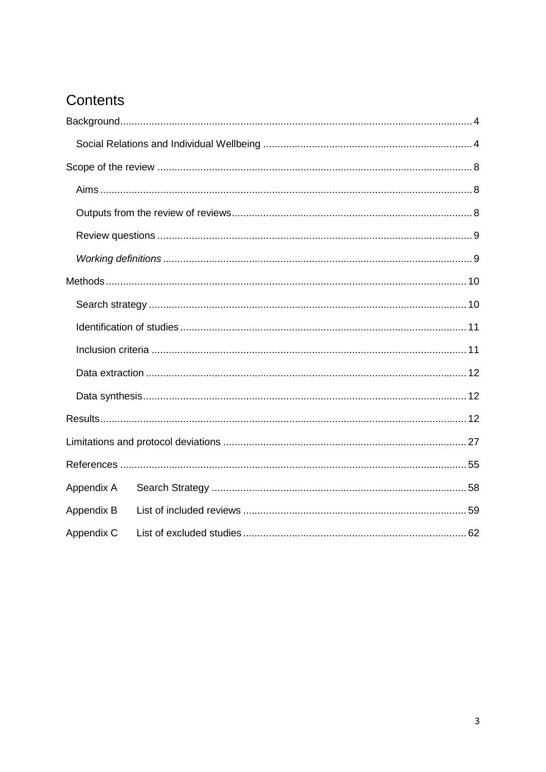# Contents

Background .......................................................................................................................... 4

- Social Relations and Individual Wellbeing ......................................................................... 4

Scope of the review ............................................................................................................. 8

- Aims ................................................................................................................................. 8
- Outputs from the review of reviews.................................................................................... 8
- Review questions ............................................................................................................. 9
- *Working definitions* ........................................................................................................... 9

Methods ............................................................................................................................. 10

- Search strategy ............................................................................................................... 10
- Identification of studies .................................................................................................... 11
- Inclusion criteria .............................................................................................................. 11
- Data extraction ................................................................................................................ 12
- Data synthesis ................................................................................................................. 12

Results ............................................................................................................................... 12

Limitations and protocol deviations ..................................................................................... 27

References ......................................................................................................................... 55

Appendix A Search Strategy ............................................................................................... 58

Appendix B List of included reviews .................................................................................... 59

Appendix C List of excluded studies .................................................................................... 62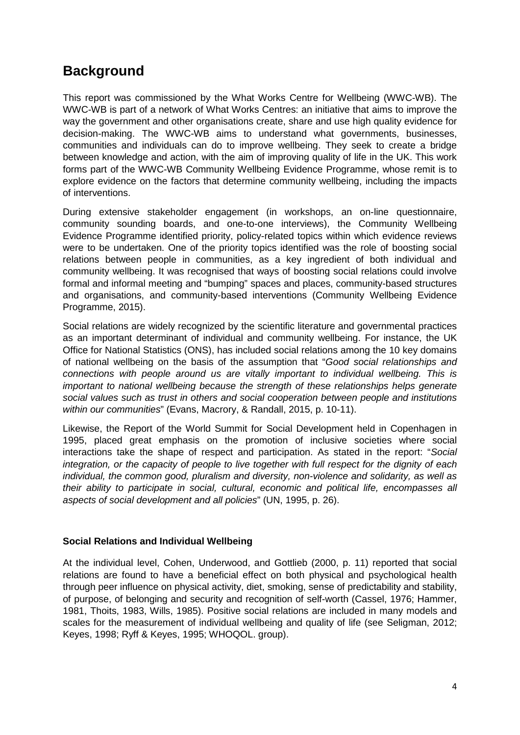## Background

This report was commissioned by the What Works Centre for Wellbeing (WWC-WB). The WWC-WB is part of a network of What Works Centres: an initiative that aims to improve the way the government and other organisations create, share and use high quality evidence for decision-making. The WWC-WB aims to understand what governments, businesses, communities and individuals can do to improve wellbeing. They seek to create a bridge between knowledge and action, with the aim of improving quality of life in the UK. This work forms part of the WWC-WB Community Wellbeing Evidence Programme, whose remit is to explore evidence on the factors that determine community wellbeing, including the impacts of interventions.

During extensive stakeholder engagement (in workshops, an on-line questionnaire, community sounding boards, and one-to-one interviews), the Community Wellbeing Evidence Programme identified priority, policy-related topics within which evidence reviews were to be undertaken. One of the priority topics identified was the role of boosting social relations between people in communities, as a key ingredient of both individual and community wellbeing. It was recognised that ways of boosting social relations could involve formal and informal meeting and "bumping" spaces and places, community-based structures and organisations, and community-based interventions (Community Wellbeing Evidence Programme, 2015).

Social relations are widely recognized by the scientific literature and governmental practices as an important determinant of individual and community wellbeing. For instance, the UK Office for National Statistics (ONS), has included social relations among the 10 key domains of national wellbeing on the basis of the assumption that "*Good social relationships and connections with people around us are vitally important to individual wellbeing. This is important to national wellbeing because the strength of these relationships helps generate social values such as trust in others and social cooperation between people and institutions within our communities*" (Evans, Macrory, & Randall, 2015, p. 10-11).

Likewise, the Report of the World Summit for Social Development held in Copenhagen in 1995, placed great emphasis on the promotion of inclusive societies where social interactions take the shape of respect and participation. As stated in the report: "*Social integration, or the capacity of people to live together with full respect for the dignity of each individual, the common good, pluralism and diversity, non-violence and solidarity, as well as their ability to participate in social, cultural, economic and political life, encompasses all aspects of social development and all policies*" (UN, 1995, p. 26).

### Social Relations and Individual Wellbeing

At the individual level, Cohen, Underwood, and Gottlieb (2000, p. 11) reported that social relations are found to have a beneficial effect on both physical and psychological health through peer influence on physical activity, diet, smoking, sense of predictability and stability, of purpose, of belonging and security and recognition of self-worth (Cassel, 1976; Hammer, 1981, Thoits, 1983, Wills, 1985). Positive social relations are included in many models and scales for the measurement of individual wellbeing and quality of life (see Seligman, 2012; Keyes, 1998; Ryff & Keyes, 1995; WHOQOL. group).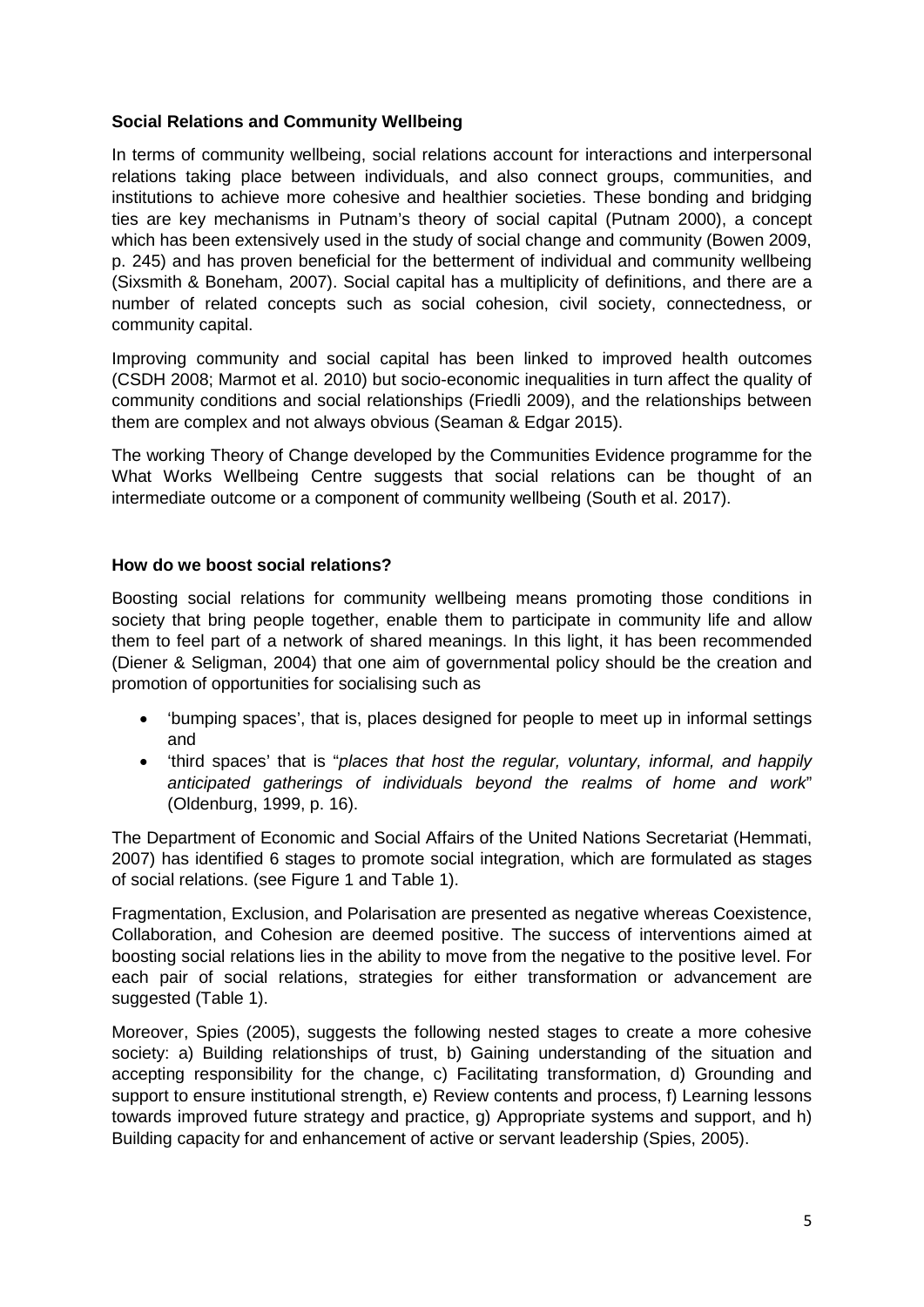### Social Relations and Community Wellbeing

In terms of community wellbeing, social relations account for interactions and interpersonal relations taking place between individuals, and also connect groups, communities, and institutions to achieve more cohesive and healthier societies. These bonding and bridging ties are key mechanisms in Putnam's theory of social capital (Putnam 2000), a concept which has been extensively used in the study of social change and community (Bowen 2009, p. 245) and has proven beneficial for the betterment of individual and community wellbeing (Sixsmith & Boneham, 2007). Social capital has a multiplicity of definitions, and there are a number of related concepts such as social cohesion, civil society, connectedness, or community capital.

Improving community and social capital has been linked to improved health outcomes (CSDH 2008; Marmot et al. 2010) but socio-economic inequalities in turn affect the quality of community conditions and social relationships (Friedli 2009), and the relationships between them are complex and not always obvious (Seaman & Edgar 2015).

The working Theory of Change developed by the Communities Evidence programme for the What Works Wellbeing Centre suggests that social relations can be thought of an intermediate outcome or a component of community wellbeing (South et al. 2017).

### How do we boost social relations?

Boosting social relations for community wellbeing means promoting those conditions in society that bring people together, enable them to participate in community life and allow them to feel part of a network of shared meanings. In this light, it has been recommended (Diener & Seligman, 2004) that one aim of governmental policy should be the creation and promotion of opportunities for socialising such as

- 'bumping spaces', that is, places designed for people to meet up in informal settings and
- 'third spaces' that is "*places that host the regular, voluntary, informal, and happily anticipated gatherings of individuals beyond the realms of home and work*" (Oldenburg, 1999, p. 16).

The Department of Economic and Social Affairs of the United Nations Secretariat (Hemmati, 2007) has identified 6 stages to promote social integration, which are formulated as stages of social relations. (see Figure 1 and Table 1).

Fragmentation, Exclusion, and Polarisation are presented as negative whereas Coexistence, Collaboration, and Cohesion are deemed positive. The success of interventions aimed at boosting social relations lies in the ability to move from the negative to the positive level. For each pair of social relations, strategies for either transformation or advancement are suggested (Table 1).

Moreover, Spies (2005), suggests the following nested stages to create a more cohesive society: a) Building relationships of trust, b) Gaining understanding of the situation and accepting responsibility for the change, c) Facilitating transformation, d) Grounding and support to ensure institutional strength, e) Review contents and process, f) Learning lessons towards improved future strategy and practice, g) Appropriate systems and support, and h) Building capacity for and enhancement of active or servant leadership (Spies, 2005).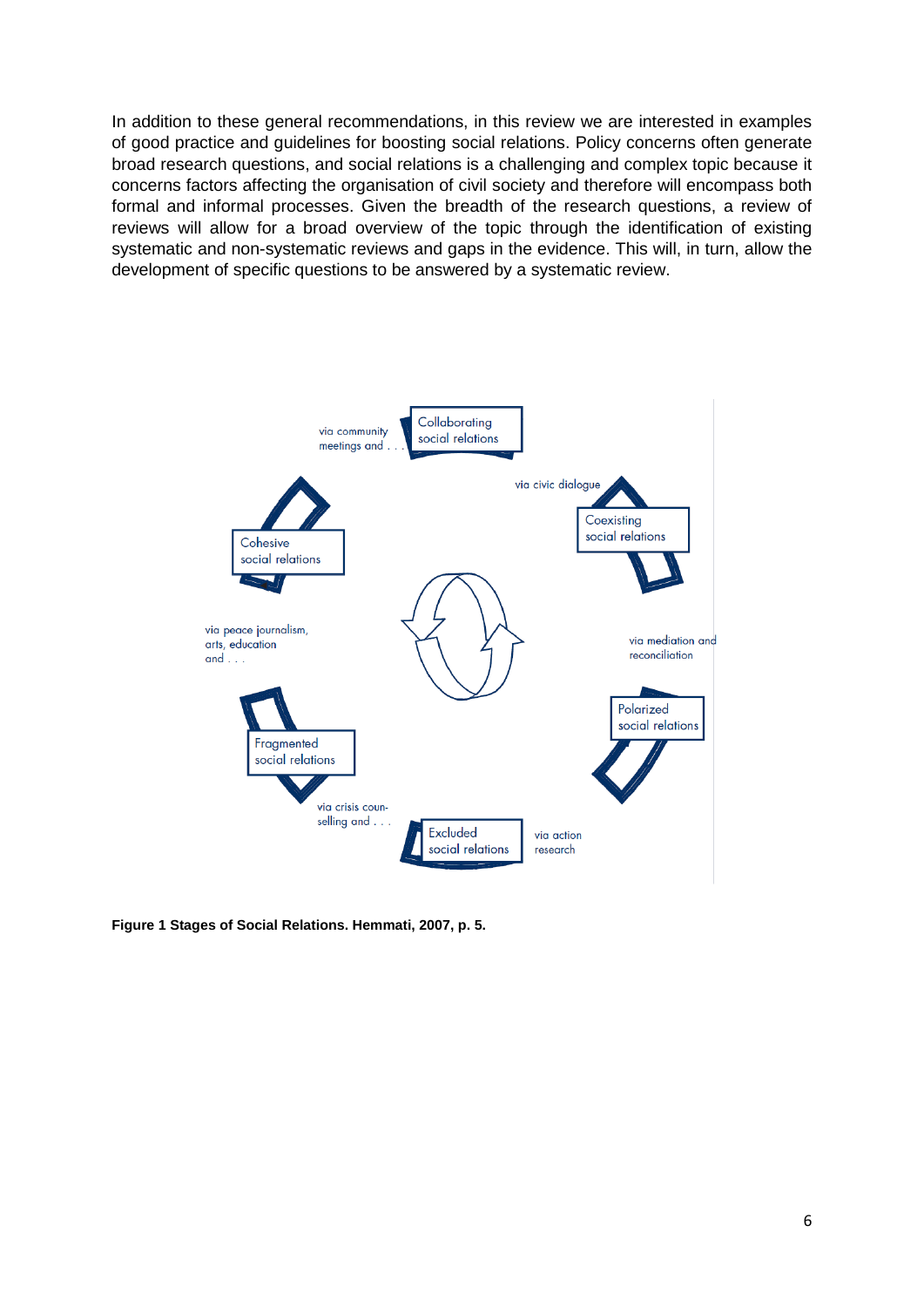In addition to these general recommendations, in this review we are interested in examples of good practice and guidelines for boosting social relations. Policy concerns often generate broad research questions, and social relations is a challenging and complex topic because it concerns factors affecting the organisation of civil society and therefore will encompass both formal and informal processes. Given the breadth of the research questions, a review of reviews will allow for a broad overview of the topic through the identification of existing systematic and non-systematic reviews and gaps in the evidence. This will, in turn, allow the development of specific questions to be answered by a systematic review.

Collaborating social relations

via community meetings and . . .

via civic dialogue

Coexisting social relations

Cohesive social relations

via peace journalism, arts, education and . . .

via mediation and reconciliation

Polarized social relations

Fragmented social relations

via crisis counselling and . . .

Excluded social relations

via action research

**Figure 1 Stages of Social Relations. Hemmati, 2007, p. 5.**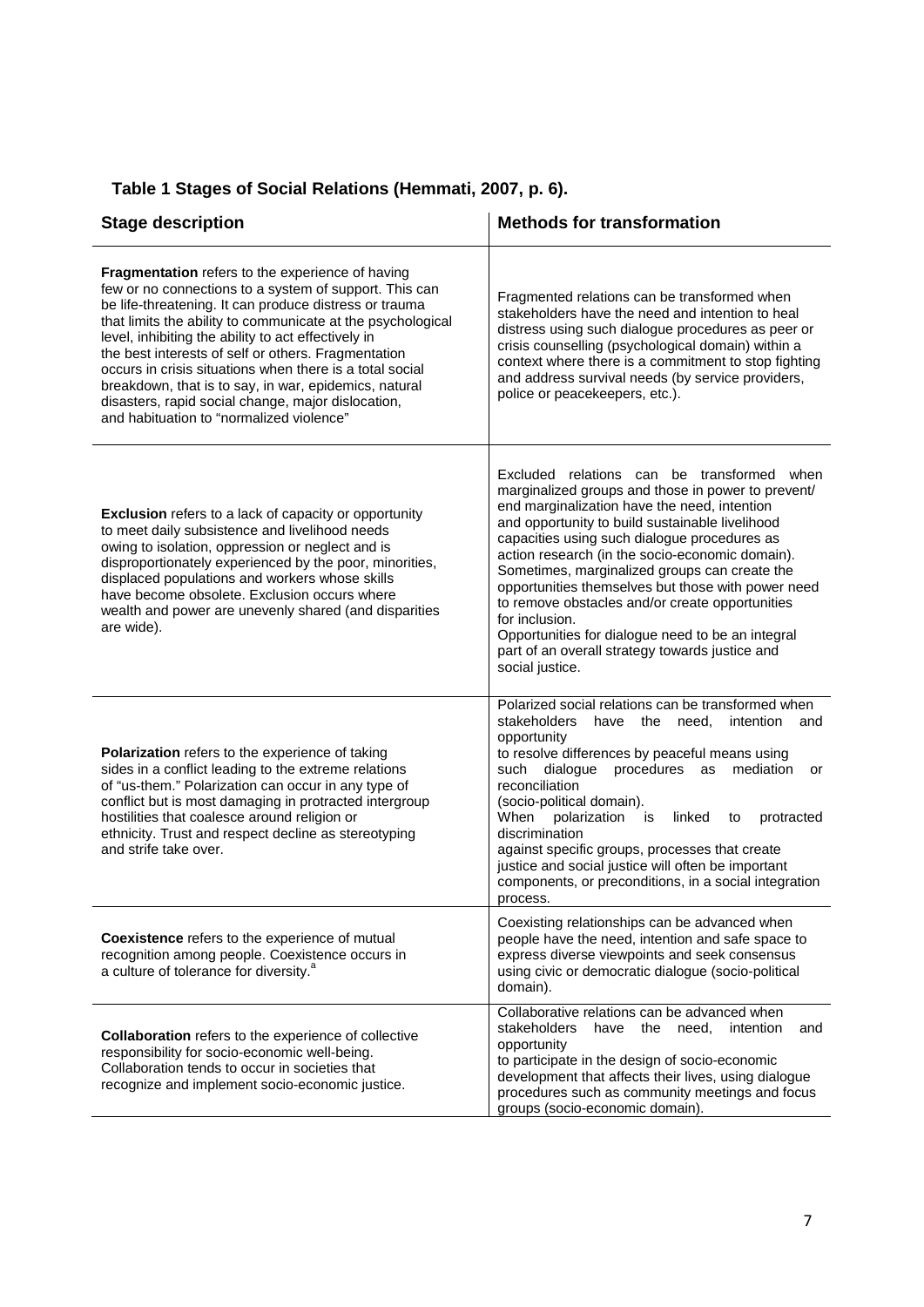**Table 1 Stages of Social Relations (Hemmati, 2007, p. 6).**

| Stage description | Methods for transformation |
|---|---|
| **Fragmentation** refers to the experience of having few or no connections to a system of support. This can be life-threatening. It can produce distress or trauma that limits the ability to communicate at the psychological level, inhibiting the ability to act effectively in the best interests of self or others. Fragmentation occurs in crisis situations when there is a total social breakdown, that is to say, in war, epidemics, natural disasters, rapid social change, major dislocation, and habituation to "normalized violence" | Fragmented relations can be transformed when stakeholders have the need and intention to heal distress using such dialogue procedures as peer or crisis counselling (psychological domain) within a context where there is a commitment to stop fighting and address survival needs (by service providers, police or peacekeepers, etc.). |
| **Exclusion** refers to a lack of capacity or opportunity to meet daily subsistence and livelihood needs owing to isolation, oppression or neglect and is disproportionately experienced by the poor, minorities, displaced populations and workers whose skills have become obsolete. Exclusion occurs where wealth and power are unevenly shared (and disparities are wide). | Excluded relations can be transformed when marginalized groups and those in power to prevent/ end marginalization have the need, intention and opportunity to build sustainable livelihood capacities using such dialogue procedures as action research (in the socio-economic domain). Sometimes, marginalized groups can create the opportunities themselves but those with power need to remove obstacles and/or create opportunities for inclusion. Opportunities for dialogue need to be an integral part of an overall strategy towards justice and social justice. |
| **Polarization** refers to the experience of taking sides in a conflict leading to the extreme relations of "us-them." Polarization can occur in any type of conflict but is most damaging in protracted intergroup hostilities that coalesce around religion or ethnicity. Trust and respect decline as stereotyping and strife take over. | Polarized social relations can be transformed when stakeholders have the need, intention and opportunity to resolve differences by peaceful means using such dialogue procedures as mediation or reconciliation (socio-political domain). When polarization is linked to protracted discrimination against specific groups, processes that create justice and social justice will often be important components, or preconditions, in a social integration process. |
| **Coexistence** refers to the experience of mutual recognition among people. Coexistence occurs in a culture of tolerance for diversity.[a] | Coexisting relationships can be advanced when people have the need, intention and safe space to express diverse viewpoints and seek consensus using civic or democratic dialogue (socio-political domain). |
| **Collaboration** refers to the experience of collective responsibility for socio-economic well-being. Collaboration tends to occur in societies that recognize and implement socio-economic justice. | Collaborative relations can be advanced when stakeholders have the need, intention and opportunity to participate in the design of socio-economic development that affects their lives, using dialogue procedures such as community meetings and focus groups (socio-economic domain). |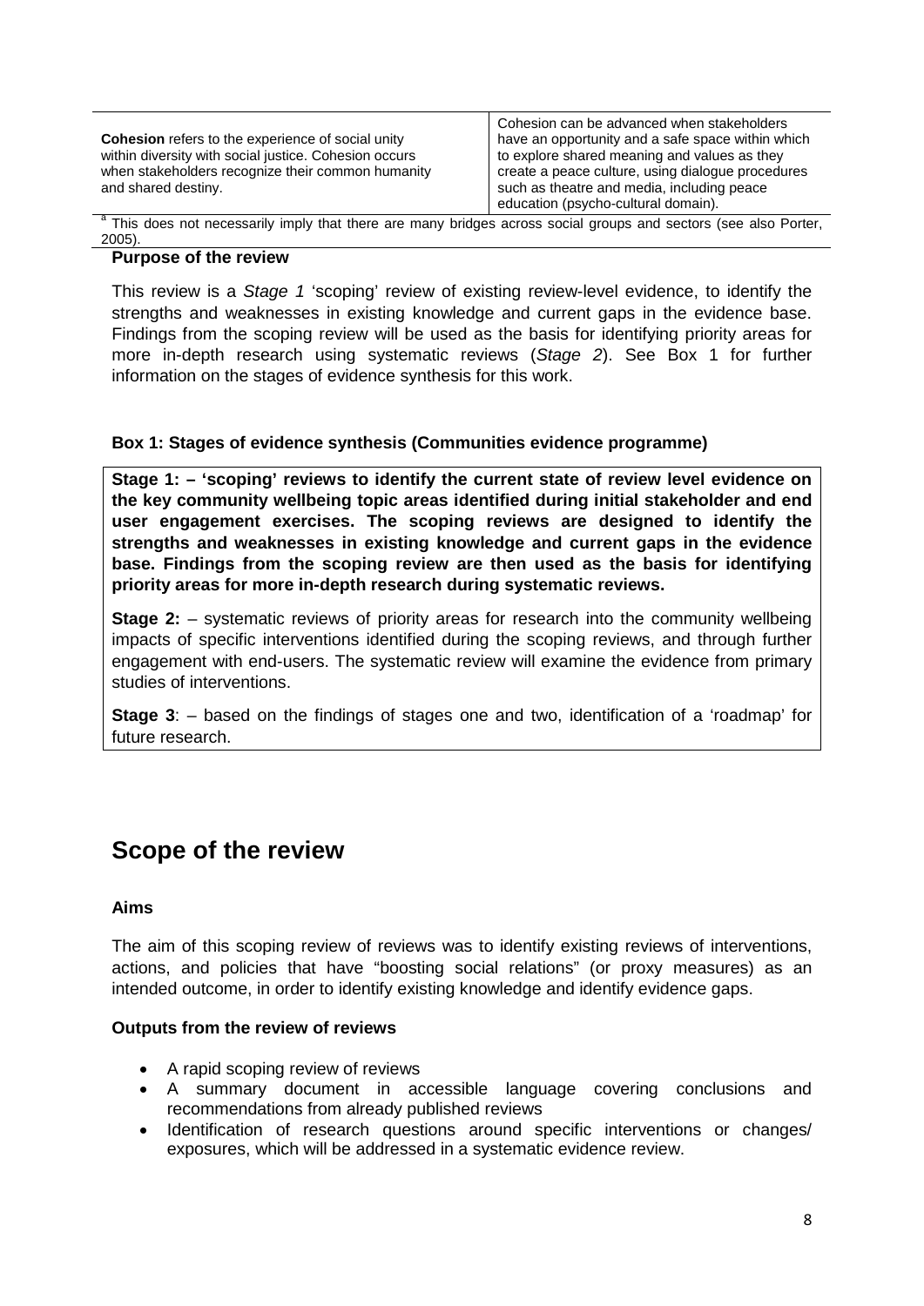| | |
|---|---|
| **Cohesion** refers to the experience of social unity within diversity with social justice. Cohesion occurs when stakeholders recognize their common humanity and shared destiny. | Cohesion can be advanced when stakeholders have an opportunity and a safe space within which to explore shared meaning and values as they create a peace culture, using dialogue procedures such as theatre and media, including peace education (psycho-cultural domain). |

[a] This does not necessarily imply that there are many bridges across social groups and sectors (see also Porter, 2005).

**Purpose of the review**

This review is a *Stage 1* 'scoping' review of existing review-level evidence, to identify the strengths and weaknesses in existing knowledge and current gaps in the evidence base. Findings from the scoping review will be used as the basis for identifying priority areas for more in-depth research using systematic reviews (*Stage 2*). See Box 1 for further information on the stages of evidence synthesis for this work.

**Box 1: Stages of evidence synthesis (Communities evidence programme)**

**Stage 1: – 'scoping' reviews to identify the current state of review level evidence on the key community wellbeing topic areas identified during initial stakeholder and end user engagement exercises. The scoping reviews are designed to identify the strengths and weaknesses in existing knowledge and current gaps in the evidence base. Findings from the scoping review are then used as the basis for identifying priority areas for more in-depth research during systematic reviews.**

**Stage 2:** – systematic reviews of priority areas for research into the community wellbeing impacts of specific interventions identified during the scoping reviews, and through further engagement with end-users. The systematic review will examine the evidence from primary studies of interventions.

**Stage 3**: – based on the findings of stages one and two, identification of a 'roadmap' for future research.

## Scope of the review

**Aims**

The aim of this scoping review of reviews was to identify existing reviews of interventions, actions, and policies that have "boosting social relations" (or proxy measures) as an intended outcome, in order to identify existing knowledge and identify evidence gaps.

**Outputs from the review of reviews**

- A rapid scoping review of reviews
- A summary document in accessible language covering conclusions and recommendations from already published reviews
- Identification of research questions around specific interventions or changes/ exposures, which will be addressed in a systematic evidence review.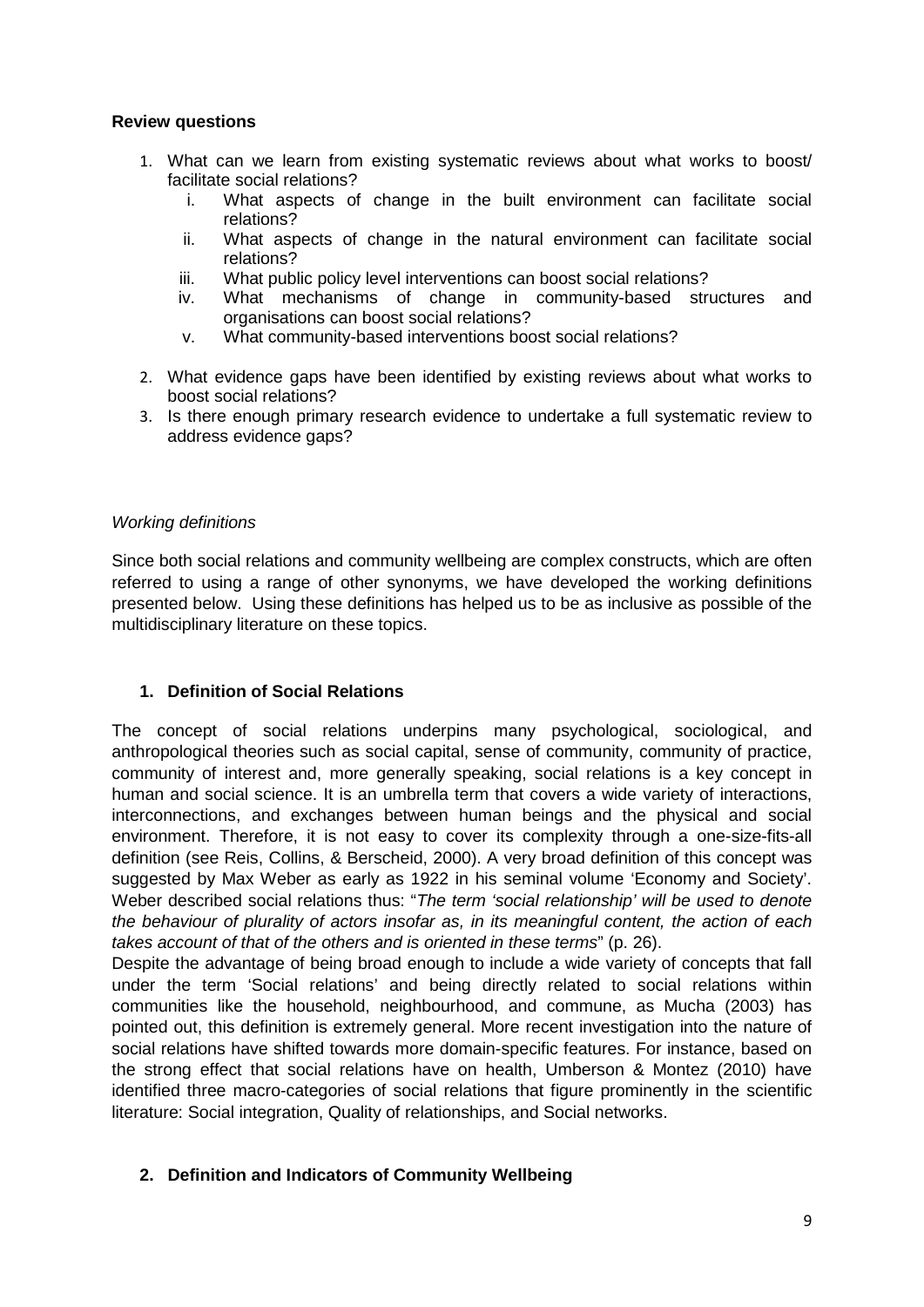**Review questions**

1. What can we learn from existing systematic reviews about what works to boost/ facilitate social relations?
   i. What aspects of change in the built environment can facilitate social relations?
   ii. What aspects of change in the natural environment can facilitate social relations?
   iii. What public policy level interventions can boost social relations?
   iv. What mechanisms of change in community-based structures and organisations can boost social relations?
   v. What community-based interventions boost social relations?

2. What evidence gaps have been identified by existing reviews about what works to boost social relations?
3. Is there enough primary research evidence to undertake a full systematic review to address evidence gaps?

*Working definitions*

Since both social relations and community wellbeing are complex constructs, which are often referred to using a range of other synonyms, we have developed the working definitions presented below. Using these definitions has helped us to be as inclusive as possible of the multidisciplinary literature on these topics.

**1. Definition of Social Relations**

The concept of social relations underpins many psychological, sociological, and anthropological theories such as social capital, sense of community, community of practice, community of interest and, more generally speaking, social relations is a key concept in human and social science. It is an umbrella term that covers a wide variety of interactions, interconnections, and exchanges between human beings and the physical and social environment. Therefore, it is not easy to cover its complexity through a one-size-fits-all definition (see Reis, Collins, & Berscheid, 2000). A very broad definition of this concept was suggested by Max Weber as early as 1922 in his seminal volume 'Economy and Society'. Weber described social relations thus: "*The term 'social relationship' will be used to denote the behaviour of plurality of actors insofar as, in its meaningful content, the action of each takes account of that of the others and is oriented in these terms*" (p. 26).

Despite the advantage of being broad enough to include a wide variety of concepts that fall under the term 'Social relations' and being directly related to social relations within communities like the household, neighbourhood, and commune, as Mucha (2003) has pointed out, this definition is extremely general. More recent investigation into the nature of social relations have shifted towards more domain-specific features. For instance, based on the strong effect that social relations have on health, Umberson & Montez (2010) have identified three macro-categories of social relations that figure prominently in the scientific literature: Social integration, Quality of relationships, and Social networks.

**2. Definition and Indicators of Community Wellbeing**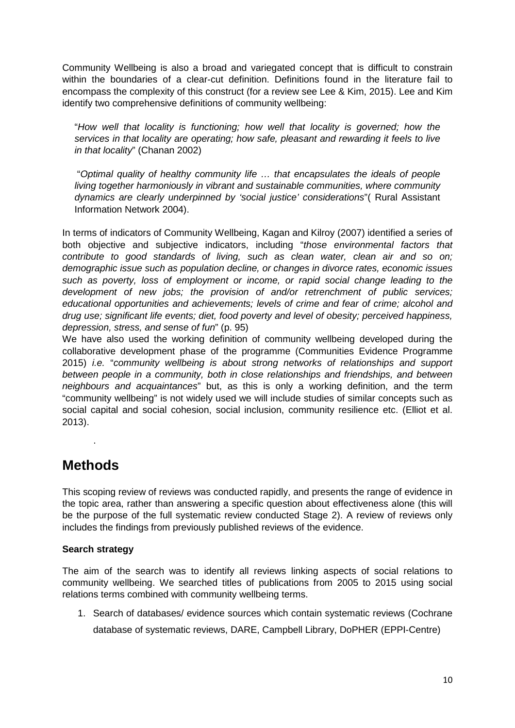Community Wellbeing is also a broad and variegated concept that is difficult to constrain within the boundaries of a clear-cut definition. Definitions found in the literature fail to encompass the complexity of this construct (for a review see Lee & Kim, 2015). Lee and Kim identify two comprehensive definitions of community wellbeing:

> "*How well that locality is functioning; how well that locality is governed; how the services in that locality are operating; how safe, pleasant and rewarding it feels to live in that locality*" (Chanan 2002)
>
> "*Optimal quality of healthy community life … that encapsulates the ideals of people living together harmoniously in vibrant and sustainable communities, where community dynamics are clearly underpinned by 'social justice' considerations*"( Rural Assistant Information Network 2004).

In terms of indicators of Community Wellbeing, Kagan and Kilroy (2007) identified a series of both objective and subjective indicators, including "*those environmental factors that contribute to good standards of living, such as clean water, clean air and so on; demographic issue such as population decline, or changes in divorce rates, economic issues such as poverty, loss of employment or income, or rapid social change leading to the development of new jobs; the provision of and/or retrenchment of public services; educational opportunities and achievements; levels of crime and fear of crime; alcohol and drug use; significant life events; diet, food poverty and level of obesity; perceived happiness, depression, stress, and sense of fun*" (p. 95)

We have also used the working definition of community wellbeing developed during the collaborative development phase of the programme (Communities Evidence Programme 2015) *i.e.* "*community wellbeing is about strong networks of relationships and support between people in a community, both in close relationships and friendships, and between neighbours and acquaintances*" but, as this is only a working definition, and the term "community wellbeing" is not widely used we will include studies of similar concepts such as social capital and social cohesion, social inclusion, community resilience etc. (Elliot et al. 2013).

## Methods

This scoping review of reviews was conducted rapidly, and presents the range of evidence in the topic area, rather than answering a specific question about effectiveness alone (this will be the purpose of the full systematic review conducted Stage 2). A review of reviews only includes the findings from previously published reviews of the evidence.

**Search strategy**

The aim of the search was to identify all reviews linking aspects of social relations to community wellbeing. We searched titles of publications from 2005 to 2015 using social relations terms combined with community wellbeing terms.

1. Search of databases/ evidence sources which contain systematic reviews (Cochrane database of systematic reviews, DARE, Campbell Library, DoPHER (EPPI-Centre)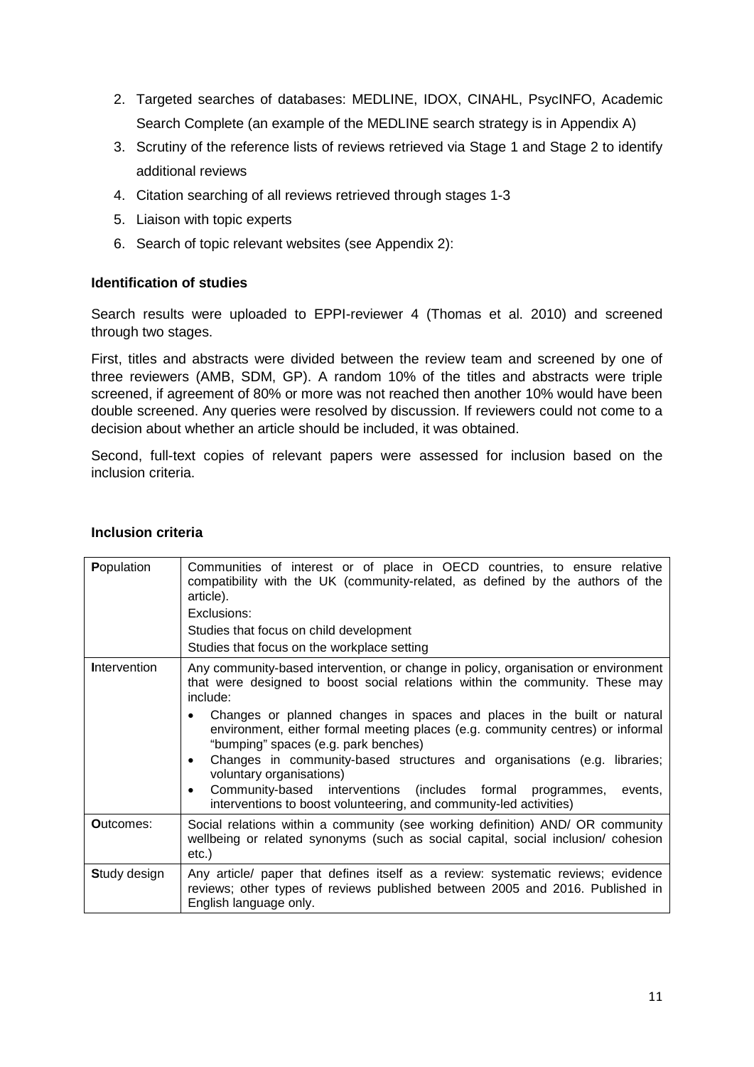2. Targeted searches of databases: MEDLINE, IDOX, CINAHL, PsycINFO, Academic Search Complete (an example of the MEDLINE search strategy is in Appendix A)
3. Scrutiny of the reference lists of reviews retrieved via Stage 1 and Stage 2 to identify additional reviews
4. Citation searching of all reviews retrieved through stages 1-3
5. Liaison with topic experts
6. Search of topic relevant websites (see Appendix 2):

**Identification of studies**

Search results were uploaded to EPPI-reviewer 4 (Thomas et al. 2010) and screened through two stages.

First, titles and abstracts were divided between the review team and screened by one of three reviewers (AMB, SDM, GP). A random 10% of the titles and abstracts were triple screened, if agreement of 80% or more was not reached then another 10% would have been double screened. Any queries were resolved by discussion. If reviewers could not come to a decision about whether an article should be included, it was obtained.

Second, full-text copies of relevant papers were assessed for inclusion based on the inclusion criteria.

**Inclusion criteria**

| | |
|---|---|
| **P**opulation | Communities of interest or of place in OECD countries, to ensure relative compatibility with the UK (community-related, as defined by the authors of the article).<br>Exclusions:<br>Studies that focus on child development<br>Studies that focus on the workplace setting |
| **I**ntervention | Any community-based intervention, or change in policy, organisation or environment that were designed to boost social relations within the community. These may include:<br>• Changes or planned changes in spaces and places in the built or natural environment, either formal meeting places (e.g. community centres) or informal "bumping" spaces (e.g. park benches)<br>• Changes in community-based structures and organisations (e.g. libraries; voluntary organisations)<br>• Community-based interventions (includes formal programmes, events, interventions to boost volunteering, and community-led activities) |
| **O**utcomes: | Social relations within a community (see working definition) AND/ OR community wellbeing or related synonyms (such as social capital, social inclusion/ cohesion etc.) |
| **S**tudy design | Any article/ paper that defines itself as a review: systematic reviews; evidence reviews; other types of reviews published between 2005 and 2016. Published in English language only. |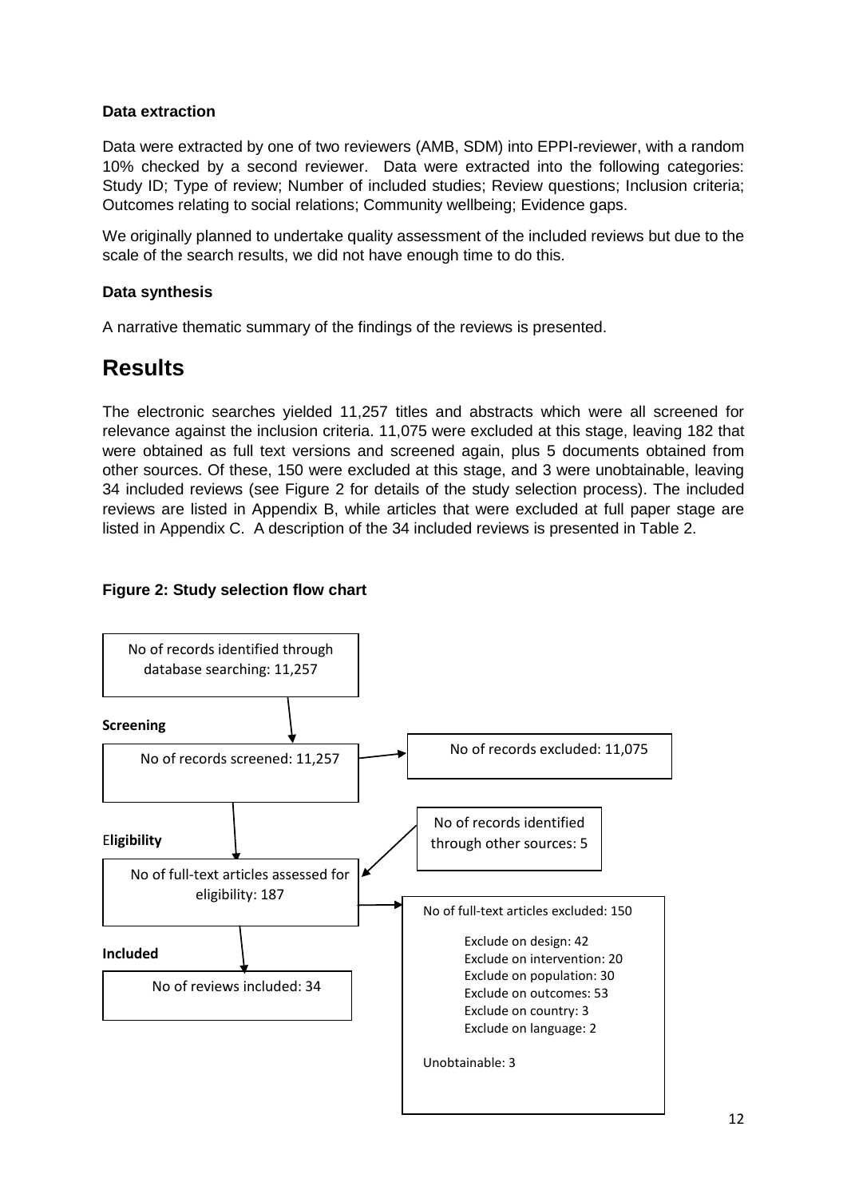### Data extraction

Data were extracted by one of two reviewers (AMB, SDM) into EPPI-reviewer, with a random 10% checked by a second reviewer. Data were extracted into the following categories: Study ID; Type of review; Number of included studies; Review questions; Inclusion criteria; Outcomes relating to social relations; Community wellbeing; Evidence gaps.

We originally planned to undertake quality assessment of the included reviews but due to the scale of the search results, we did not have enough time to do this.

### Data synthesis

A narrative thematic summary of the findings of the reviews is presented.

## Results

The electronic searches yielded 11,257 titles and abstracts which were all screened for relevance against the inclusion criteria. 11,075 were excluded at this stage, leaving 182 that were obtained as full text versions and screened again, plus 5 documents obtained from other sources. Of these, 150 were excluded at this stage, and 3 were unobtainable, leaving 34 included reviews (see Figure 2 for details of the study selection process). The included reviews are listed in Appendix B, while articles that were excluded at full paper stage are listed in Appendix C. A description of the 34 included reviews is presented in Table 2.

**Figure 2: Study selection flow chart**

No of records identified through database searching: 11,257

**Screening**

No of records screened: 11,257

No of records excluded: 11,075

**Eligibility**

No of records identified through other sources: 5

No of full-text articles assessed for eligibility: 187

No of full-text articles excluded: 150

- Exclude on design: 42
- Exclude on intervention: 20
- Exclude on population: 30
- Exclude on outcomes: 53
- Exclude on country: 3
- Exclude on language: 2

Unobtainable: 3

**Included**

No of reviews included: 34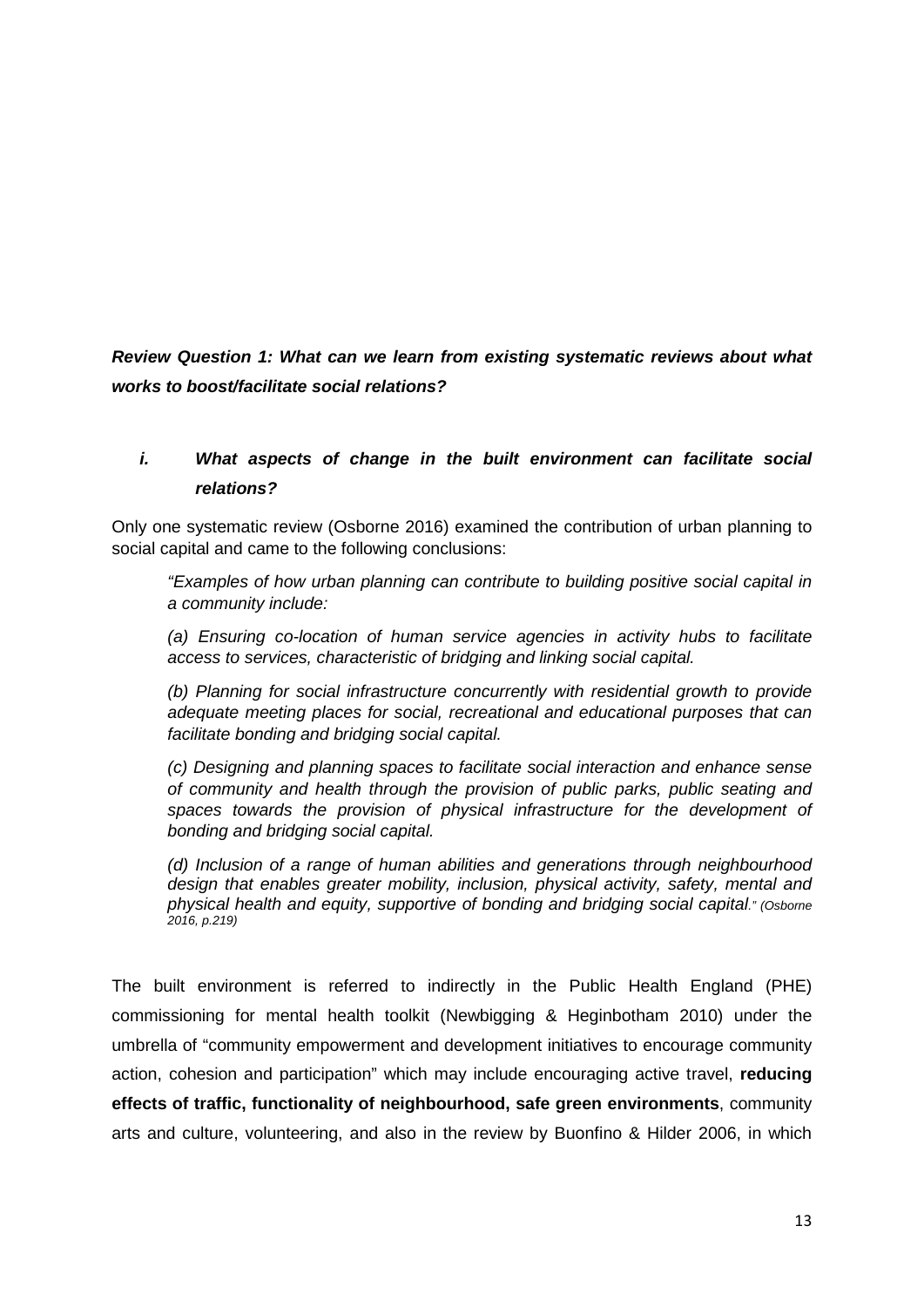***Review Question 1: What can we learn from existing systematic reviews about what works to boost/facilitate social relations?***

*i. **What aspects of change in the built environment can facilitate social relations?***

Only one systematic review (Osborne 2016) examined the contribution of urban planning to social capital and came to the following conclusions:

> *"Examples of how urban planning can contribute to building positive social capital in a community include:*
>
> *(a) Ensuring co-location of human service agencies in activity hubs to facilitate access to services, characteristic of bridging and linking social capital.*
>
> *(b) Planning for social infrastructure concurrently with residential growth to provide adequate meeting places for social, recreational and educational purposes that can facilitate bonding and bridging social capital.*
>
> *(c) Designing and planning spaces to facilitate social interaction and enhance sense of community and health through the provision of public parks, public seating and spaces towards the provision of physical infrastructure for the development of bonding and bridging social capital.*
>
> *(d) Inclusion of a range of human abilities and generations through neighbourhood design that enables greater mobility, inclusion, physical activity, safety, mental and physical health and equity, supportive of bonding and bridging social capital." (Osborne 2016, p.219)*

The built environment is referred to indirectly in the Public Health England (PHE) commissioning for mental health toolkit (Newbigging & Heginbotham 2010) under the umbrella of "community empowerment and development initiatives to encourage community action, cohesion and participation" which may include encouraging active travel, **reducing effects of traffic, functionality of neighbourhood, safe green environments**, community arts and culture, volunteering, and also in the review by Buonfino & Hilder 2006, in which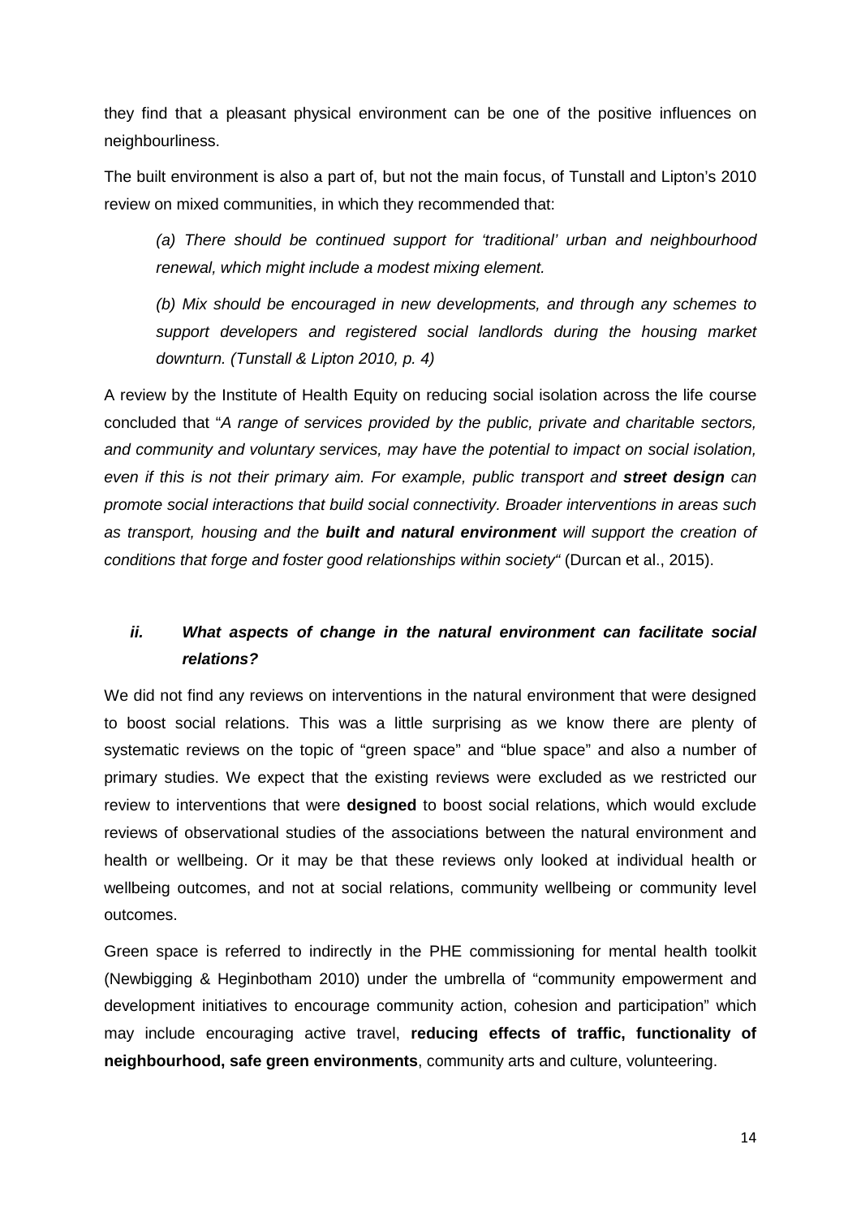they find that a pleasant physical environment can be one of the positive influences on neighbourliness.

The built environment is also a part of, but not the main focus, of Tunstall and Lipton's 2010 review on mixed communities, in which they recommended that:

> *(a) There should be continued support for 'traditional' urban and neighbourhood renewal, which might include a modest mixing element.*
>
> *(b) Mix should be encouraged in new developments, and through any schemes to support developers and registered social landlords during the housing market downturn. (Tunstall & Lipton 2010, p. 4)*

A review by the Institute of Health Equity on reducing social isolation across the life course concluded that "*A range of services provided by the public, private and charitable sectors, and community and voluntary services, may have the potential to impact on social isolation, even if this is not their primary aim. For example, public transport and **street design** can promote social interactions that build social connectivity. Broader interventions in areas such as transport, housing and the **built and natural environment** will support the creation of conditions that forge and foster good relationships within society*" (Durcan et al., 2015).

### *ii. What aspects of change in the natural environment can facilitate social relations?*

We did not find any reviews on interventions in the natural environment that were designed to boost social relations. This was a little surprising as we know there are plenty of systematic reviews on the topic of "green space" and "blue space" and also a number of primary studies. We expect that the existing reviews were excluded as we restricted our review to interventions that were **designed** to boost social relations, which would exclude reviews of observational studies of the associations between the natural environment and health or wellbeing. Or it may be that these reviews only looked at individual health or wellbeing outcomes, and not at social relations, community wellbeing or community level outcomes.

Green space is referred to indirectly in the PHE commissioning for mental health toolkit (Newbigging & Heginbotham 2010) under the umbrella of "community empowerment and development initiatives to encourage community action, cohesion and participation" which may include encouraging active travel, **reducing effects of traffic, functionality of neighbourhood, safe green environments**, community arts and culture, volunteering.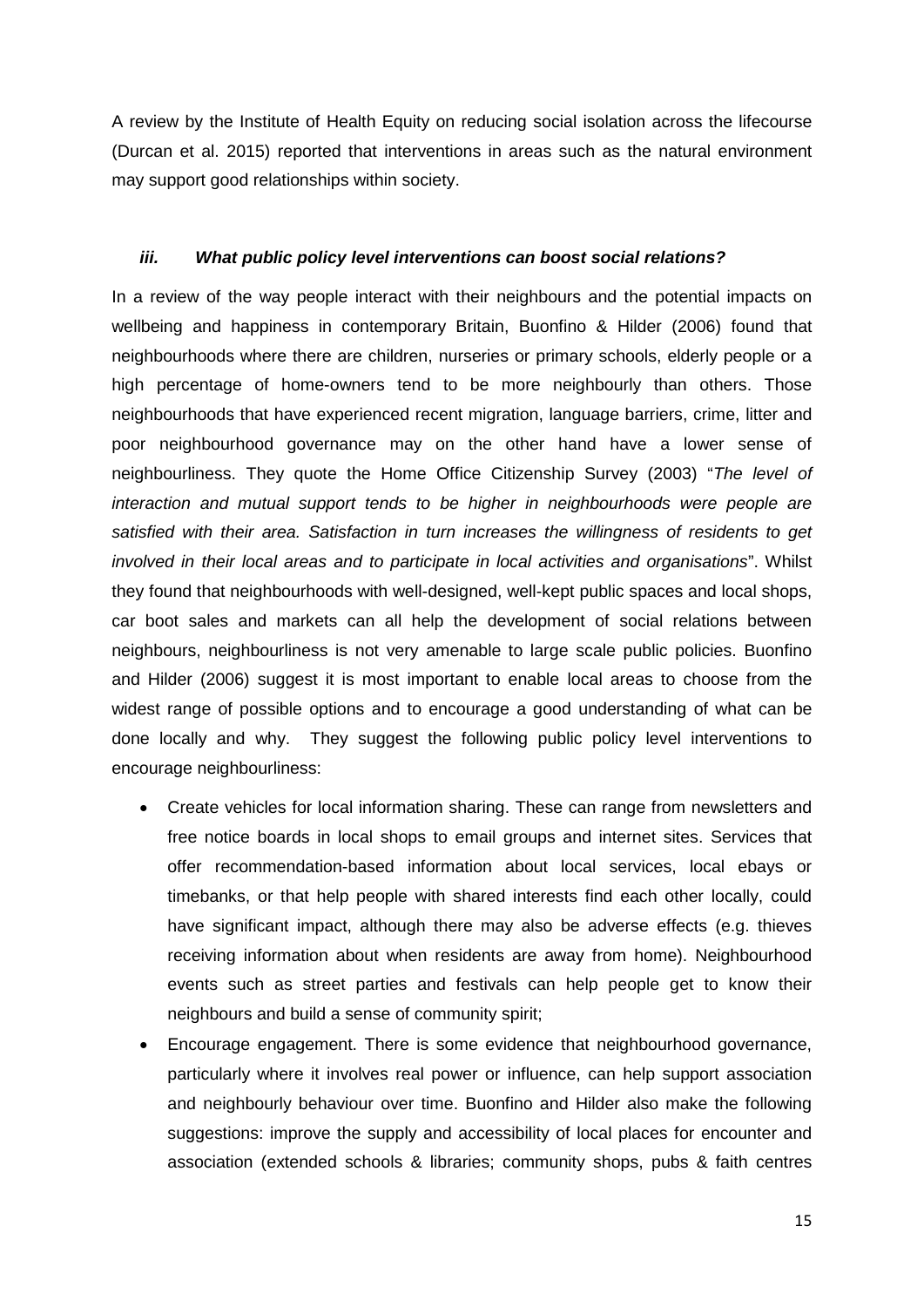A review by the Institute of Health Equity on reducing social isolation across the lifecourse (Durcan et al. 2015) reported that interventions in areas such as the natural environment may support good relationships within society.

### *iii. What public policy level interventions can boost social relations?*

In a review of the way people interact with their neighbours and the potential impacts on wellbeing and happiness in contemporary Britain, Buonfino & Hilder (2006) found that neighbourhoods where there are children, nurseries or primary schools, elderly people or a high percentage of home-owners tend to be more neighbourly than others. Those neighbourhoods that have experienced recent migration, language barriers, crime, litter and poor neighbourhood governance may on the other hand have a lower sense of neighbourliness. They quote the Home Office Citizenship Survey (2003) "*The level of interaction and mutual support tends to be higher in neighbourhoods were people are satisfied with their area. Satisfaction in turn increases the willingness of residents to get involved in their local areas and to participate in local activities and organisations*". Whilst they found that neighbourhoods with well-designed, well-kept public spaces and local shops, car boot sales and markets can all help the development of social relations between neighbours, neighbourliness is not very amenable to large scale public policies. Buonfino and Hilder (2006) suggest it is most important to enable local areas to choose from the widest range of possible options and to encourage a good understanding of what can be done locally and why. They suggest the following public policy level interventions to encourage neighbourliness:

- Create vehicles for local information sharing. These can range from newsletters and free notice boards in local shops to email groups and internet sites. Services that offer recommendation-based information about local services, local ebays or timebanks, or that help people with shared interests find each other locally, could have significant impact, although there may also be adverse effects (e.g. thieves receiving information about when residents are away from home). Neighbourhood events such as street parties and festivals can help people get to know their neighbours and build a sense of community spirit;
- Encourage engagement. There is some evidence that neighbourhood governance, particularly where it involves real power or influence, can help support association and neighbourly behaviour over time. Buonfino and Hilder also make the following suggestions: improve the supply and accessibility of local places for encounter and association (extended schools & libraries; community shops, pubs & faith centres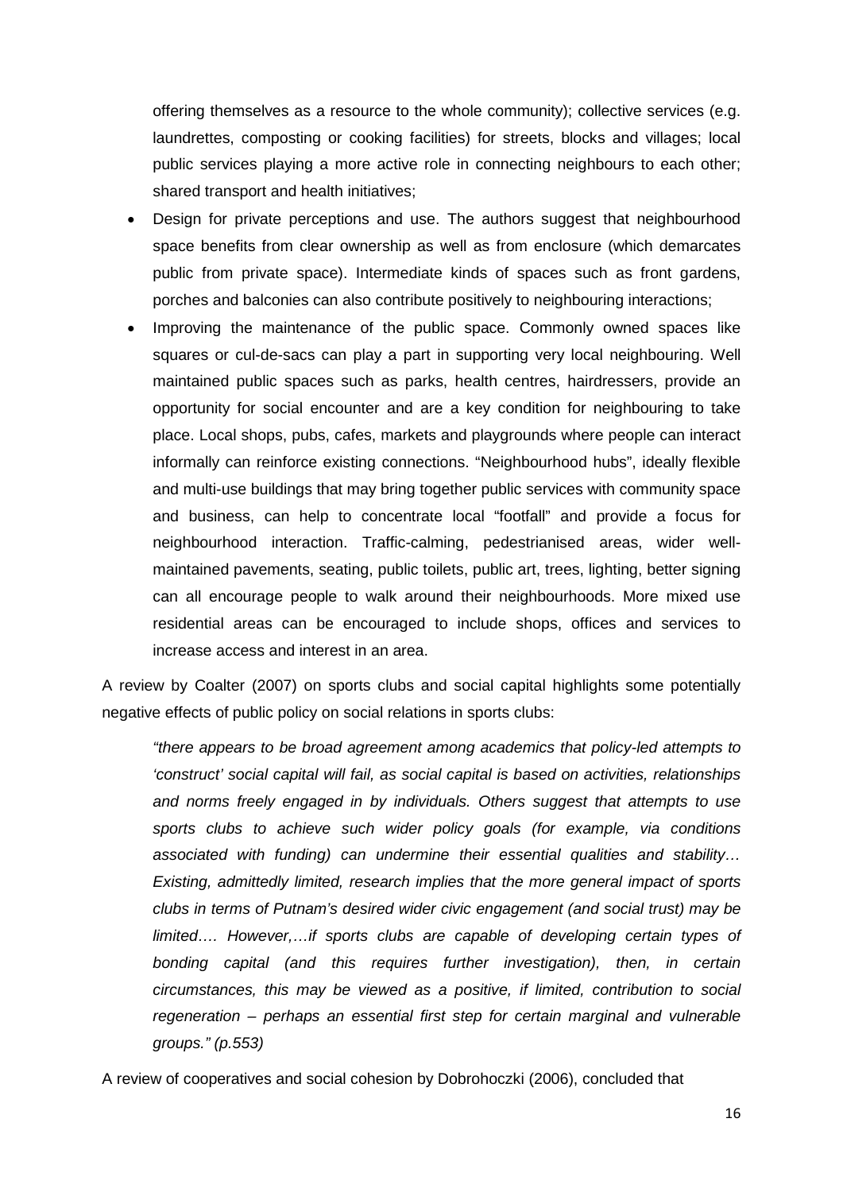offering themselves as a resource to the whole community); collective services (e.g. laundrettes, composting or cooking facilities) for streets, blocks and villages; local public services playing a more active role in connecting neighbours to each other; shared transport and health initiatives;

- Design for private perceptions and use. The authors suggest that neighbourhood space benefits from clear ownership as well as from enclosure (which demarcates public from private space). Intermediate kinds of spaces such as front gardens, porches and balconies can also contribute positively to neighbouring interactions;
- Improving the maintenance of the public space. Commonly owned spaces like squares or cul-de-sacs can play a part in supporting very local neighbouring. Well maintained public spaces such as parks, health centres, hairdressers, provide an opportunity for social encounter and are a key condition for neighbouring to take place. Local shops, pubs, cafes, markets and playgrounds where people can interact informally can reinforce existing connections. "Neighbourhood hubs", ideally flexible and multi-use buildings that may bring together public services with community space and business, can help to concentrate local "footfall" and provide a focus for neighbourhood interaction. Traffic-calming, pedestrianised areas, wider well-maintained pavements, seating, public toilets, public art, trees, lighting, better signing can all encourage people to walk around their neighbourhoods. More mixed use residential areas can be encouraged to include shops, offices and services to increase access and interest in an area.

A review by Coalter (2007) on sports clubs and social capital highlights some potentially negative effects of public policy on social relations in sports clubs:

> *"there appears to be broad agreement among academics that policy-led attempts to 'construct' social capital will fail, as social capital is based on activities, relationships and norms freely engaged in by individuals. Others suggest that attempts to use sports clubs to achieve such wider policy goals (for example, via conditions associated with funding) can undermine their essential qualities and stability… Existing, admittedly limited, research implies that the more general impact of sports clubs in terms of Putnam's desired wider civic engagement (and social trust) may be limited…. However,…if sports clubs are capable of developing certain types of bonding capital (and this requires further investigation), then, in certain circumstances, this may be viewed as a positive, if limited, contribution to social regeneration – perhaps an essential first step for certain marginal and vulnerable groups." (p.553)*

A review of cooperatives and social cohesion by Dobrohoczki (2006), concluded that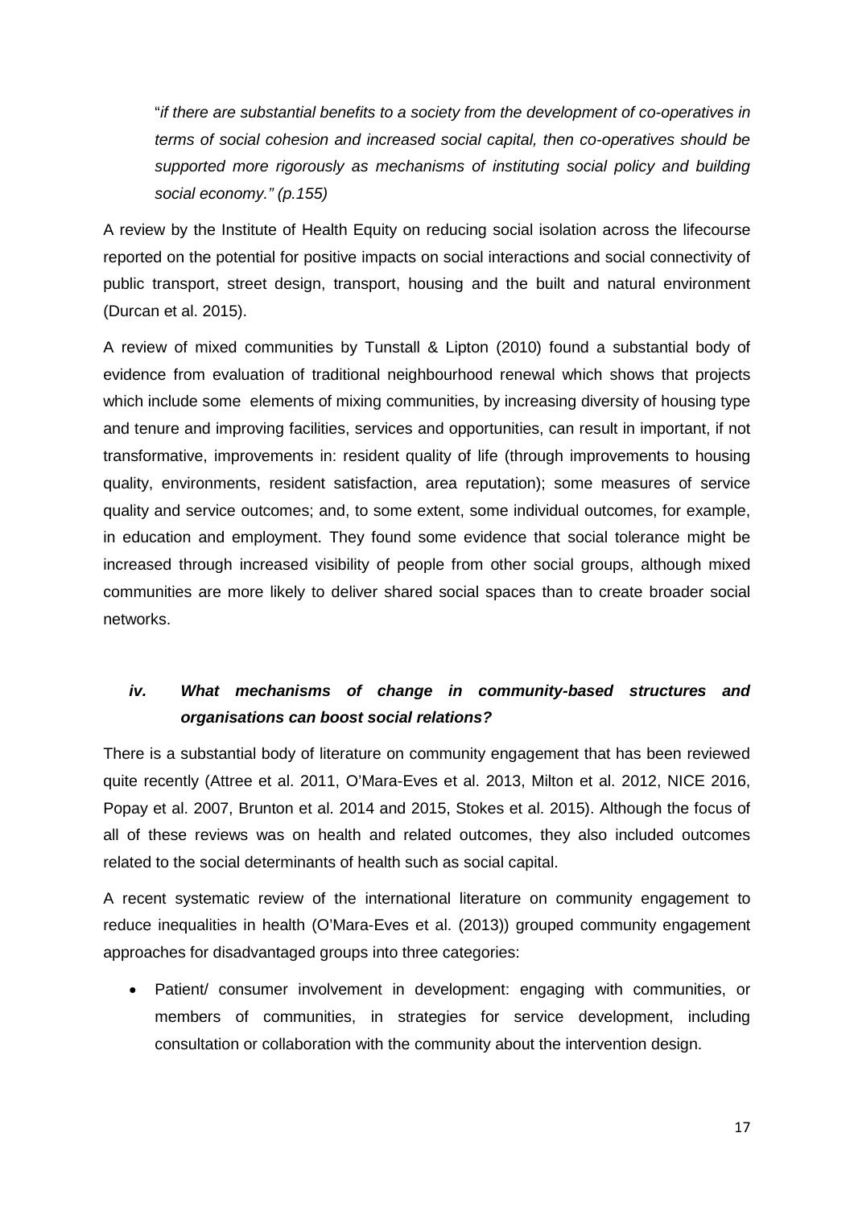> "*if there are substantial benefits to a society from the development of co-operatives in terms of social cohesion and increased social capital, then co-operatives should be supported more rigorously as mechanisms of instituting social policy and building social economy." (p.155)*

A review by the Institute of Health Equity on reducing social isolation across the lifecourse reported on the potential for positive impacts on social interactions and social connectivity of public transport, street design, transport, housing and the built and natural environment (Durcan et al. 2015).

A review of mixed communities by Tunstall & Lipton (2010) found a substantial body of evidence from evaluation of traditional neighbourhood renewal which shows that projects which include some elements of mixing communities, by increasing diversity of housing type and tenure and improving facilities, services and opportunities, can result in important, if not transformative, improvements in: resident quality of life (through improvements to housing quality, environments, resident satisfaction, area reputation); some measures of service quality and service outcomes; and, to some extent, some individual outcomes, for example, in education and employment. They found some evidence that social tolerance might be increased through increased visibility of people from other social groups, although mixed communities are more likely to deliver shared social spaces than to create broader social networks.

### *iv. What mechanisms of change in community-based structures and organisations can boost social relations?*

There is a substantial body of literature on community engagement that has been reviewed quite recently (Attree et al. 2011, O'Mara-Eves et al. 2013, Milton et al. 2012, NICE 2016, Popay et al. 2007, Brunton et al. 2014 and 2015, Stokes et al. 2015). Although the focus of all of these reviews was on health and related outcomes, they also included outcomes related to the social determinants of health such as social capital.

A recent systematic review of the international literature on community engagement to reduce inequalities in health (O'Mara-Eves et al. (2013)) grouped community engagement approaches for disadvantaged groups into three categories:

- Patient/ consumer involvement in development: engaging with communities, or members of communities, in strategies for service development, including consultation or collaboration with the community about the intervention design.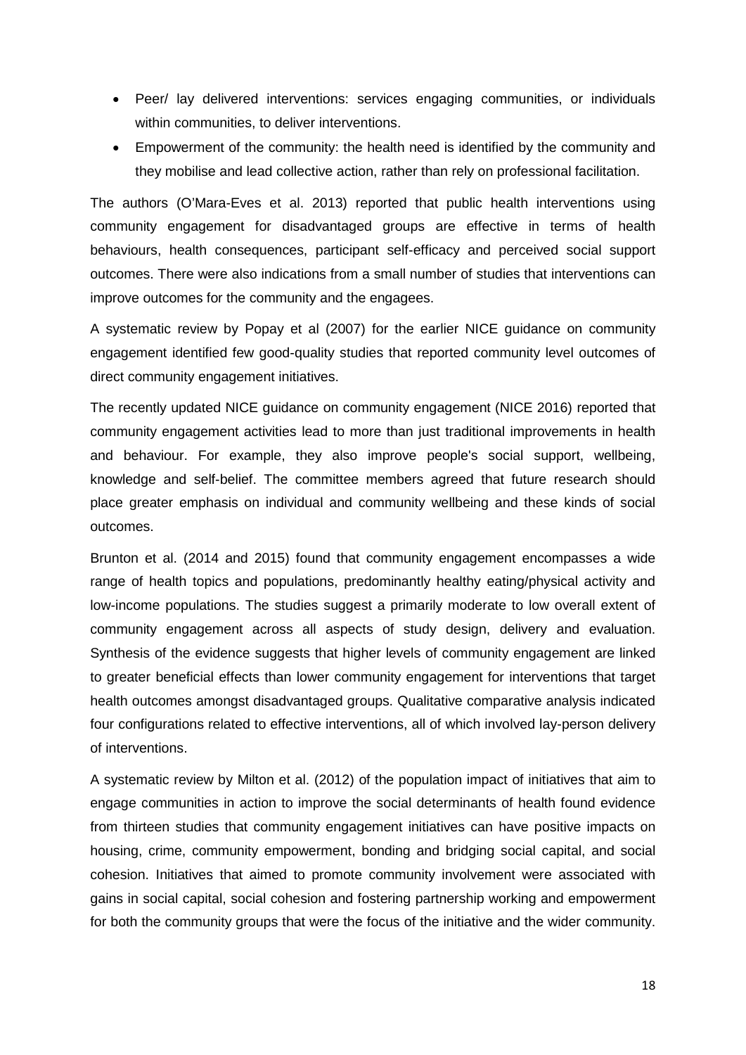- Peer/ lay delivered interventions: services engaging communities, or individuals within communities, to deliver interventions.
- Empowerment of the community: the health need is identified by the community and they mobilise and lead collective action, rather than rely on professional facilitation.

The authors (O'Mara-Eves et al. 2013) reported that public health interventions using community engagement for disadvantaged groups are effective in terms of health behaviours, health consequences, participant self-efficacy and perceived social support outcomes. There were also indications from a small number of studies that interventions can improve outcomes for the community and the engagees.

A systematic review by Popay et al (2007) for the earlier NICE guidance on community engagement identified few good-quality studies that reported community level outcomes of direct community engagement initiatives.

The recently updated NICE guidance on community engagement (NICE 2016) reported that community engagement activities lead to more than just traditional improvements in health and behaviour. For example, they also improve people's social support, wellbeing, knowledge and self-belief. The committee members agreed that future research should place greater emphasis on individual and community wellbeing and these kinds of social outcomes.

Brunton et al. (2014 and 2015) found that community engagement encompasses a wide range of health topics and populations, predominantly healthy eating/physical activity and low-income populations. The studies suggest a primarily moderate to low overall extent of community engagement across all aspects of study design, delivery and evaluation. Synthesis of the evidence suggests that higher levels of community engagement are linked to greater beneficial effects than lower community engagement for interventions that target health outcomes amongst disadvantaged groups. Qualitative comparative analysis indicated four configurations related to effective interventions, all of which involved lay-person delivery of interventions.

A systematic review by Milton et al. (2012) of the population impact of initiatives that aim to engage communities in action to improve the social determinants of health found evidence from thirteen studies that community engagement initiatives can have positive impacts on housing, crime, community empowerment, bonding and bridging social capital, and social cohesion. Initiatives that aimed to promote community involvement were associated with gains in social capital, social cohesion and fostering partnership working and empowerment for both the community groups that were the focus of the initiative and the wider community.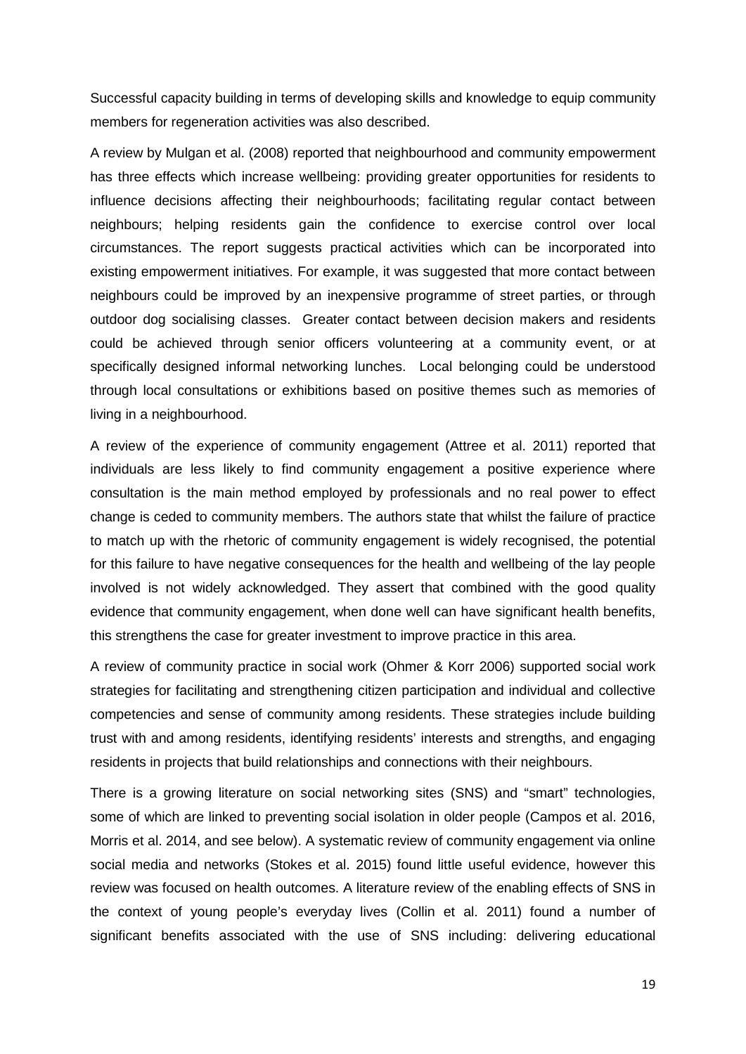Successful capacity building in terms of developing skills and knowledge to equip community members for regeneration activities was also described.

A review by Mulgan et al. (2008) reported that neighbourhood and community empowerment has three effects which increase wellbeing: providing greater opportunities for residents to influence decisions affecting their neighbourhoods; facilitating regular contact between neighbours; helping residents gain the confidence to exercise control over local circumstances. The report suggests practical activities which can be incorporated into existing empowerment initiatives. For example, it was suggested that more contact between neighbours could be improved by an inexpensive programme of street parties, or through outdoor dog socialising classes. Greater contact between decision makers and residents could be achieved through senior officers volunteering at a community event, or at specifically designed informal networking lunches. Local belonging could be understood through local consultations or exhibitions based on positive themes such as memories of living in a neighbourhood.

A review of the experience of community engagement (Attree et al. 2011) reported that individuals are less likely to find community engagement a positive experience where consultation is the main method employed by professionals and no real power to effect change is ceded to community members. The authors state that whilst the failure of practice to match up with the rhetoric of community engagement is widely recognised, the potential for this failure to have negative consequences for the health and wellbeing of the lay people involved is not widely acknowledged. They assert that combined with the good quality evidence that community engagement, when done well can have significant health benefits, this strengthens the case for greater investment to improve practice in this area.

A review of community practice in social work (Ohmer & Korr 2006) supported social work strategies for facilitating and strengthening citizen participation and individual and collective competencies and sense of community among residents. These strategies include building trust with and among residents, identifying residents' interests and strengths, and engaging residents in projects that build relationships and connections with their neighbours.

There is a growing literature on social networking sites (SNS) and "smart" technologies, some of which are linked to preventing social isolation in older people (Campos et al. 2016, Morris et al. 2014, and see below). A systematic review of community engagement via online social media and networks (Stokes et al. 2015) found little useful evidence, however this review was focused on health outcomes. A literature review of the enabling effects of SNS in the context of young people's everyday lives (Collin et al. 2011) found a number of significant benefits associated with the use of SNS including: delivering educational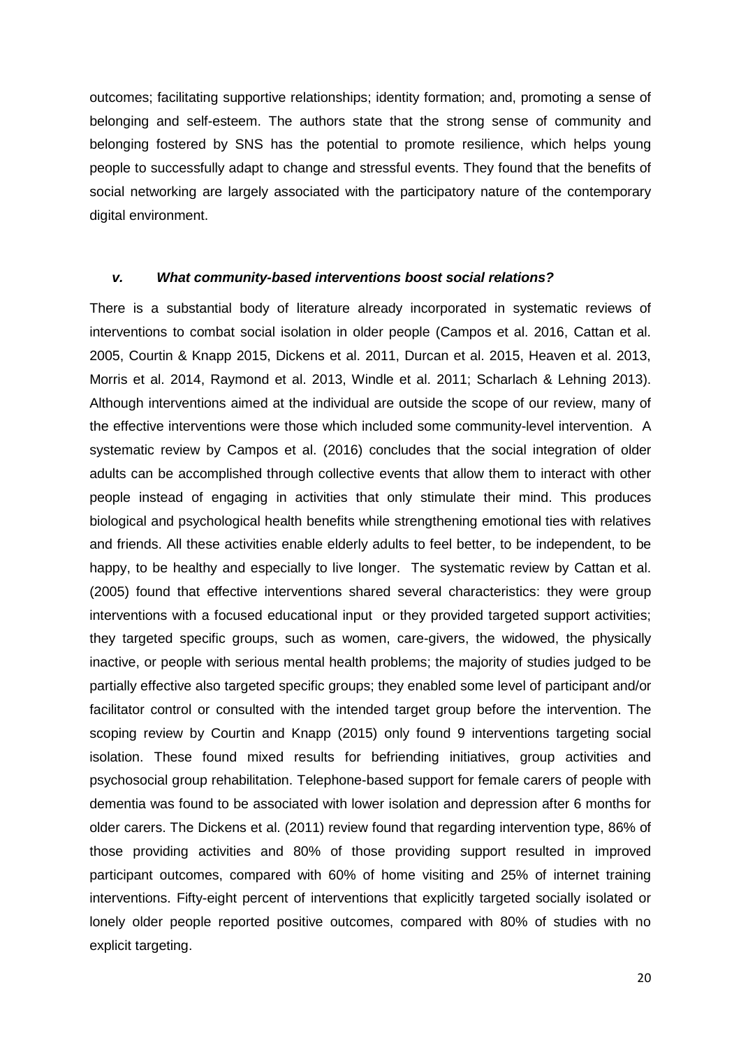outcomes; facilitating supportive relationships; identity formation; and, promoting a sense of belonging and self-esteem. The authors state that the strong sense of community and belonging fostered by SNS has the potential to promote resilience, which helps young people to successfully adapt to change and stressful events. They found that the benefits of social networking are largely associated with the participatory nature of the contemporary digital environment.

### *v. What community-based interventions boost social relations?*

There is a substantial body of literature already incorporated in systematic reviews of interventions to combat social isolation in older people (Campos et al. 2016, Cattan et al. 2005, Courtin & Knapp 2015, Dickens et al. 2011, Durcan et al. 2015, Heaven et al. 2013, Morris et al. 2014, Raymond et al. 2013, Windle et al. 2011; Scharlach & Lehning 2013). Although interventions aimed at the individual are outside the scope of our review, many of the effective interventions were those which included some community-level intervention. A systematic review by Campos et al. (2016) concludes that the social integration of older adults can be accomplished through collective events that allow them to interact with other people instead of engaging in activities that only stimulate their mind. This produces biological and psychological health benefits while strengthening emotional ties with relatives and friends. All these activities enable elderly adults to feel better, to be independent, to be happy, to be healthy and especially to live longer. The systematic review by Cattan et al. (2005) found that effective interventions shared several characteristics: they were group interventions with a focused educational input or they provided targeted support activities; they targeted specific groups, such as women, care-givers, the widowed, the physically inactive, or people with serious mental health problems; the majority of studies judged to be partially effective also targeted specific groups; they enabled some level of participant and/or facilitator control or consulted with the intended target group before the intervention. The scoping review by Courtin and Knapp (2015) only found 9 interventions targeting social isolation. These found mixed results for befriending initiatives, group activities and psychosocial group rehabilitation. Telephone-based support for female carers of people with dementia was found to be associated with lower isolation and depression after 6 months for older carers. The Dickens et al. (2011) review found that regarding intervention type, 86% of those providing activities and 80% of those providing support resulted in improved participant outcomes, compared with 60% of home visiting and 25% of internet training interventions. Fifty-eight percent of interventions that explicitly targeted socially isolated or lonely older people reported positive outcomes, compared with 80% of studies with no explicit targeting.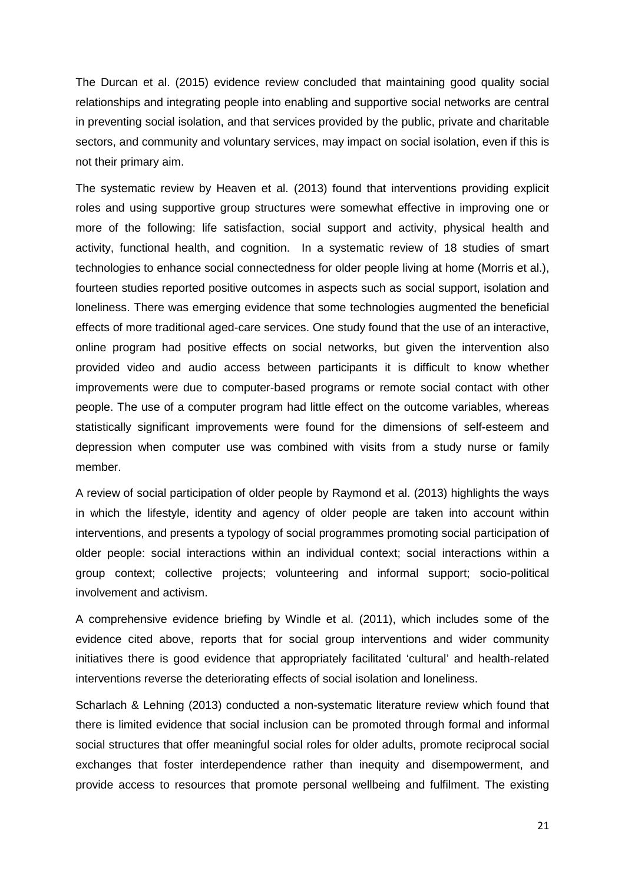The Durcan et al. (2015) evidence review concluded that maintaining good quality social relationships and integrating people into enabling and supportive social networks are central in preventing social isolation, and that services provided by the public, private and charitable sectors, and community and voluntary services, may impact on social isolation, even if this is not their primary aim.

The systematic review by Heaven et al. (2013) found that interventions providing explicit roles and using supportive group structures were somewhat effective in improving one or more of the following: life satisfaction, social support and activity, physical health and activity, functional health, and cognition. In a systematic review of 18 studies of smart technologies to enhance social connectedness for older people living at home (Morris et al.), fourteen studies reported positive outcomes in aspects such as social support, isolation and loneliness. There was emerging evidence that some technologies augmented the beneficial effects of more traditional aged-care services. One study found that the use of an interactive, online program had positive effects on social networks, but given the intervention also provided video and audio access between participants it is difficult to know whether improvements were due to computer-based programs or remote social contact with other people. The use of a computer program had little effect on the outcome variables, whereas statistically significant improvements were found for the dimensions of self-esteem and depression when computer use was combined with visits from a study nurse or family member.

A review of social participation of older people by Raymond et al. (2013) highlights the ways in which the lifestyle, identity and agency of older people are taken into account within interventions, and presents a typology of social programmes promoting social participation of older people: social interactions within an individual context; social interactions within a group context; collective projects; volunteering and informal support; socio-political involvement and activism.

A comprehensive evidence briefing by Windle et al. (2011), which includes some of the evidence cited above, reports that for social group interventions and wider community initiatives there is good evidence that appropriately facilitated 'cultural' and health-related interventions reverse the deteriorating effects of social isolation and loneliness.

Scharlach & Lehning (2013) conducted a non-systematic literature review which found that there is limited evidence that social inclusion can be promoted through formal and informal social structures that offer meaningful social roles for older adults, promote reciprocal social exchanges that foster interdependence rather than inequity and disempowerment, and provide access to resources that promote personal wellbeing and fulfilment. The existing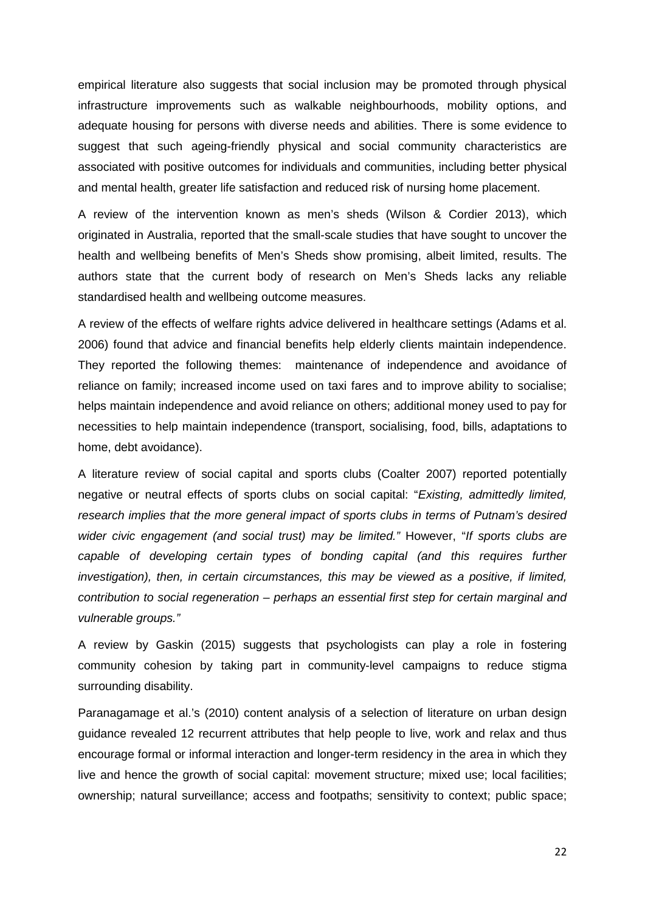empirical literature also suggests that social inclusion may be promoted through physical infrastructure improvements such as walkable neighbourhoods, mobility options, and adequate housing for persons with diverse needs and abilities. There is some evidence to suggest that such ageing-friendly physical and social community characteristics are associated with positive outcomes for individuals and communities, including better physical and mental health, greater life satisfaction and reduced risk of nursing home placement.

A review of the intervention known as men's sheds (Wilson & Cordier 2013), which originated in Australia, reported that the small-scale studies that have sought to uncover the health and wellbeing benefits of Men's Sheds show promising, albeit limited, results. The authors state that the current body of research on Men's Sheds lacks any reliable standardised health and wellbeing outcome measures.

A review of the effects of welfare rights advice delivered in healthcare settings (Adams et al. 2006) found that advice and financial benefits help elderly clients maintain independence. They reported the following themes: maintenance of independence and avoidance of reliance on family; increased income used on taxi fares and to improve ability to socialise; helps maintain independence and avoid reliance on others; additional money used to pay for necessities to help maintain independence (transport, socialising, food, bills, adaptations to home, debt avoidance).

A literature review of social capital and sports clubs (Coalter 2007) reported potentially negative or neutral effects of sports clubs on social capital: "*Existing, admittedly limited, research implies that the more general impact of sports clubs in terms of Putnam's desired wider civic engagement (and social trust) may be limited.*" However, "*If sports clubs are capable of developing certain types of bonding capital (and this requires further investigation), then, in certain circumstances, this may be viewed as a positive, if limited, contribution to social regeneration – perhaps an essential first step for certain marginal and vulnerable groups.*"

A review by Gaskin (2015) suggests that psychologists can play a role in fostering community cohesion by taking part in community-level campaigns to reduce stigma surrounding disability.

Paranagamage et al.'s (2010) content analysis of a selection of literature on urban design guidance revealed 12 recurrent attributes that help people to live, work and relax and thus encourage formal or informal interaction and longer-term residency in the area in which they live and hence the growth of social capital: movement structure; mixed use; local facilities; ownership; natural surveillance; access and footpaths; sensitivity to context; public space;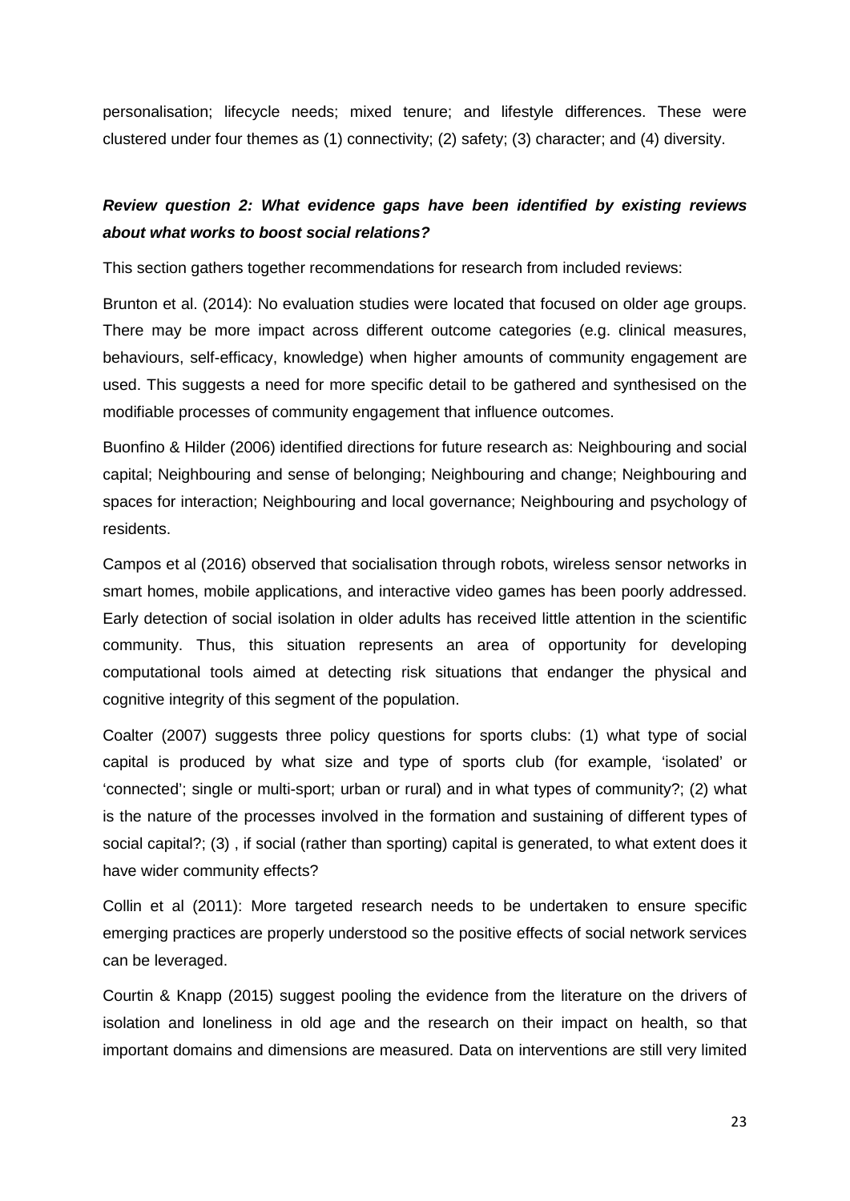personalisation; lifecycle needs; mixed tenure; and lifestyle differences. These were clustered under four themes as (1) connectivity; (2) safety; (3) character; and (4) diversity.

***Review question 2: What evidence gaps have been identified by existing reviews about what works to boost social relations?***

This section gathers together recommendations for research from included reviews:

Brunton et al. (2014): No evaluation studies were located that focused on older age groups. There may be more impact across different outcome categories (e.g. clinical measures, behaviours, self-efficacy, knowledge) when higher amounts of community engagement are used. This suggests a need for more specific detail to be gathered and synthesised on the modifiable processes of community engagement that influence outcomes.

Buonfino & Hilder (2006) identified directions for future research as: Neighbouring and social capital; Neighbouring and sense of belonging; Neighbouring and change; Neighbouring and spaces for interaction; Neighbouring and local governance; Neighbouring and psychology of residents.

Campos et al (2016) observed that socialisation through robots, wireless sensor networks in smart homes, mobile applications, and interactive video games has been poorly addressed. Early detection of social isolation in older adults has received little attention in the scientific community. Thus, this situation represents an area of opportunity for developing computational tools aimed at detecting risk situations that endanger the physical and cognitive integrity of this segment of the population.

Coalter (2007) suggests three policy questions for sports clubs: (1) what type of social capital is produced by what size and type of sports club (for example, 'isolated' or 'connected'; single or multi-sport; urban or rural) and in what types of community?; (2) what is the nature of the processes involved in the formation and sustaining of different types of social capital?; (3) , if social (rather than sporting) capital is generated, to what extent does it have wider community effects?

Collin et al (2011): More targeted research needs to be undertaken to ensure specific emerging practices are properly understood so the positive effects of social network services can be leveraged.

Courtin & Knapp (2015) suggest pooling the evidence from the literature on the drivers of isolation and loneliness in old age and the research on their impact on health, so that important domains and dimensions are measured. Data on interventions are still very limited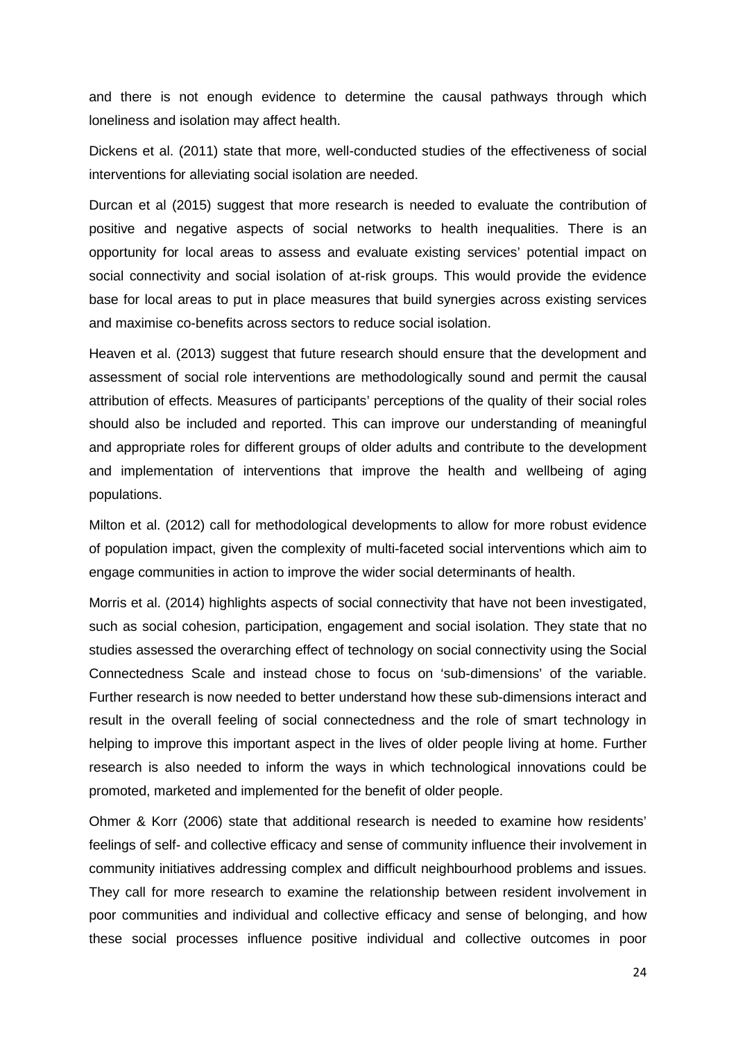and there is not enough evidence to determine the causal pathways through which loneliness and isolation may affect health.

Dickens et al. (2011) state that more, well-conducted studies of the effectiveness of social interventions for alleviating social isolation are needed.

Durcan et al (2015) suggest that more research is needed to evaluate the contribution of positive and negative aspects of social networks to health inequalities. There is an opportunity for local areas to assess and evaluate existing services' potential impact on social connectivity and social isolation of at-risk groups. This would provide the evidence base for local areas to put in place measures that build synergies across existing services and maximise co-benefits across sectors to reduce social isolation.

Heaven et al. (2013) suggest that future research should ensure that the development and assessment of social role interventions are methodologically sound and permit the causal attribution of effects. Measures of participants' perceptions of the quality of their social roles should also be included and reported. This can improve our understanding of meaningful and appropriate roles for different groups of older adults and contribute to the development and implementation of interventions that improve the health and wellbeing of aging populations.

Milton et al. (2012) call for methodological developments to allow for more robust evidence of population impact, given the complexity of multi-faceted social interventions which aim to engage communities in action to improve the wider social determinants of health.

Morris et al. (2014) highlights aspects of social connectivity that have not been investigated, such as social cohesion, participation, engagement and social isolation. They state that no studies assessed the overarching effect of technology on social connectivity using the Social Connectedness Scale and instead chose to focus on 'sub-dimensions' of the variable. Further research is now needed to better understand how these sub-dimensions interact and result in the overall feeling of social connectedness and the role of smart technology in helping to improve this important aspect in the lives of older people living at home. Further research is also needed to inform the ways in which technological innovations could be promoted, marketed and implemented for the benefit of older people.

Ohmer & Korr (2006) state that additional research is needed to examine how residents' feelings of self- and collective efficacy and sense of community influence their involvement in community initiatives addressing complex and difficult neighbourhood problems and issues. They call for more research to examine the relationship between resident involvement in poor communities and individual and collective efficacy and sense of belonging, and how these social processes influence positive individual and collective outcomes in poor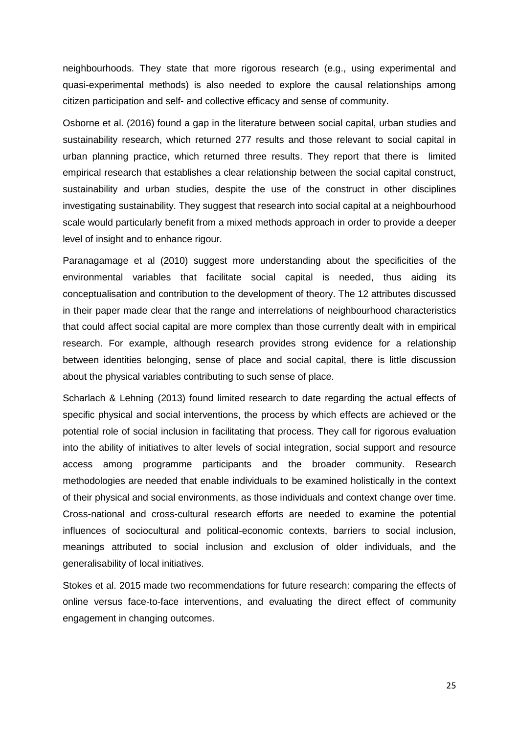neighbourhoods. They state that more rigorous research (e.g., using experimental and quasi-experimental methods) is also needed to explore the causal relationships among citizen participation and self- and collective efficacy and sense of community.

Osborne et al. (2016) found a gap in the literature between social capital, urban studies and sustainability research, which returned 277 results and those relevant to social capital in urban planning practice, which returned three results. They report that there is limited empirical research that establishes a clear relationship between the social capital construct, sustainability and urban studies, despite the use of the construct in other disciplines investigating sustainability. They suggest that research into social capital at a neighbourhood scale would particularly benefit from a mixed methods approach in order to provide a deeper level of insight and to enhance rigour.

Paranagamage et al (2010) suggest more understanding about the specificities of the environmental variables that facilitate social capital is needed, thus aiding its conceptualisation and contribution to the development of theory. The 12 attributes discussed in their paper made clear that the range and interrelations of neighbourhood characteristics that could affect social capital are more complex than those currently dealt with in empirical research. For example, although research provides strong evidence for a relationship between identities belonging, sense of place and social capital, there is little discussion about the physical variables contributing to such sense of place.

Scharlach & Lehning (2013) found limited research to date regarding the actual effects of specific physical and social interventions, the process by which effects are achieved or the potential role of social inclusion in facilitating that process. They call for rigorous evaluation into the ability of initiatives to alter levels of social integration, social support and resource access among programme participants and the broader community. Research methodologies are needed that enable individuals to be examined holistically in the context of their physical and social environments, as those individuals and context change over time. Cross-national and cross-cultural research efforts are needed to examine the potential influences of sociocultural and political-economic contexts, barriers to social inclusion, meanings attributed to social inclusion and exclusion of older individuals, and the generalisability of local initiatives.

Stokes et al. 2015 made two recommendations for future research: comparing the effects of online versus face-to-face interventions, and evaluating the direct effect of community engagement in changing outcomes.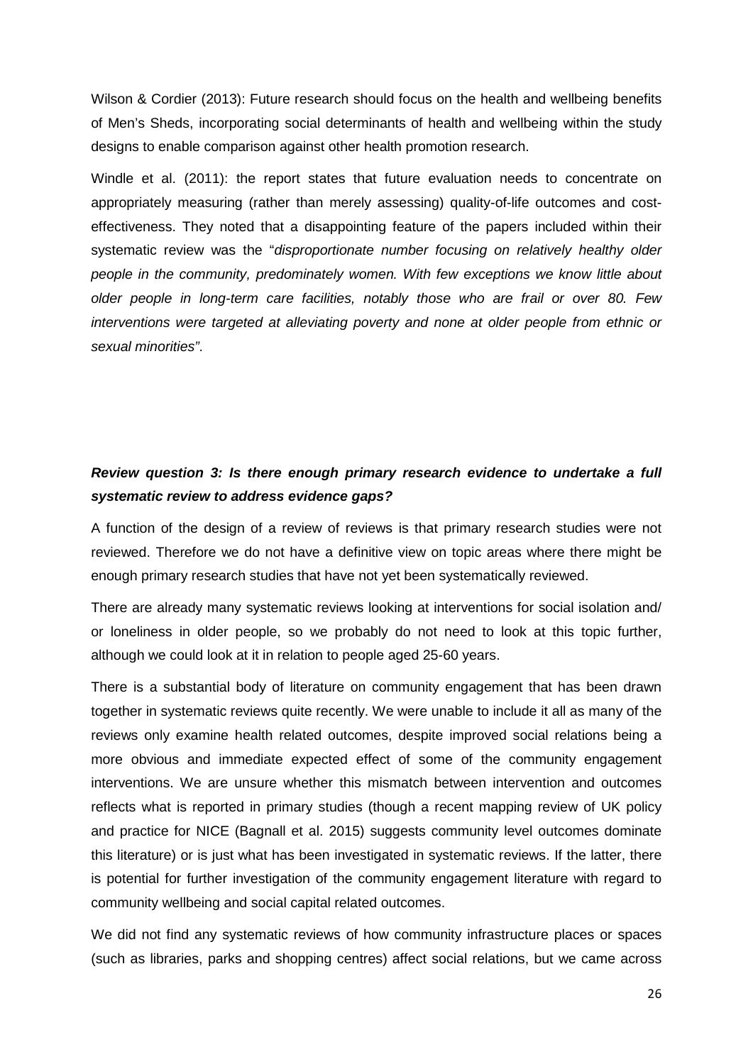Wilson & Cordier (2013): Future research should focus on the health and wellbeing benefits of Men's Sheds, incorporating social determinants of health and wellbeing within the study designs to enable comparison against other health promotion research.

Windle et al. (2011): the report states that future evaluation needs to concentrate on appropriately measuring (rather than merely assessing) quality-of-life outcomes and cost-effectiveness. They noted that a disappointing feature of the papers included within their systematic review was the "*disproportionate number focusing on relatively healthy older people in the community, predominately women. With few exceptions we know little about older people in long-term care facilities, notably those who are frail or over 80. Few interventions were targeted at alleviating poverty and none at older people from ethnic or sexual minorities"*.

### *Review question 3: Is there enough primary research evidence to undertake a full systematic review to address evidence gaps?*

A function of the design of a review of reviews is that primary research studies were not reviewed. Therefore we do not have a definitive view on topic areas where there might be enough primary research studies that have not yet been systematically reviewed.

There are already many systematic reviews looking at interventions for social isolation and/ or loneliness in older people, so we probably do not need to look at this topic further, although we could look at it in relation to people aged 25-60 years.

There is a substantial body of literature on community engagement that has been drawn together in systematic reviews quite recently. We were unable to include it all as many of the reviews only examine health related outcomes, despite improved social relations being a more obvious and immediate expected effect of some of the community engagement interventions. We are unsure whether this mismatch between intervention and outcomes reflects what is reported in primary studies (though a recent mapping review of UK policy and practice for NICE (Bagnall et al. 2015) suggests community level outcomes dominate this literature) or is just what has been investigated in systematic reviews. If the latter, there is potential for further investigation of the community engagement literature with regard to community wellbeing and social capital related outcomes.

We did not find any systematic reviews of how community infrastructure places or spaces (such as libraries, parks and shopping centres) affect social relations, but we came across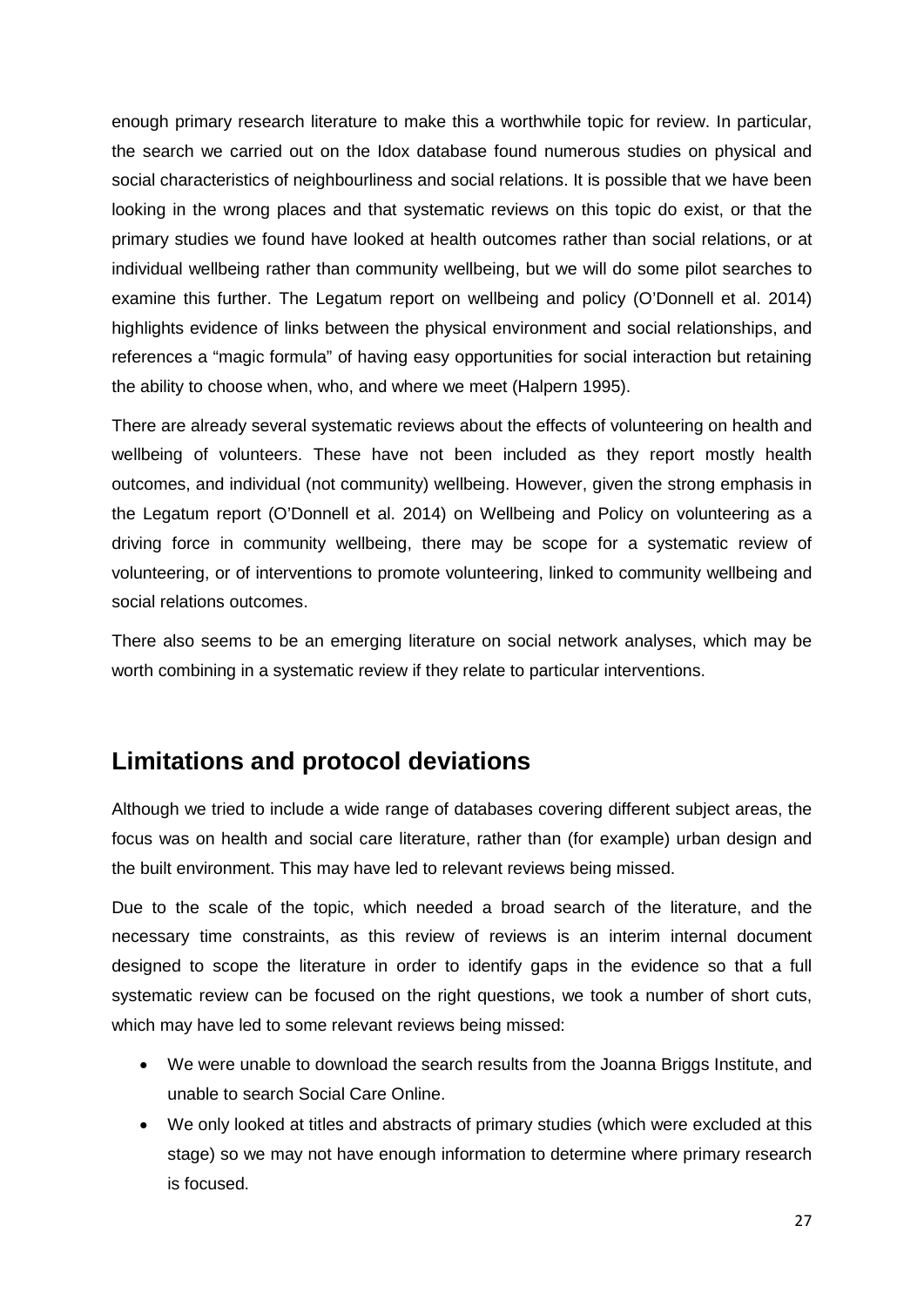enough primary research literature to make this a worthwhile topic for review. In particular, the search we carried out on the Idox database found numerous studies on physical and social characteristics of neighbourliness and social relations. It is possible that we have been looking in the wrong places and that systematic reviews on this topic do exist, or that the primary studies we found have looked at health outcomes rather than social relations, or at individual wellbeing rather than community wellbeing, but we will do some pilot searches to examine this further. The Legatum report on wellbeing and policy (O'Donnell et al. 2014) highlights evidence of links between the physical environment and social relationships, and references a "magic formula" of having easy opportunities for social interaction but retaining the ability to choose when, who, and where we meet (Halpern 1995).

There are already several systematic reviews about the effects of volunteering on health and wellbeing of volunteers. These have not been included as they report mostly health outcomes, and individual (not community) wellbeing. However, given the strong emphasis in the Legatum report (O'Donnell et al. 2014) on Wellbeing and Policy on volunteering as a driving force in community wellbeing, there may be scope for a systematic review of volunteering, or of interventions to promote volunteering, linked to community wellbeing and social relations outcomes.

There also seems to be an emerging literature on social network analyses, which may be worth combining in a systematic review if they relate to particular interventions.

## Limitations and protocol deviations

Although we tried to include a wide range of databases covering different subject areas, the focus was on health and social care literature, rather than (for example) urban design and the built environment. This may have led to relevant reviews being missed.

Due to the scale of the topic, which needed a broad search of the literature, and the necessary time constraints, as this review of reviews is an interim internal document designed to scope the literature in order to identify gaps in the evidence so that a full systematic review can be focused on the right questions, we took a number of short cuts, which may have led to some relevant reviews being missed:

- We were unable to download the search results from the Joanna Briggs Institute, and unable to search Social Care Online.
- We only looked at titles and abstracts of primary studies (which were excluded at this stage) so we may not have enough information to determine where primary research is focused.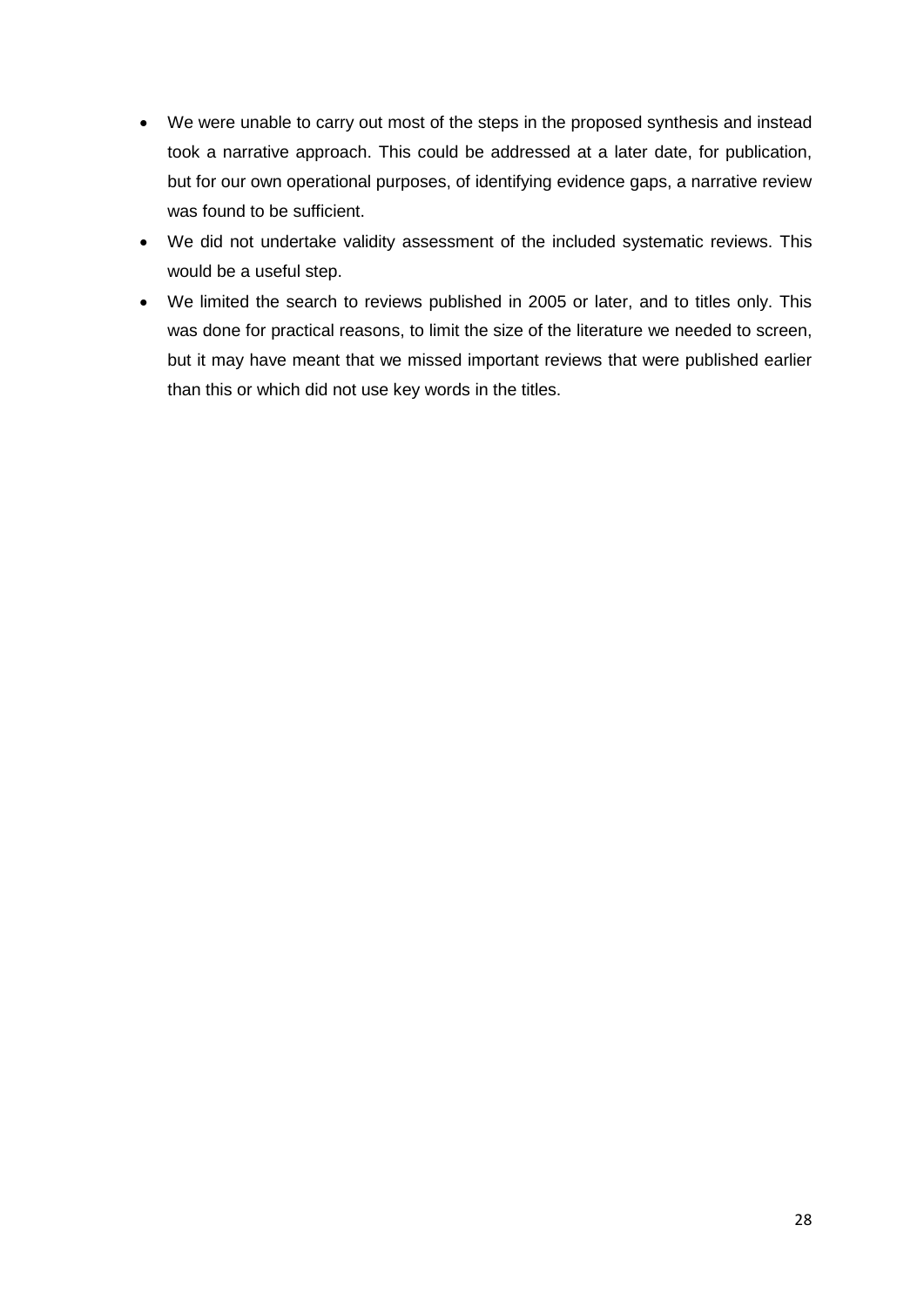- We were unable to carry out most of the steps in the proposed synthesis and instead took a narrative approach. This could be addressed at a later date, for publication, but for our own operational purposes, of identifying evidence gaps, a narrative review was found to be sufficient.
- We did not undertake validity assessment of the included systematic reviews. This would be a useful step.
- We limited the search to reviews published in 2005 or later, and to titles only. This was done for practical reasons, to limit the size of the literature we needed to screen, but it may have meant that we missed important reviews that were published earlier than this or which did not use key words in the titles.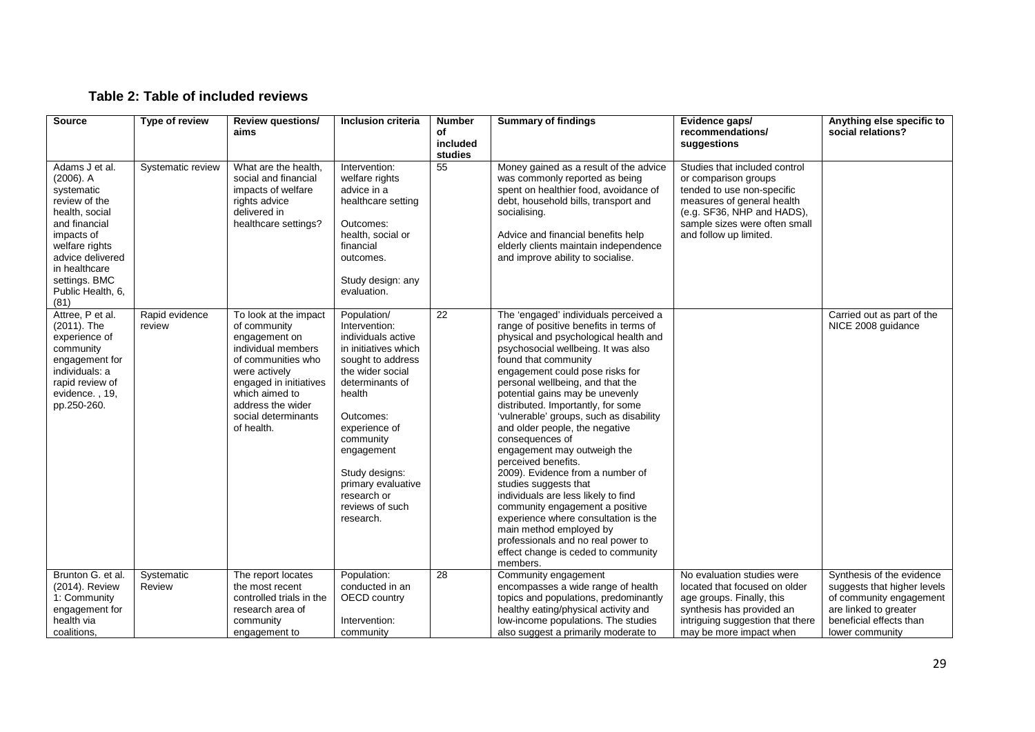**Table 2: Table of included reviews**

| Source | Type of review | Review questions/ aims | Inclusion criteria | Number of included studies | Summary of findings | Evidence gaps/ recommendations/ suggestions | Anything else specific to social relations? |
|---|---|---|---|---|---|---|---|
| Adams J et al. (2006). A systematic review of the health, social and financial impacts of welfare rights advice delivered in healthcare settings. BMC Public Health, 6, (81) | Systematic review | What are the health, social and financial impacts of welfare rights advice delivered in healthcare settings? | Intervention: welfare rights advice in a healthcare setting<br><br>Outcomes: health, social or financial outcomes.<br><br>Study design: any evaluation. | 55 | Money gained as a result of the advice was commonly reported as being spent on healthier food, avoidance of debt, household bills, transport and socialising.<br><br>Advice and financial benefits help elderly clients maintain independence and improve ability to socialise. | Studies that included control or comparison groups tended to use non-specific measures of general health (e.g. SF36, NHP and HADS), sample sizes were often small and follow up limited. | |
| Attree, P et al. (2011). The experience of community engagement for individuals: a rapid review of evidence. , 19, pp.250-260. | Rapid evidence review | To look at the impact of community engagement on individual members of communities who were actively engaged in initiatives which aimed to address the wider social determinants of health. | Population/ Intervention: individuals active in initiatives which sought to address the wider social determinants of health<br><br>Outcomes: experience of community engagement<br><br>Study designs: primary evaluative research or reviews of such research. | 22 | The 'engaged' individuals perceived a range of positive benefits in terms of physical and psychological health and psychosocial wellbeing. It was also found that community engagement could pose risks for personal wellbeing, and that the potential gains may be unevenly distributed. Importantly, for some 'vulnerable' groups, such as disability and older people, the negative consequences of engagement may outweigh the perceived benefits. 2009). Evidence from a number of studies suggests that individuals are less likely to find community engagement a positive experience where consultation is the main method employed by professionals and no real power to effect change is ceded to community members. | | Carried out as part of the NICE 2008 guidance |
| Brunton G. et al. (2014). Review 1: Community engagement for health via coalitions, | Systematic Review | The report locates the most recent controlled trials in the research area of community engagement to | Population: conducted in an OECD country<br><br>Intervention: community | 28 | Community engagement encompasses a wide range of health topics and populations, predominantly healthy eating/physical activity and low-income populations. The studies also suggest a primarily moderate to | No evaluation studies were located that focused on older age groups. Finally, this synthesis has provided an intriguing suggestion that there may be more impact when | Synthesis of the evidence suggests that higher levels of community engagement are linked to greater beneficial effects than lower community |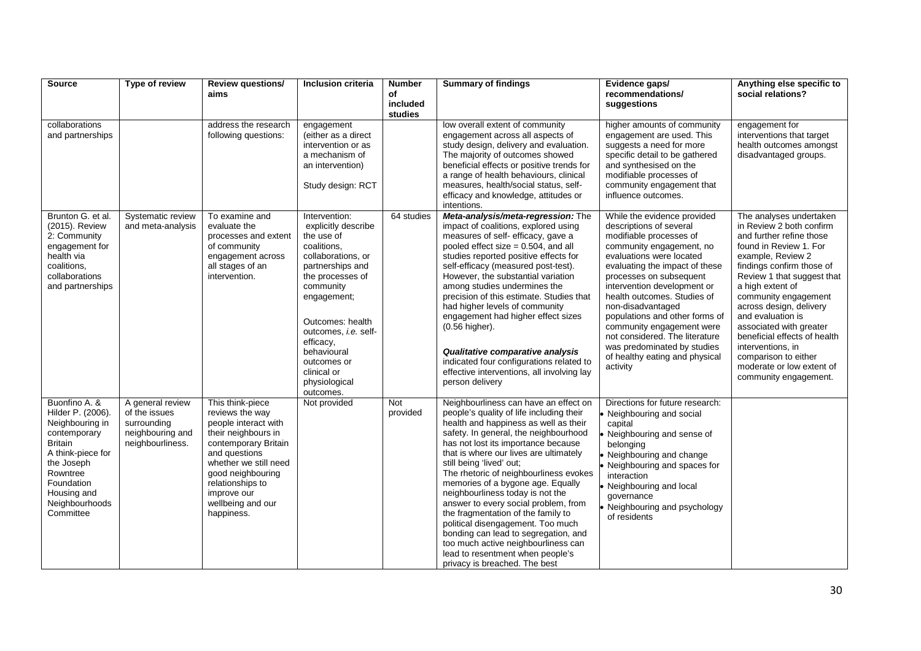| Source | Type of review | Review questions/ aims | Inclusion criteria | Number of included studies | Summary of findings | Evidence gaps/ recommendations/ suggestions | Anything else specific to social relations? |
|---|---|---|---|---|---|---|---|
| collaborations and partnerships | | address the research following questions: | engagement (either as a direct intervention or as a mechanism of an intervention)<br><br>Study design: RCT | | low overall extent of community engagement across all aspects of study design, delivery and evaluation. The majority of outcomes showed beneficial effects or positive trends for a range of health behaviours, clinical measures, health/social status, self-efficacy and knowledge, attitudes or intentions. | higher amounts of community engagement are used. This suggests a need for more specific detail to be gathered and synthesised on the modifiable processes of community engagement that influence outcomes. | engagement for interventions that target health outcomes amongst disadvantaged groups. |
| Brunton G. et al. (2015). Review 2: Community engagement for health via coalitions, collaborations and partnerships | Systematic review and meta-analysis | To examine and evaluate the processes and extent of community engagement across all stages of an intervention. | Intervention: explicitly describe the use of coalitions, collaborations, or partnerships and the processes of community engagement;<br><br>Outcomes: health outcomes, *i.e.* self-efficacy, behavioural outcomes or clinical or physiological outcomes. | 64 studies | ***Meta-analysis/meta-regression:*** The impact of coalitions, explored using measures of self- efficacy, gave a pooled effect size = 0.504, and all studies reported positive effects for self-efficacy (measured post-test). However, the substantial variation among studies undermines the precision of this estimate. Studies that had higher levels of community engagement had higher effect sizes (0.56 higher).<br><br>***Qualitative comparative analysis*** indicated four configurations related to effective interventions, all involving lay person delivery | While the evidence provided descriptions of several modifiable processes of community engagement, no evaluations were located evaluating the impact of these processes on subsequent intervention development or health outcomes. Studies of non-disadvantaged populations and other forms of community engagement were not considered. The literature was predominated by studies of healthy eating and physical activity | The analyses undertaken in Review 2 both confirm and further refine those found in Review 1. For example, Review 2 findings confirm those of Review 1 that suggest that a high extent of community engagement across design, delivery and evaluation is associated with greater beneficial effects of health interventions, in comparison to either moderate or low extent of community engagement. |
| Buonfino A. & Hilder P. (2006). Neighbouring in contemporary Britain A think-piece for the Joseph Rowntree Foundation Housing and Neighbourhoods Committee | A general review of the issues surrounding neighbouring and neighbourliness. | This think-piece reviews the way people interact with their neighbours in contemporary Britain and questions whether we still need good neighbouring relationships to improve our wellbeing and our happiness. | Not provided | Not provided | Neighbourliness can have an effect on people's quality of life including their health and happiness as well as their safety. In general, the neighbourhood has not lost its importance because that is where our lives are ultimately still being 'lived' out;<br>The rhetoric of neighbourliness evokes memories of a bygone age. Equally neighbourliness today is not the answer to every social problem, from the fragmentation of the family to political disengagement. Too much bonding can lead to segregation, and too much active neighbourliness can lead to resentment when people's privacy is breached. The best | Directions for future research:<br>• Neighbouring and social capital<br>• Neighbouring and sense of belonging<br>• Neighbouring and change<br>• Neighbouring and spaces for interaction<br>• Neighbouring and local governance<br>• Neighbouring and psychology of residents | |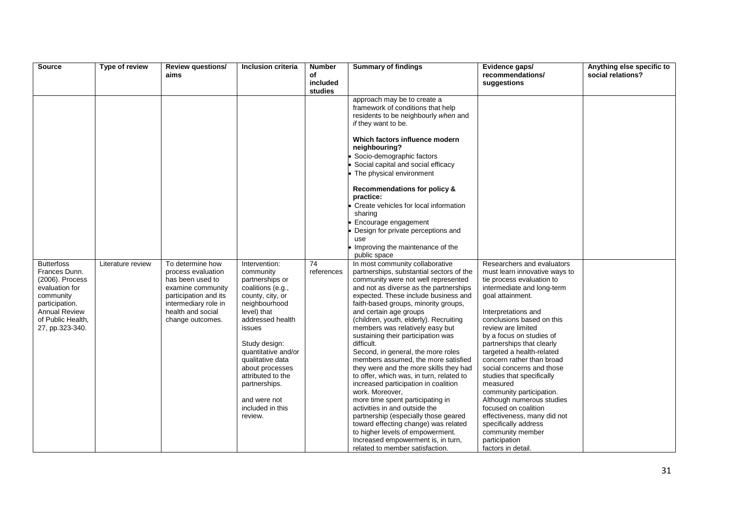| Source | Type of review | Review questions/ aims | Inclusion criteria | Number of included studies | Summary of findings | Evidence gaps/ recommendations/ suggestions | Anything else specific to social relations? |
|---|---|---|---|---|---|---|---|
| | | | | | approach may be to create a framework of conditions that help residents to be neighbourly *when* and *if* they want to be.<br><br>**Which factors influence modern neighbouring?**<br>• Socio-demographic factors<br>• Social capital and social efficacy<br>• The physical environment<br><br>**Recommendations for policy & practice:**<br>• Create vehicles for local information sharing<br>• Encourage engagement<br>• Design for private perceptions and use<br>• Improving the maintenance of the public space | | |
| Butterfoss Frances Dunn. (2006). Process evaluation for community participation. Annual Review of Public Health, 27, pp.323-340. | Literature review | To determine how process evaluation has been used to examine community participation and its intermediary role in health and social change outcomes. | Intervention: community partnerships or coalitions (e.g., county, city, or neighbourhood level) that addressed health issues<br><br>Study design: quantitative and/or qualitative data about processes attributed to the partnerships.<br><br>and were not included in this review. | 74 references | In most community collaborative partnerships, substantial sectors of the community were not well represented and not as diverse as the partnerships expected. These include business and faith-based groups, minority groups, and certain age groups (children, youth, elderly). Recruiting members was relatively easy but sustaining their participation was difficult.<br>Second, in general, the more roles members assumed, the more satisfied they were and the more skills they had to offer, which was, in turn, related to increased participation in coalition work. Moreover, more time spent participating in activities in and outside the partnership (especially those geared toward effecting change) was related to higher levels of empowerment. Increased empowerment is, in turn, related to member satisfaction. | Researchers and evaluators must learn innovative ways to tie process evaluation to intermediate and long-term goal attainment.<br><br>Interpretations and conclusions based on this review are limited by a focus on studies of partnerships that clearly targeted a health-related concern rather than broad social concerns and those studies that specifically measured community participation. Although numerous studies focused on coalition effectiveness, many did not specifically address community member participation factors in detail. | |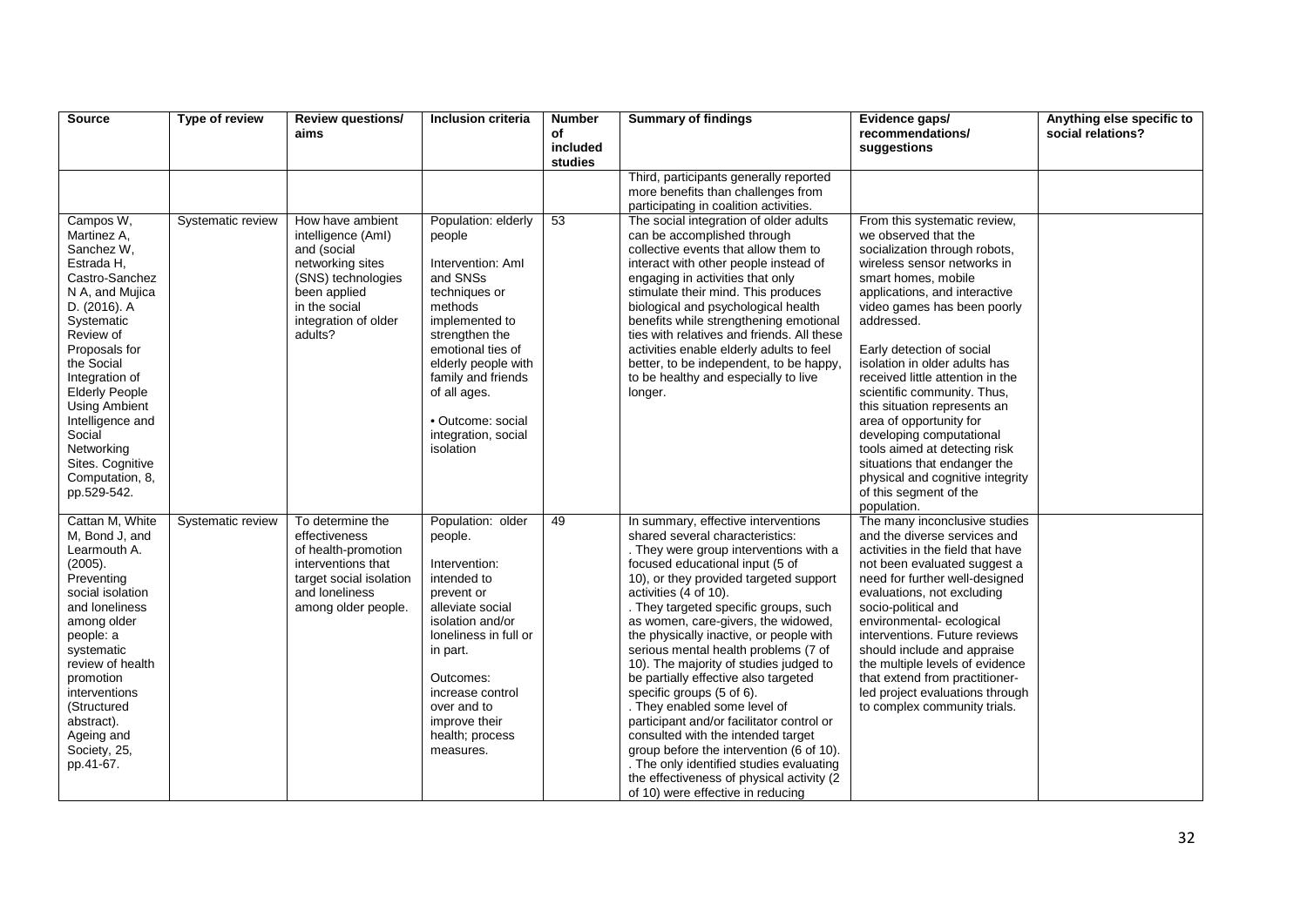| Source | Type of review | Review questions/ aims | Inclusion criteria | Number of included studies | Summary of findings | Evidence gaps/ recommendations/ suggestions | Anything else specific to social relations? |
|---|---|---|---|---|---|---|---|
| | | | | | Third, participants generally reported more benefits than challenges from participating in coalition activities. | | |
| Campos W, Martinez A, Sanchez W, Estrada H, Castro-Sanchez N A, and Mujica D. (2016). A Systematic Review of Proposals for the Social Integration of Elderly People Using Ambient Intelligence and Social Networking Sites. Cognitive Computation, 8, pp.529-542. | Systematic review | How have ambient intelligence (AmI) and (social networking sites (SNS) technologies been applied in the social integration of older adults? | Population: elderly people<br><br>Intervention: AmI and SNSs techniques or methods implemented to strengthen the emotional ties of elderly people with family and friends of all ages.<br><br>• Outcome: social integration, social isolation | 53 | The social integration of older adults can be accomplished through collective events that allow them to interact with other people instead of engaging in activities that only stimulate their mind. This produces biological and psychological health benefits while strengthening emotional ties with relatives and friends. All these activities enable elderly adults to feel better, to be independent, to be happy, to be healthy and especially to live longer. | From this systematic review, we observed that the socialization through robots, wireless sensor networks in smart homes, mobile applications, and interactive video games has been poorly addressed.<br><br>Early detection of social isolation in older adults has received little attention in the scientific community. Thus, this situation represents an area of opportunity for developing computational tools aimed at detecting risk situations that endanger the physical and cognitive integrity of this segment of the population. | |
| Cattan M, White M, Bond J, and Learmouth A. (2005). Preventing social isolation and loneliness among older people: a systematic review of health promotion interventions (Structured abstract). Ageing and Society, 25, pp.41-67. | Systematic review | To determine the effectiveness of health-promotion interventions that target social isolation and loneliness among older people. | Population: older people.<br><br>Intervention: intended to prevent or alleviate social isolation and/or loneliness in full or in part.<br><br>Outcomes: increase control over and to improve their health; process measures. | 49 | In summary, effective interventions shared several characteristics:<br>. They were group interventions with a focused educational input (5 of 10), or they provided targeted support activities (4 of 10).<br>. They targeted specific groups, such as women, care-givers, the widowed, the physically inactive, or people with serious mental health problems (7 of 10). The majority of studies judged to be partially effective also targeted specific groups (5 of 6).<br>. They enabled some level of participant and/or facilitator control or consulted with the intended target group before the intervention (6 of 10).<br>. The only identified studies evaluating the effectiveness of physical activity (2 of 10) were effective in reducing | The many inconclusive studies and the diverse services and activities in the field that have not been evaluated suggest a need for further well-designed evaluations, not excluding socio-political and environmental- ecological interventions. Future reviews should include and appraise the multiple levels of evidence that extend from practitioner-led project evaluations through to complex community trials. | |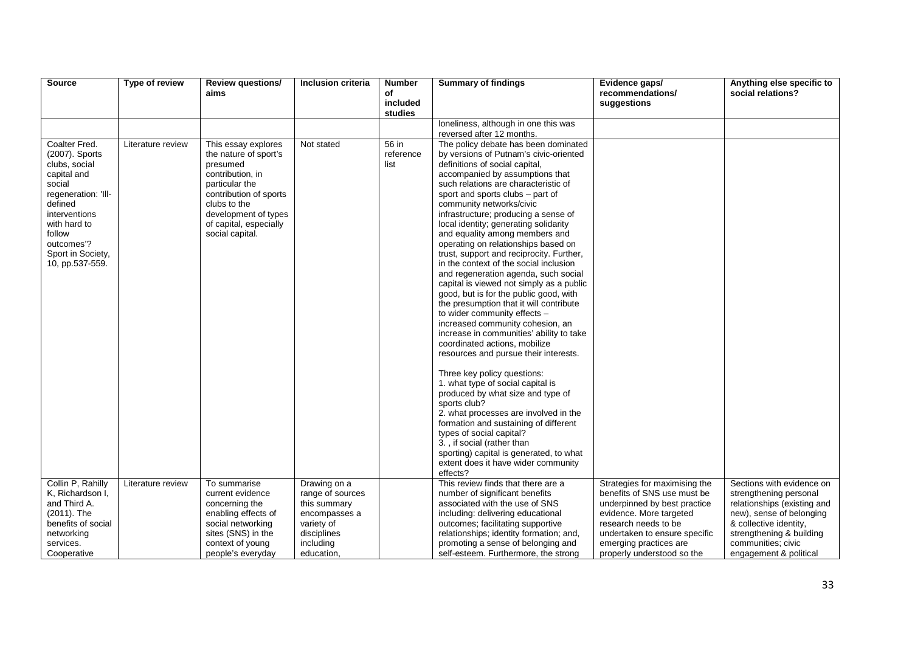| Source | Type of review | Review questions/ aims | Inclusion criteria | Number of included studies | Summary of findings | Evidence gaps/ recommendations/ suggestions | Anything else specific to social relations? |
|---|---|---|---|---|---|---|---|
| | | | | | loneliness, although in one this was reversed after 12 months. | | |
| Coalter Fred. (2007). Sports clubs, social capital and social regeneration: 'Ill-defined interventions with hard to follow outcomes'? Sport in Society, 10, pp.537-559. | Literature review | This essay explores the nature of sport's presumed contribution, in particular the contribution of sports clubs to the development of types of capital, especially social capital. | Not stated | 56 in reference list | The policy debate has been dominated by versions of Putnam's civic-oriented definitions of social capital, accompanied by assumptions that such relations are characteristic of sport and sports clubs – part of community networks/civic infrastructure; producing a sense of local identity; generating solidarity and equality among members and operating on relationships based on trust, support and reciprocity. Further, in the context of the social inclusion and regeneration agenda, such social capital is viewed not simply as a public good, but is for the public good, with the presumption that it will contribute to wider community effects – increased community cohesion, an increase in communities' ability to take coordinated actions, mobilize resources and pursue their interests.<br><br>Three key policy questions:<br>1. what type of social capital is produced by what size and type of sports club?<br>2. what processes are involved in the formation and sustaining of different types of social capital?<br>3. , if social (rather than sporting) capital is generated, to what extent does it have wider community effects? | | |
| Collin P, Rahilly K, Richardson I, and Third A. (2011). The benefits of social networking services. Cooperative | Literature review | To summarise current evidence concerning the enabling effects of social networking sites (SNS) in the context of young people's everyday | Drawing on a range of sources this summary encompasses a variety of disciplines including education, | | This review finds that there are a number of significant benefits associated with the use of SNS including: delivering educational outcomes; facilitating supportive relationships; identity formation; and, promoting a sense of belonging and self-esteem. Furthermore, the strong | Strategies for maximising the benefits of SNS use must be underpinned by best practice evidence. More targeted research needs to be undertaken to ensure specific emerging practices are properly understood so the | Sections with evidence on strengthening personal relationships (existing and new), sense of belonging & collective identity, strengthening & building communities; civic engagement & political |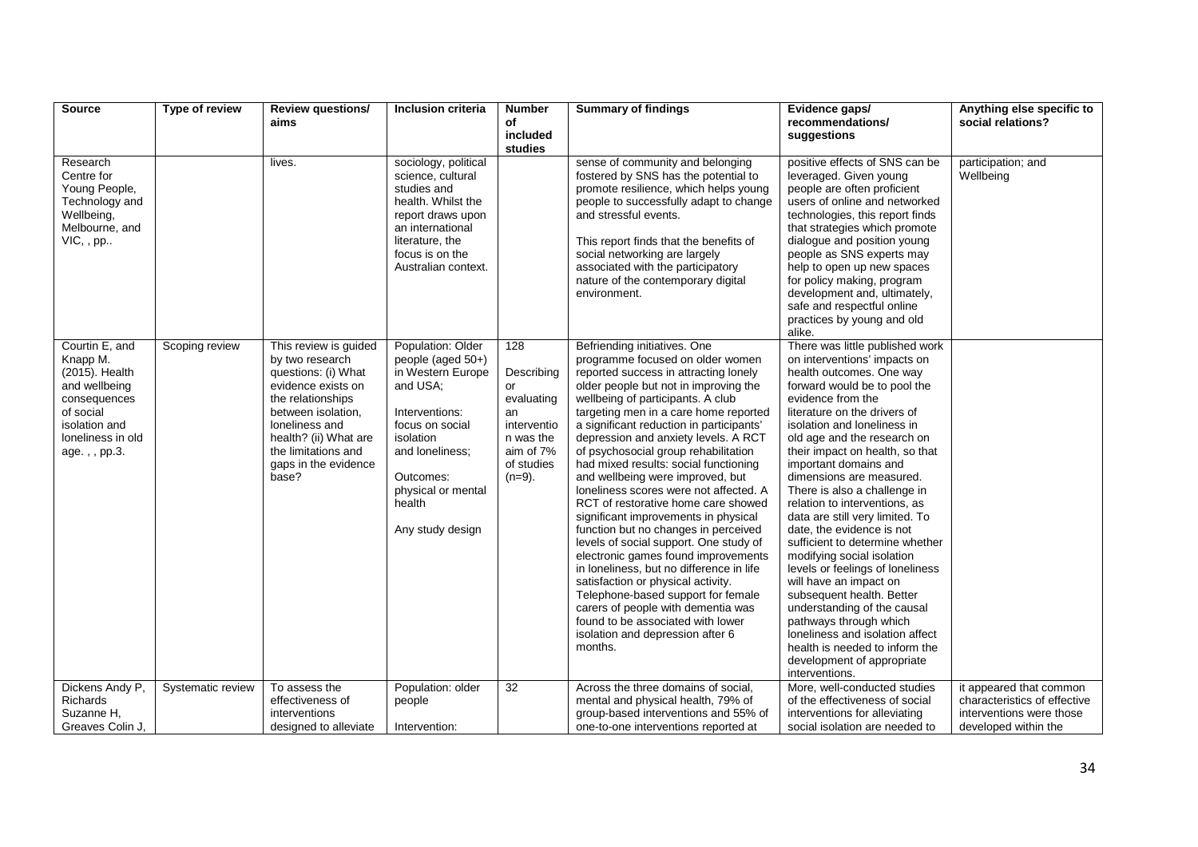| Source | Type of review | Review questions/ aims | Inclusion criteria | Number of included studies | Summary of findings | Evidence gaps/ recommendations/ suggestions | Anything else specific to social relations? |
|---|---|---|---|---|---|---|---|
| Research Centre for Young People, Technology and Wellbeing, Melbourne, and VIC, , pp.. | | lives. | sociology, political science, cultural studies and health. Whilst the report draws upon an international literature, the focus is on the Australian context. | | sense of community and belonging fostered by SNS has the potential to promote resilience, which helps young people to successfully adapt to change and stressful events. This report finds that the benefits of social networking are largely associated with the participatory nature of the contemporary digital environment. | positive effects of SNS can be leveraged. Given young people are often proficient users of online and networked technologies, this report finds that strategies which promote dialogue and position young people as SNS experts may help to open up new spaces for policy making, program development and, ultimately, safe and respectful online practices by young and old alike. | participation; and Wellbeing |
| Courtin E, and Knapp M. (2015). Health and wellbeing consequences of social isolation and loneliness in old age. , , pp.3. | Scoping review | This review is guided by two research questions: (i) What evidence exists on the relationships between isolation, loneliness and health? (ii) What are the limitations and gaps in the evidence base? | Population: Older people (aged 50+) in Western Europe and USA; Interventions: focus on social isolation and loneliness; Outcomes: physical or mental health Any study design | 128 Describing or evaluating an intervention was the aim of 7% of studies (n=9). | Befriending initiatives. One programme focused on older women reported success in attracting lonely older people but not in improving the wellbeing of participants. A club targeting men in a care home reported a significant reduction in participants' depression and anxiety levels. A RCT of psychosocial group rehabilitation had mixed results: social functioning and wellbeing were improved, but loneliness scores were not affected. A RCT of restorative home care showed significant improvements in physical function but no changes in perceived levels of social support. One study of electronic games found improvements in loneliness, but no difference in life satisfaction or physical activity. Telephone-based support for female carers of people with dementia was found to be associated with lower isolation and depression after 6 months. | There was little published work on interventions' impacts on health outcomes. One way forward would be to pool the evidence from the literature on the drivers of isolation and loneliness in old age and the research on their impact on health, so that important domains and dimensions are measured. There is also a challenge in relation to interventions, as data are still very limited. To date, the evidence is not sufficient to determine whether modifying social isolation levels or feelings of loneliness will have an impact on subsequent health. Better understanding of the causal pathways through which loneliness and isolation affect health is needed to inform the development of appropriate interventions. | |
| Dickens Andy P, Richards Suzanne H, Greaves Colin J, | Systematic review | To assess the effectiveness of interventions designed to alleviate | Population: older people Intervention: | 32 | Across the three domains of social, mental and physical health, 79% of group-based interventions and 55% of one-to-one interventions reported at | More, well-conducted studies of the effectiveness of social interventions for alleviating social isolation are needed to | it appeared that common characteristics of effective interventions were those developed within the |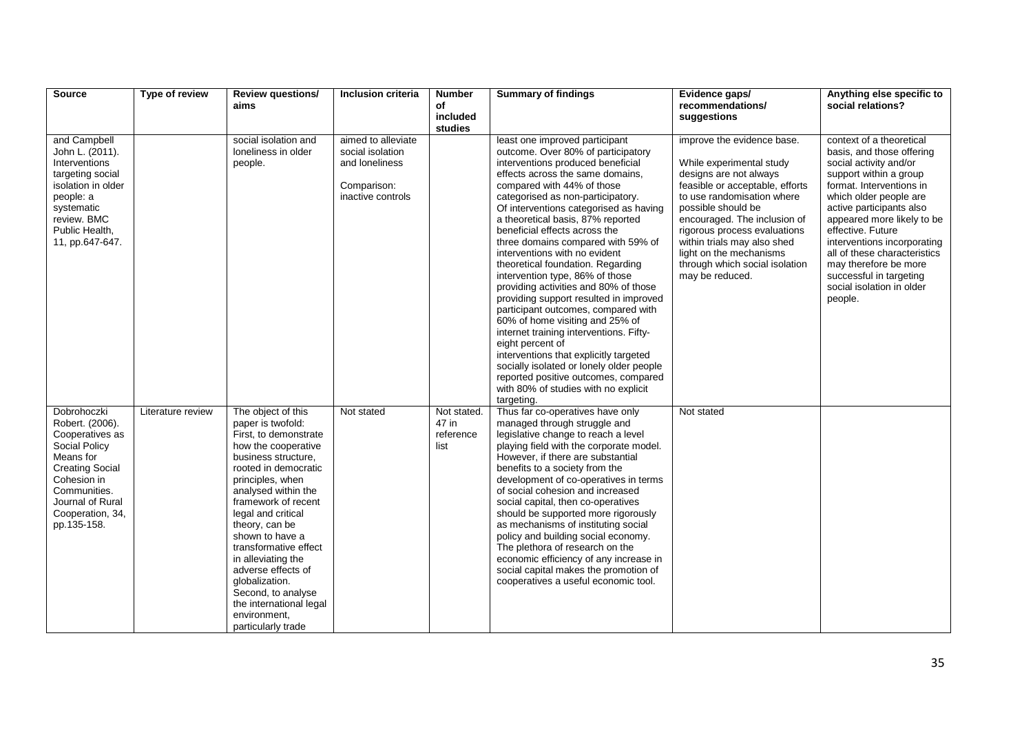| Source | Type of review | Review questions/ aims | Inclusion criteria | Number of included studies | Summary of findings | Evidence gaps/ recommendations/ suggestions | Anything else specific to social relations? |
|---|---|---|---|---|---|---|---|
| and Campbell John L. (2011). Interventions targeting social isolation in older people: a systematic review. BMC Public Health, 11, pp.647-647. | | social isolation and loneliness in older people. | aimed to alleviate social isolation and loneliness<br><br>Comparison: inactive controls | | least one improved participant outcome. Over 80% of participatory interventions produced beneficial effects across the same domains, compared with 44% of those categorised as non-participatory. Of interventions categorised as having a theoretical basis, 87% reported beneficial effects across the three domains compared with 59% of interventions with no evident theoretical foundation. Regarding intervention type, 86% of those providing activities and 80% of those providing support resulted in improved participant outcomes, compared with 60% of home visiting and 25% of internet training interventions. Fifty-eight percent of interventions that explicitly targeted socially isolated or lonely older people reported positive outcomes, compared with 80% of studies with no explicit targeting. | improve the evidence base.<br><br>While experimental study designs are not always feasible or acceptable, efforts to use randomisation where possible should be encouraged. The inclusion of rigorous process evaluations within trials may also shed light on the mechanisms through which social isolation may be reduced. | context of a theoretical basis, and those offering social activity and/or support within a group format. Interventions in which older people are active participants also appeared more likely to be effective. Future interventions incorporating all of these characteristics may therefore be more successful in targeting social isolation in older people. |
| Dobrohoczki Robert. (2006). Cooperatives as Social Policy Means for Creating Social Cohesion in Communities. Journal of Rural Cooperation, 34, pp.135-158. | Literature review | The object of this paper is twofold: First, to demonstrate how the cooperative business structure, rooted in democratic principles, when analysed within the framework of recent legal and critical theory, can be shown to have a transformative effect in alleviating the adverse effects of globalization. Second, to analyse the international legal environment, particularly trade | Not stated | Not stated. 47 in reference list | Thus far co-operatives have only managed through struggle and legislative change to reach a level playing field with the corporate model. However, if there are substantial benefits to a society from the development of co-operatives in terms of social cohesion and increased social capital, then co-operatives should be supported more rigorously as mechanisms of instituting social policy and building social economy. The plethora of research on the economic efficiency of any increase in social capital makes the promotion of cooperatives a useful economic tool. | Not stated | |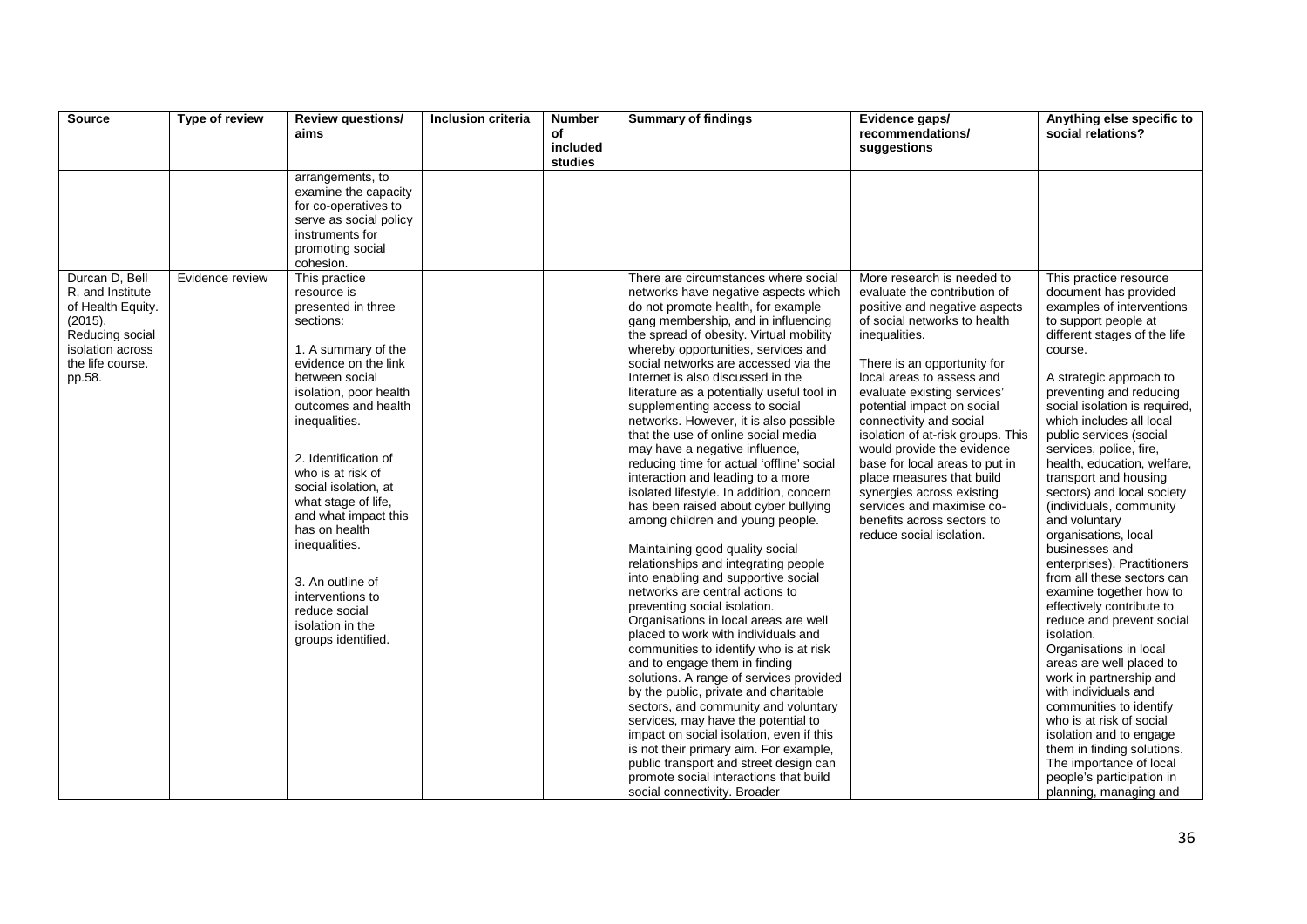| Source | Type of review | Review questions/ aims | Inclusion criteria | Number of included studies | Summary of findings | Evidence gaps/ recommendations/ suggestions | Anything else specific to social relations? |
|---|---|---|---|---|---|---|---|
| | | arrangements, to examine the capacity for co-operatives to serve as social policy instruments for promoting social cohesion. | | | | | |
| Durcan D, Bell R, and Institute of Health Equity. (2015). Reducing social isolation across the life course. pp.58. | Evidence review | This practice resource is presented in three sections:<br><br>1. A summary of the evidence on the link between social isolation, poor health outcomes and health inequalities.<br><br>2. Identification of who is at risk of social isolation, at what stage of life, and what impact this has on health inequalities.<br><br>3. An outline of interventions to reduce social isolation in the groups identified. | | | There are circumstances where social networks have negative aspects which do not promote health, for example gang membership, and in influencing the spread of obesity. Virtual mobility whereby opportunities, services and social networks are accessed via the Internet is also discussed in the literature as a potentially useful tool in supplementing access to social networks. However, it is also possible that the use of online social media may have a negative influence, reducing time for actual 'offline' social interaction and leading to a more isolated lifestyle. In addition, concern has been raised about cyber bullying among children and young people.<br><br>Maintaining good quality social relationships and integrating people into enabling and supportive social networks are central actions to preventing social isolation. Organisations in local areas are well placed to work with individuals and communities to identify who is at risk and to engage them in finding solutions. A range of services provided by the public, private and charitable sectors, and community and voluntary services, may have the potential to impact on social isolation, even if this is not their primary aim. For example, public transport and street design can promote social interactions that build social connectivity. Broader | More research is needed to evaluate the contribution of positive and negative aspects of social networks to health inequalities.<br><br>There is an opportunity for local areas to assess and evaluate existing services' potential impact on social connectivity and social isolation of at-risk groups. This would provide the evidence base for local areas to put in place measures that build synergies across existing services and maximise co-benefits across sectors to reduce social isolation. | This practice resource document has provided examples of interventions to support people at different stages of the life course.<br><br>A strategic approach to preventing and reducing social isolation is required, which includes all local public services (social services, police, fire, health, education, welfare, transport and housing sectors) and local society (individuals, community and voluntary organisations, local businesses and enterprises). Practitioners from all these sectors can examine together how to effectively contribute to reduce and prevent social isolation.<br>Organisations in local areas are well placed to work in partnership and with individuals and communities to identify who is at risk of social isolation and to engage them in finding solutions. The importance of local people's participation in planning, managing and |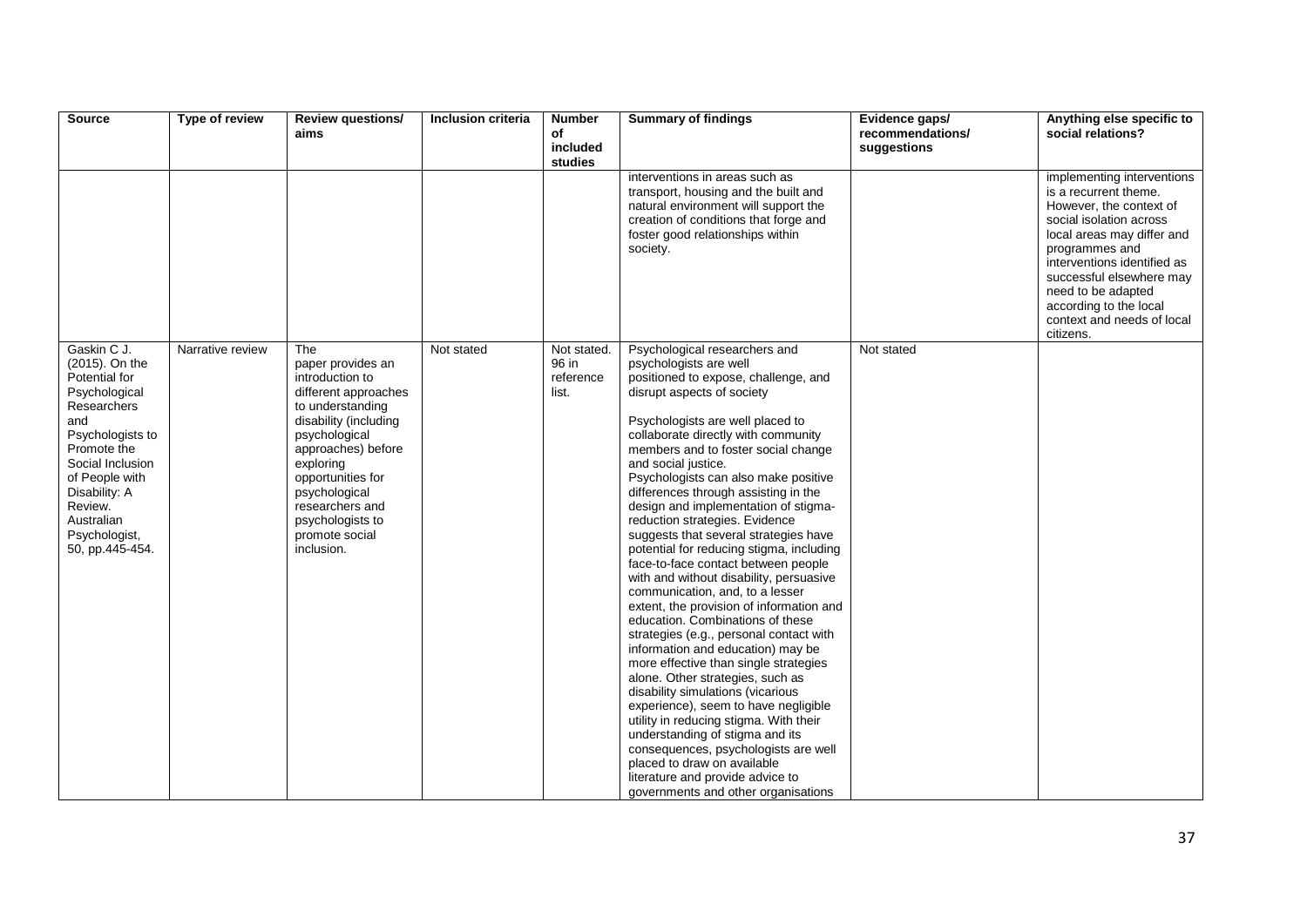| Source | Type of review | Review questions/ aims | Inclusion criteria | Number of included studies | Summary of findings | Evidence gaps/ recommendations/ suggestions | Anything else specific to social relations? |
|---|---|---|---|---|---|---|---|
| | | | | | interventions in areas such as transport, housing and the built and natural environment will support the creation of conditions that forge and foster good relationships within society. | | implementing interventions is a recurrent theme. However, the context of social isolation across local areas may differ and programmes and interventions identified as successful elsewhere may need to be adapted according to the local context and needs of local citizens. |
| Gaskin C J. (2015). On the Potential for Psychological Researchers and Psychologists to Promote the Social Inclusion of People with Disability: A Review. Australian Psychologist, 50, pp.445-454. | Narrative review | The paper provides an introduction to different approaches to understanding disability (including psychological approaches) before exploring opportunities for psychological researchers and psychologists to promote social inclusion. | Not stated | Not stated. 96 in reference list. | Psychological researchers and psychologists are well positioned to expose, challenge, and disrupt aspects of society<br><br>Psychologists are well placed to collaborate directly with community members and to foster social change and social justice.<br>Psychologists can also make positive differences through assisting in the design and implementation of stigma-reduction strategies. Evidence suggests that several strategies have potential for reducing stigma, including face-to-face contact between people with and without disability, persuasive communication, and, to a lesser extent, the provision of information and education. Combinations of these strategies (e.g., personal contact with information and education) may be more effective than single strategies alone. Other strategies, such as disability simulations (vicarious experience), seem to have negligible utility in reducing stigma. With their understanding of stigma and its consequences, psychologists are well placed to draw on available literature and provide advice to governments and other organisations | Not stated | |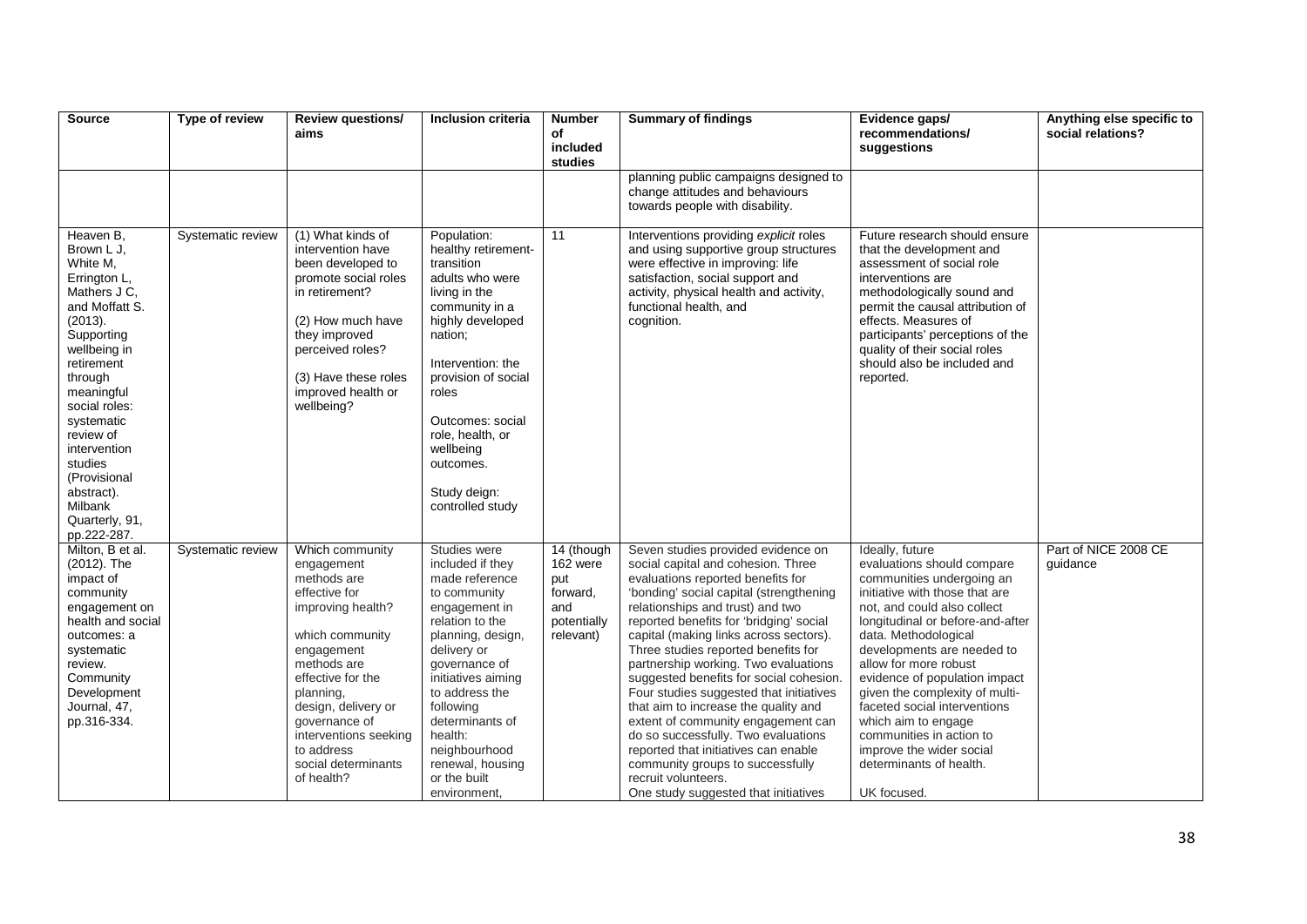| Source | Type of review | Review questions/ aims | Inclusion criteria | Number of included studies | Summary of findings | Evidence gaps/ recommendations/ suggestions | Anything else specific to social relations? |
|---|---|---|---|---|---|---|---|
| | | | | | planning public campaigns designed to change attitudes and behaviours towards people with disability. | | |
| Heaven B, Brown L J, White M, Errington L, Mathers J C, and Moffatt S. (2013). Supporting wellbeing in retirement through meaningful social roles: systematic review of intervention studies (Provisional abstract). Milbank Quarterly, 91, pp.222-287. | Systematic review | (1) What kinds of intervention have been developed to promote social roles in retirement?<br><br>(2) How much have they improved perceived roles?<br><br>(3) Have these roles improved health or wellbeing? | Population: healthy retirement-transition adults who were living in the community in a highly developed nation;<br><br>Intervention: the provision of social roles<br><br>Outcomes: social role, health, or wellbeing outcomes.<br><br>Study deign: controlled study | 11 | Interventions providing *explicit* roles and using supportive group structures were effective in improving: life satisfaction, social support and activity, physical health and activity, functional health, and cognition. | Future research should ensure that the development and assessment of social role interventions are methodologically sound and permit the causal attribution of effects. Measures of participants' perceptions of the quality of their social roles should also be included and reported. | |
| Milton, B et al. (2012). The impact of community engagement on health and social outcomes: a systematic review. Community Development Journal, 47, pp.316-334. | Systematic review | Which community engagement methods are effective for improving health?<br><br>which community engagement methods are effective for the planning, design, delivery or governance of interventions seeking to address social determinants of health? | Studies were included if they made reference to community engagement in relation to the planning, design, delivery or governance of initiatives aiming to address the following determinants of health: neighbourhood renewal, housing or the built environment, | 14 (though 162 were put forward, and potentially relevant) | Seven studies provided evidence on social capital and cohesion. Three evaluations reported benefits for 'bonding' social capital (strengthening relationships and trust) and two reported benefits for 'bridging' social capital (making links across sectors). Three studies reported benefits for partnership working. Two evaluations suggested benefits for social cohesion. Four studies suggested that initiatives that aim to increase the quality and extent of community engagement can do so successfully. Two evaluations reported that initiatives can enable community groups to successfully recruit volunteers.<br>One study suggested that initiatives | Ideally, future evaluations should compare communities undergoing an initiative with those that are not, and could also collect longitudinal or before-and-after data. Methodological developments are needed to allow for more robust evidence of population impact given the complexity of multi-faceted social interventions which aim to engage communities in action to improve the wider social determinants of health.<br><br>UK focused. | Part of NICE 2008 CE guidance |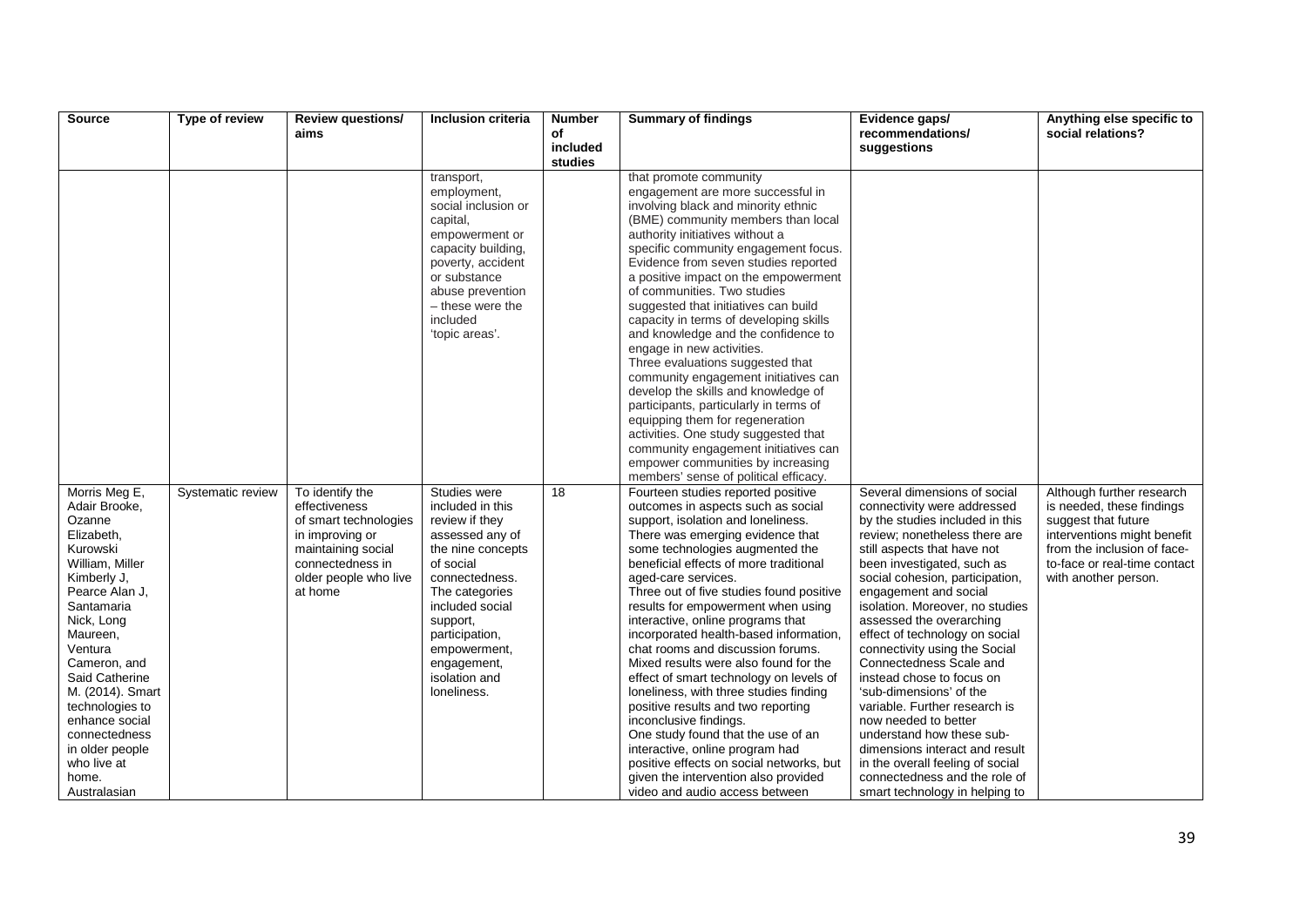| Source | Type of review | Review questions/ aims | Inclusion criteria | Number of included studies | Summary of findings | Evidence gaps/ recommendations/ suggestions | Anything else specific to social relations? |
|---|---|---|---|---|---|---|---|
| | | | transport, employment, social inclusion or capital, empowerment or capacity building, poverty, accident or substance abuse prevention – these were the included 'topic areas'. | | that promote community engagement are more successful in involving black and minority ethnic (BME) community members than local authority initiatives without a specific community engagement focus. Evidence from seven studies reported a positive impact on the empowerment of communities. Two studies suggested that initiatives can build capacity in terms of developing skills and knowledge and the confidence to engage in new activities. Three evaluations suggested that community engagement initiatives can develop the skills and knowledge of participants, particularly in terms of equipping them for regeneration activities. One study suggested that community engagement initiatives can empower communities by increasing members' sense of political efficacy. | | |
| Morris Meg E, Adair Brooke, Ozanne Elizabeth, Kurowski William, Miller Kimberly J, Pearce Alan J, Santamaria Nick, Long Maureen, Ventura Cameron, and Said Catherine M. (2014). Smart technologies to enhance social connectedness in older people who live at home. Australasian | Systematic review | To identify the effectiveness of smart technologies in improving or maintaining social connectedness in older people who live at home | Studies were included in this review if they assessed any of the nine concepts of social connectedness. The categories included social support, participation, empowerment, engagement, isolation and loneliness. | 18 | Fourteen studies reported positive outcomes in aspects such as social support, isolation and loneliness. There was emerging evidence that some technologies augmented the beneficial effects of more traditional aged-care services. Three out of five studies found positive results for empowerment when using interactive, online programs that incorporated health-based information, chat rooms and discussion forums. Mixed results were also found for the effect of smart technology on levels of loneliness, with three studies finding positive results and two reporting inconclusive findings. One study found that the use of an interactive, online program had positive effects on social networks, but given the intervention also provided video and audio access between | Several dimensions of social connectivity were addressed by the studies included in this review; nonetheless there are still aspects that have not been investigated, such as social cohesion, participation, engagement and social isolation. Moreover, no studies assessed the overarching effect of technology on social connectivity using the Social Connectedness Scale and instead chose to focus on 'sub-dimensions' of the variable. Further research is now needed to better understand how these sub-dimensions interact and result in the overall feeling of social connectedness and the role of smart technology in helping to | Although further research is needed, these findings suggest that future interventions might benefit from the inclusion of face-to-face or real-time contact with another person. |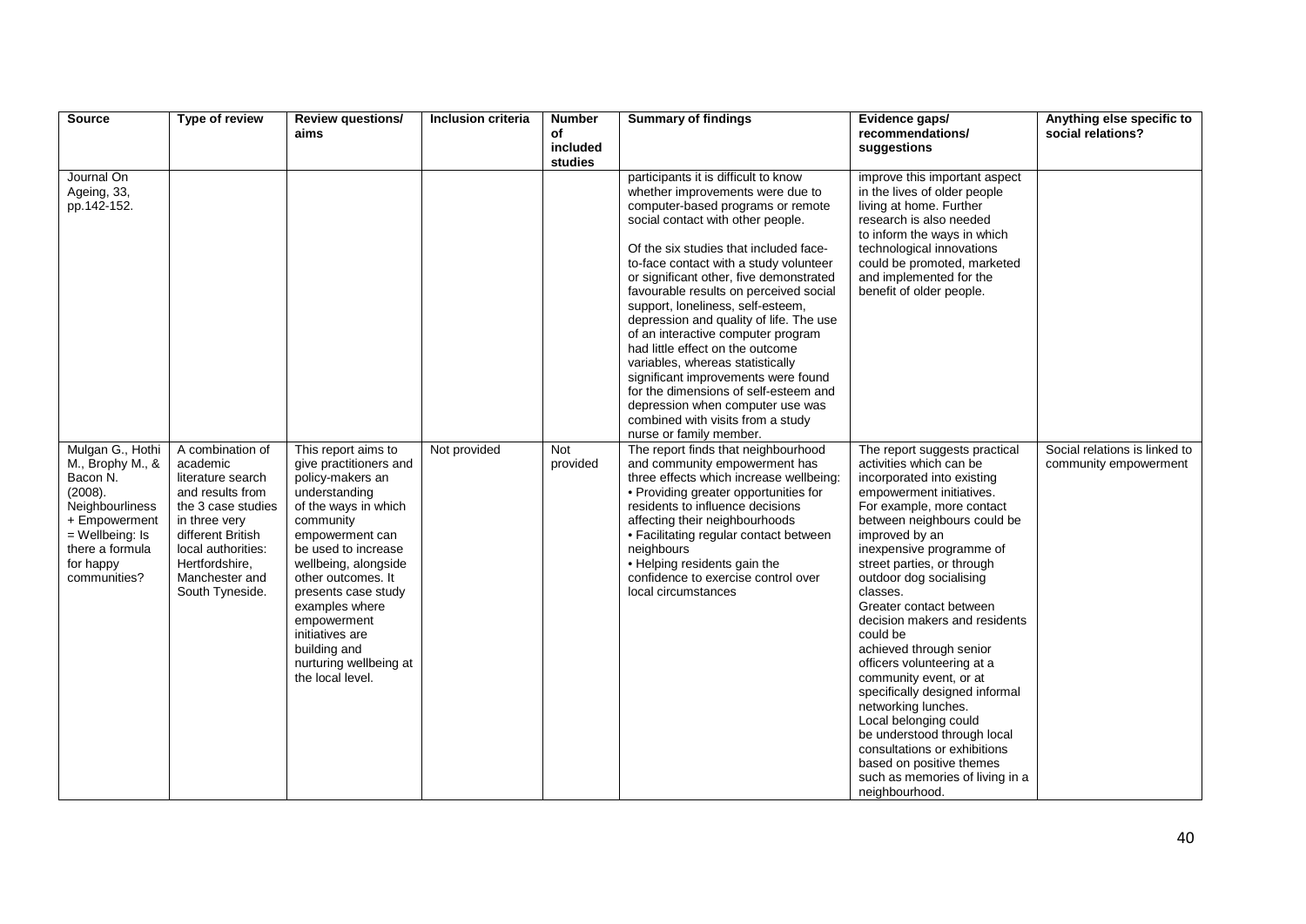| Source | Type of review | Review questions/ aims | Inclusion criteria | Number of included studies | Summary of findings | Evidence gaps/ recommendations/ suggestions | Anything else specific to social relations? |
|---|---|---|---|---|---|---|---|
| Journal On Ageing, 33, pp.142-152. | | | | | participants it is difficult to know whether improvements were due to computer-based programs or remote social contact with other people.<br><br>Of the six studies that included face-to-face contact with a study volunteer or significant other, five demonstrated favourable results on perceived social support, loneliness, self-esteem, depression and quality of life. The use of an interactive computer program had little effect on the outcome variables, whereas statistically significant improvements were found for the dimensions of self-esteem and depression when computer use was combined with visits from a study nurse or family member. | improve this important aspect in the lives of older people living at home. Further research is also needed to inform the ways in which technological innovations could be promoted, marketed and implemented for the benefit of older people. | |
| Mulgan G., Hothi M., Brophy M., & Bacon N. (2008). Neighbourliness + Empowerment = Wellbeing: Is there a formula for happy communities? | A combination of academic literature search and results from the 3 case studies in three very different British local authorities: Hertfordshire, Manchester and South Tyneside. | This report aims to give practitioners and policy-makers an understanding of the ways in which community empowerment can be used to increase wellbeing, alongside other outcomes. It presents case study examples where empowerment initiatives are building and nurturing wellbeing at the local level. | Not provided | Not provided | The report finds that neighbourhood and community empowerment has three effects which increase wellbeing:<br>• Providing greater opportunities for residents to influence decisions affecting their neighbourhoods<br>• Facilitating regular contact between neighbours<br>• Helping residents gain the confidence to exercise control over local circumstances | The report suggests practical activities which can be incorporated into existing empowerment initiatives. For example, more contact between neighbours could be improved by an inexpensive programme of street parties, or through outdoor dog socialising classes.<br>Greater contact between decision makers and residents could be achieved through senior officers volunteering at a community event, or at specifically designed informal networking lunches.<br>Local belonging could be understood through local consultations or exhibitions based on positive themes such as memories of living in a neighbourhood. | Social relations is linked to community empowerment |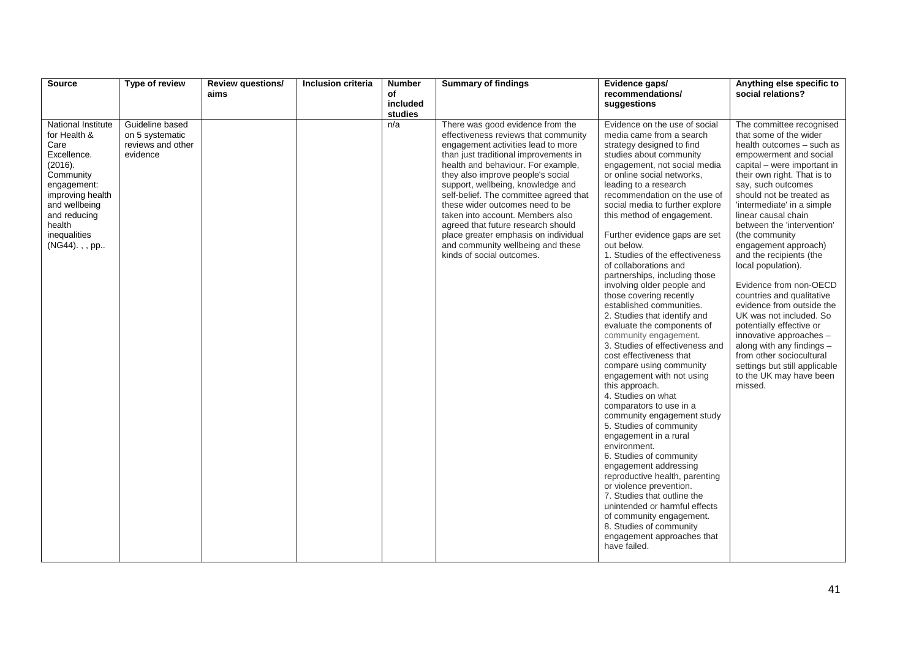| Source | Type of review | Review questions/ aims | Inclusion criteria | Number of included studies | Summary of findings | Evidence gaps/ recommendations/ suggestions | Anything else specific to social relations? |
|---|---|---|---|---|---|---|---|
| National Institute for Health & Care Excellence. (2016). Community engagement: improving health and wellbeing and reducing health inequalities (NG44). , , pp.. | Guideline based on 5 systematic reviews and other evidence | | | n/a | There was good evidence from the effectiveness reviews that community engagement activities lead to more than just traditional improvements in health and behaviour. For example, they also improve people's social support, wellbeing, knowledge and self-belief. The committee agreed that these wider outcomes need to be taken into account. Members also agreed that future research should place greater emphasis on individual and community wellbeing and these kinds of social outcomes. | Evidence on the use of social media came from a search strategy designed to find studies about community engagement, not social media or online social networks, leading to a research recommendation on the use of social media to further explore this method of engagement.<br><br>Further evidence gaps are set out below.<br>1. Studies of the effectiveness of collaborations and partnerships, including those involving older people and those covering recently established communities.<br>2. Studies that identify and evaluate the components of community engagement.<br>3. Studies of effectiveness and cost effectiveness that compare using community engagement with not using this approach.<br>4. Studies on what comparators to use in a community engagement study<br>5. Studies of community engagement in a rural environment.<br>6. Studies of community engagement addressing reproductive health, parenting or violence prevention.<br>7. Studies that outline the unintended or harmful effects of community engagement.<br>8. Studies of community engagement approaches that have failed. | The committee recognised that some of the wider health outcomes – such as empowerment and social capital – were important in their own right. That is to say, such outcomes should not be treated as 'intermediate' in a simple linear causal chain between the 'intervention' (the community engagement approach) and the recipients (the local population).<br><br>Evidence from non-OECD countries and qualitative evidence from outside the UK was not included. So potentially effective or innovative approaches – along with any findings – from other sociocultural settings but still applicable to the UK may have been missed. |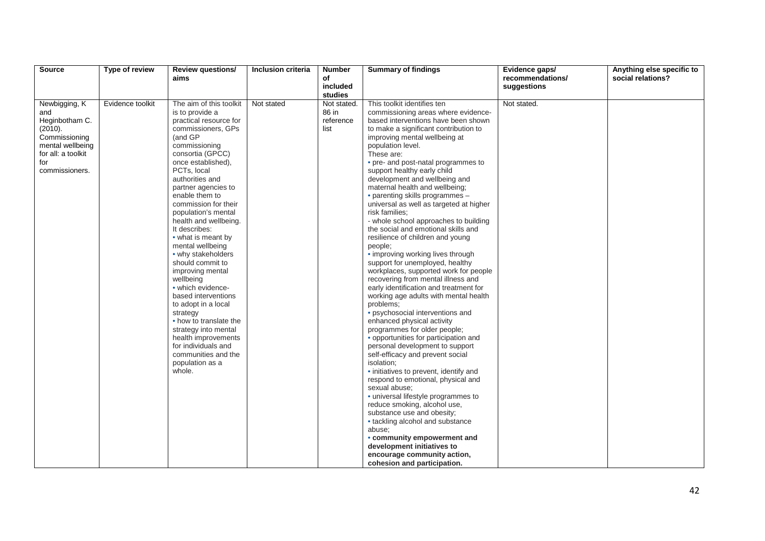| Source | Type of review | Review questions/ aims | Inclusion criteria | Number of included studies | Summary of findings | Evidence gaps/ recommendations/ suggestions | Anything else specific to social relations? |
|---|---|---|---|---|---|---|---|
| Newbigging, K and Heginbotham C. (2010). Commissioning mental wellbeing for all: a toolkit for commissioners. | Evidence toolkit | The aim of this toolkit is to provide a practical resource for commissioners, GPs (and GP commissioning consortia (GPCC) once established), PCTs, local authorities and partner agencies to enable them to commission for their population's mental health and wellbeing. It describes: <br>• what is meant by mental wellbeing <br>• why stakeholders should commit to improving mental wellbeing <br>• which evidence-based interventions to adopt in a local strategy <br>• how to translate the strategy into mental health improvements for individuals and communities and the population as a whole. | Not stated | Not stated. 86 in reference list | This toolkit identifies ten commissioning areas where evidence-based interventions have been shown to make a significant contribution to improving mental wellbeing at population level. These are: <br>• pre- and post-natal programmes to support healthy early child development and wellbeing and maternal health and wellbeing; <br>• parenting skills programmes – universal as well as targeted at higher risk families; <br>- whole school approaches to building the social and emotional skills and resilience of children and young people; <br>• improving working lives through support for unemployed, healthy workplaces, supported work for people recovering from mental illness and early identification and treatment for working age adults with mental health problems; <br>• psychosocial interventions and enhanced physical activity programmes for older people; <br>• opportunities for participation and personal development to support self-efficacy and prevent social isolation; <br>• initiatives to prevent, identify and respond to emotional, physical and sexual abuse; <br>• universal lifestyle programmes to reduce smoking, alcohol use, substance use and obesity; <br>• tackling alcohol and substance abuse; <br>**• community empowerment and development initiatives to encourage community action, cohesion and participation.** | Not stated. | |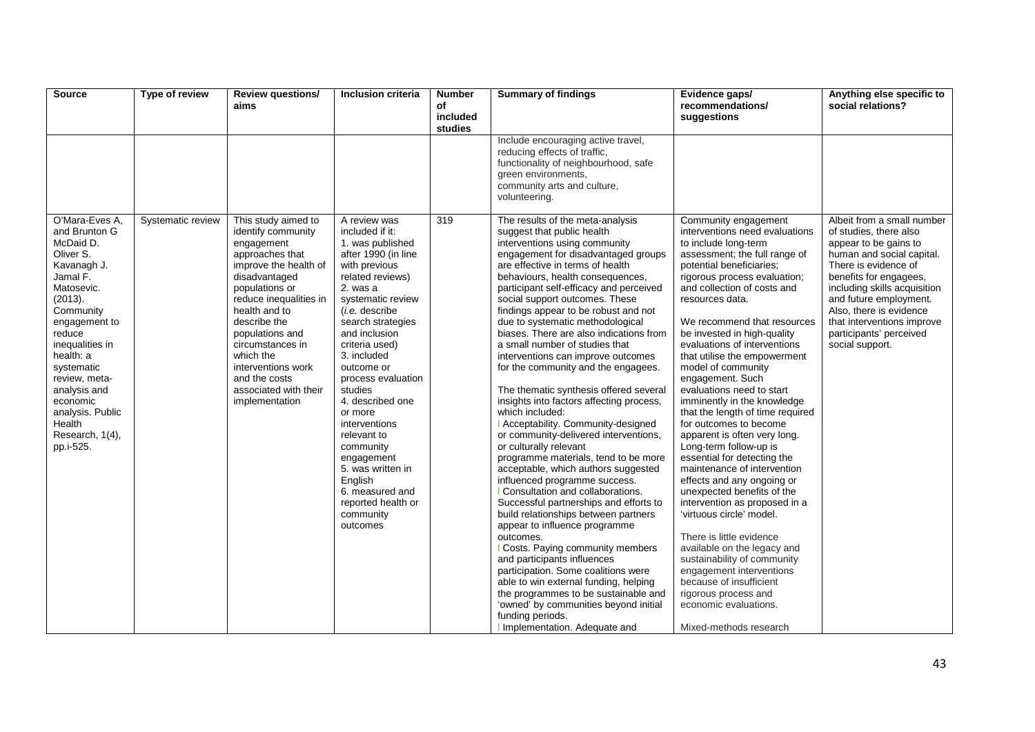| Source | Type of review | Review questions/ aims | Inclusion criteria | Number of included studies | Summary of findings | Evidence gaps/ recommendations/ suggestions | Anything else specific to social relations? |
|---|---|---|---|---|---|---|---|
| | | | | | Include encouraging active travel, reducing effects of traffic, functionality of neighbourhood, safe green environments, community arts and culture, volunteering. | | |
| O'Mara-Eves A, and Brunton G McDaid D. Oliver S. Kavanagh J. Jamal F. Matosevic. (2013). Community engagement to reduce inequalities in health: a systematic review, meta-analysis and economic analysis. Public Health Research, 1(4), pp.i-525. | Systematic review | This study aimed to identify community engagement approaches that improve the health of disadvantaged populations or reduce inequalities in health and to describe the populations and circumstances in which the interventions work and the costs associated with their implementation | A review was included if it: 1. was published after 1990 (in line with previous related reviews) 2. was a systematic review (*i.e.* describe search strategies and inclusion criteria used) 3. included outcome or process evaluation studies 4. described one or more interventions relevant to community engagement 5. was written in English 6. measured and reported health or community outcomes | 319 | The results of the meta-analysis suggest that public health interventions using community engagement for disadvantaged groups are effective in terms of health behaviours, health consequences, participant self-efficacy and perceived social support outcomes. These findings appear to be robust and not due to systematic methodological biases. There are also indications from a small number of studies that interventions can improve outcomes for the community and the engagees.<br><br>The thematic synthesis offered several insights into factors affecting process, which included:<br>l Acceptability. Community-designed or community-delivered interventions, or culturally relevant programme materials, tend to be more acceptable, which authors suggested influenced programme success.<br>l Consultation and collaborations. Successful partnerships and efforts to build relationships between partners appear to influence programme outcomes.<br>l Costs. Paying community members and participants influences participation. Some coalitions were able to win external funding, helping the programmes to be sustainable and 'owned' by communities beyond initial funding periods.<br>l Implementation. Adequate and | Community engagement interventions need evaluations to include long-term assessment; the full range of potential beneficiaries; rigorous process evaluation; and collection of costs and resources data.<br><br>We recommend that resources be invested in high-quality evaluations of interventions that utilise the empowerment model of community engagement. Such evaluations need to start imminently in the knowledge that the length of time required for outcomes to become apparent is often very long. Long-term follow-up is essential for detecting the maintenance of intervention effects and any ongoing or unexpected benefits of the intervention as proposed in a 'virtuous circle' model.<br><br>There is little evidence available on the legacy and sustainability of community engagement interventions because of insufficient rigorous process and economic evaluations.<br><br>Mixed-methods research | Albeit from a small number of studies, there also appear to be gains to human and social capital. There is evidence of benefits for engagees, including skills acquisition and future employment. Also, there is evidence that interventions improve participants' perceived social support. |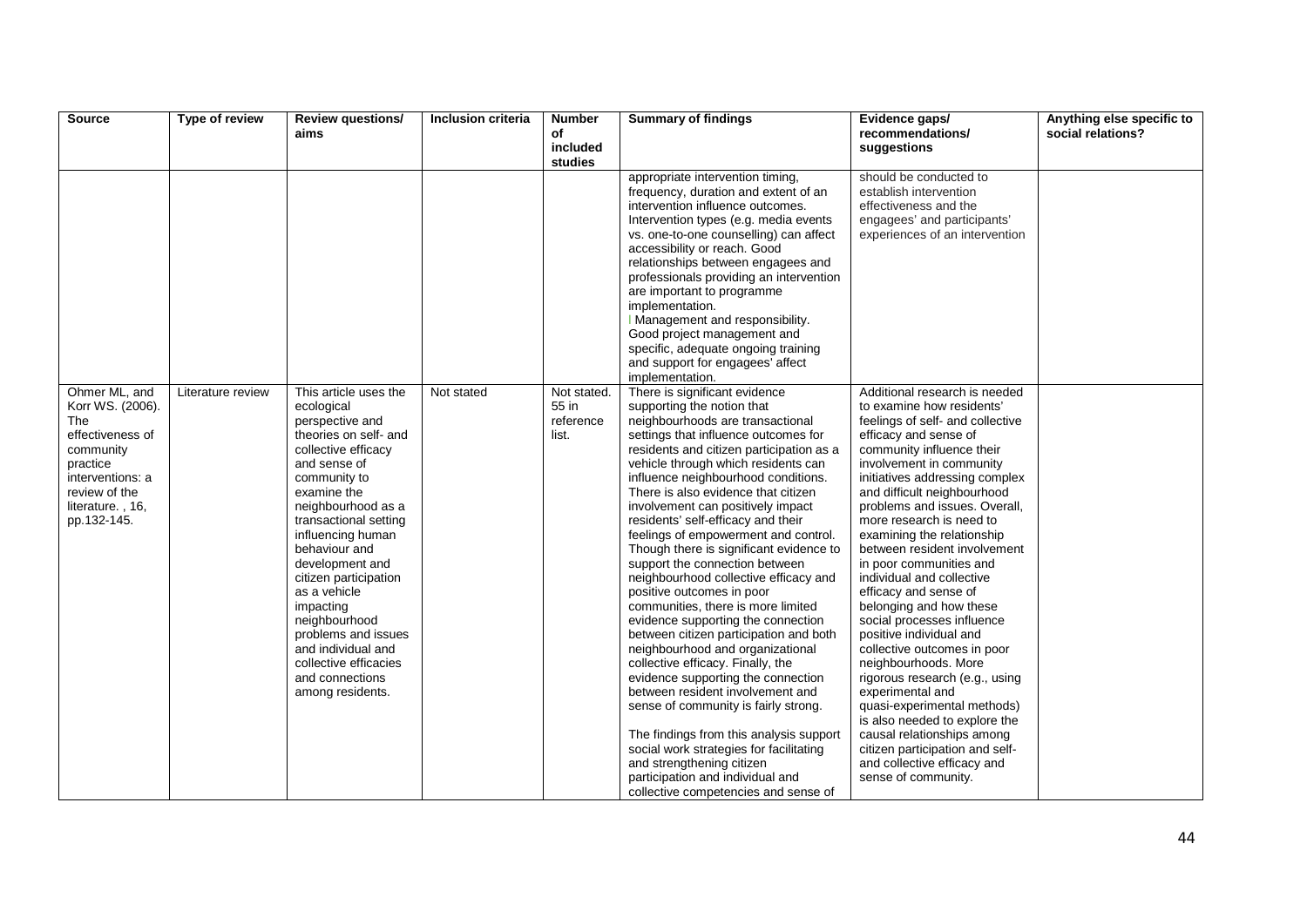| Source | Type of review | Review questions/ aims | Inclusion criteria | Number of included studies | Summary of findings | Evidence gaps/ recommendations/ suggestions | Anything else specific to social relations? |
|---|---|---|---|---|---|---|---|
| | | | | | appropriate intervention timing, frequency, duration and extent of an intervention influence outcomes. Intervention types (e.g. media events vs. one-to-one counselling) can affect accessibility or reach. Good relationships between engagees and professionals providing an intervention are important to programme implementation. l Management and responsibility. Good project management and specific, adequate ongoing training and support for engagees' affect implementation. | should be conducted to establish intervention effectiveness and the engagees' and participants' experiences of an intervention | |
| Ohmer ML, and Korr WS. (2006). The effectiveness of community practice interventions: a review of the literature. , 16, pp.132-145. | Literature review | This article uses the ecological perspective and theories on self- and collective efficacy and sense of community to examine the neighbourhood as a transactional setting influencing human behaviour and development and citizen participation as a vehicle impacting neighbourhood problems and issues and individual and collective efficacies and connections among residents. | Not stated | Not stated. 55 in reference list. | There is significant evidence supporting the notion that neighbourhoods are transactional settings that influence outcomes for residents and citizen participation as a vehicle through which residents can influence neighbourhood conditions. There is also evidence that citizen involvement can positively impact residents' self-efficacy and their feelings of empowerment and control. Though there is significant evidence to support the connection between neighbourhood collective efficacy and positive outcomes in poor communities, there is more limited evidence supporting the connection between citizen participation and both neighbourhood and organizational collective efficacy. Finally, the evidence supporting the connection between resident involvement and sense of community is fairly strong.<br><br>The findings from this analysis support social work strategies for facilitating and strengthening citizen participation and individual and collective competencies and sense of | Additional research is needed to examine how residents' feelings of self- and collective efficacy and sense of community influence their involvement in community initiatives addressing complex and difficult neighbourhood problems and issues. Overall, more research is need to examining the relationship between resident involvement in poor communities and individual and collective efficacy and sense of belonging and how these social processes influence positive individual and collective outcomes in poor neighbourhoods. More rigorous research (e.g., using experimental and quasi-experimental methods) is also needed to explore the causal relationships among citizen participation and self- and collective efficacy and sense of community. | |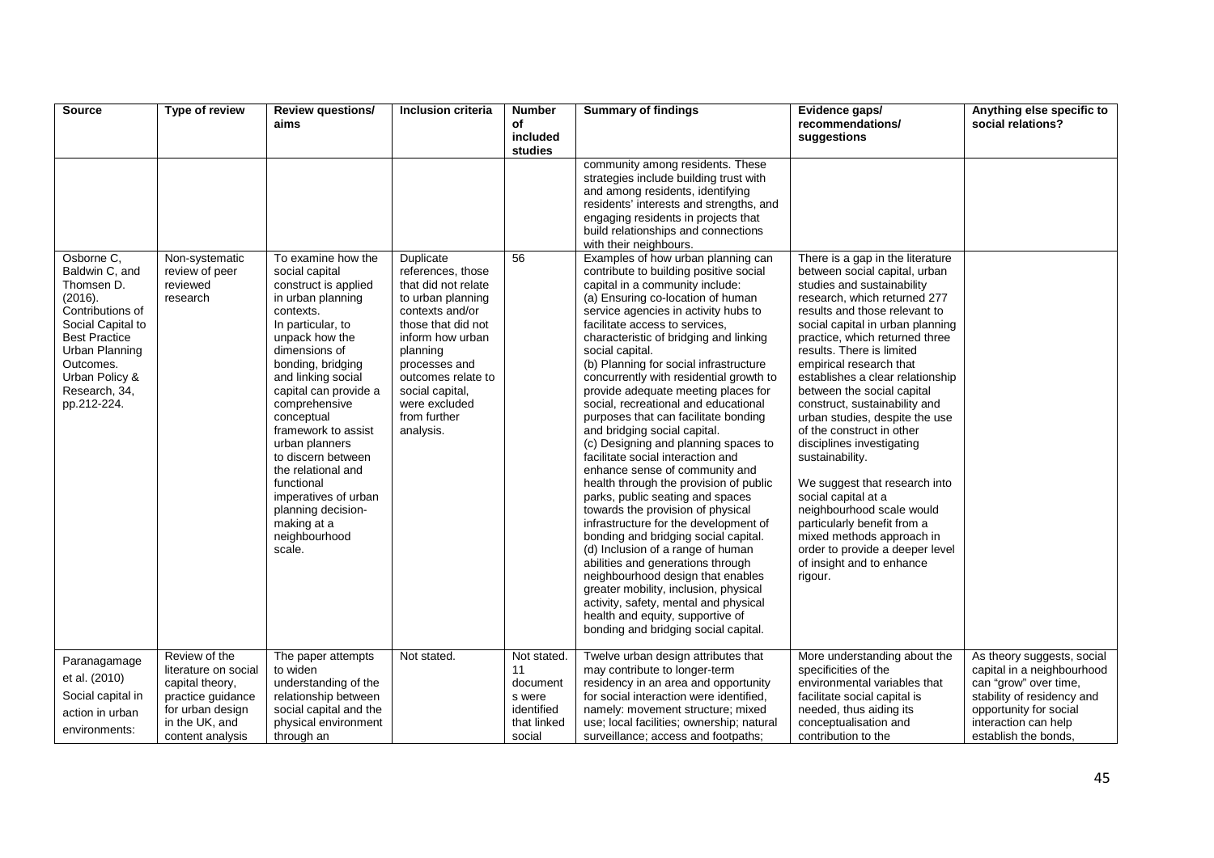| Source | Type of review | Review questions/ aims | Inclusion criteria | Number of included studies | Summary of findings | Evidence gaps/ recommendations/ suggestions | Anything else specific to social relations? |
|---|---|---|---|---|---|---|---|
| | | | | | community among residents. These strategies include building trust with and among residents, identifying residents' interests and strengths, and engaging residents in projects that build relationships and connections with their neighbours. | | |
| Osborne C, Baldwin C, and Thomsen D. (2016). Contributions of Social Capital to Best Practice Urban Planning Outcomes. Urban Policy & Research, 34, pp.212-224. | Non-systematic review of peer reviewed research | To examine how the social capital construct is applied in urban planning contexts. In particular, to unpack how the dimensions of bonding, bridging and linking social capital can provide a comprehensive conceptual framework to assist urban planners to discern between the relational and functional imperatives of urban planning decision-making at a neighbourhood scale. | Duplicate references, those that did not relate to urban planning contexts and/or those that did not inform how urban planning processes and outcomes relate to social capital, were excluded from further analysis. | 56 | Examples of how urban planning can contribute to building positive social capital in a community include: (a) Ensuring co-location of human service agencies in activity hubs to facilitate access to services, characteristic of bridging and linking social capital. (b) Planning for social infrastructure concurrently with residential growth to provide adequate meeting places for social, recreational and educational purposes that can facilitate bonding and bridging social capital. (c) Designing and planning spaces to facilitate social interaction and enhance sense of community and health through the provision of public parks, public seating and spaces towards the provision of physical infrastructure for the development of bonding and bridging social capital. (d) Inclusion of a range of human abilities and generations through neighbourhood design that enables greater mobility, inclusion, physical activity, safety, mental and physical health and equity, supportive of bonding and bridging social capital. | There is a gap in the literature between social capital, urban studies and sustainability research, which returned 277 results and those relevant to social capital in urban planning practice, which returned three results. There is limited empirical research that establishes a clear relationship between the social capital construct, sustainability and urban studies, despite the use of the construct in other disciplines investigating sustainability. We suggest that research into social capital at a neighbourhood scale would particularly benefit from a mixed methods approach in order to provide a deeper level of insight and to enhance rigour. | |
| Paranagamage et al. (2010) Social capital in action in urban environments: | Review of the literature on social capital theory, practice guidance for urban design in the UK, and content analysis | The paper attempts to widen understanding of the relationship between social capital and the physical environment through an | Not stated. | Not stated. 11 document s were identified that linked social | Twelve urban design attributes that may contribute to longer-term residency in an area and opportunity for social interaction were identified, namely: movement structure; mixed use; local facilities; ownership; natural surveillance; access and footpaths; | More understanding about the specificities of the environmental variables that facilitate social capital is needed, thus aiding its conceptualisation and contribution to the | As theory suggests, social capital in a neighbourhood can "grow" over time, stability of residency and opportunity for social interaction can help establish the bonds, |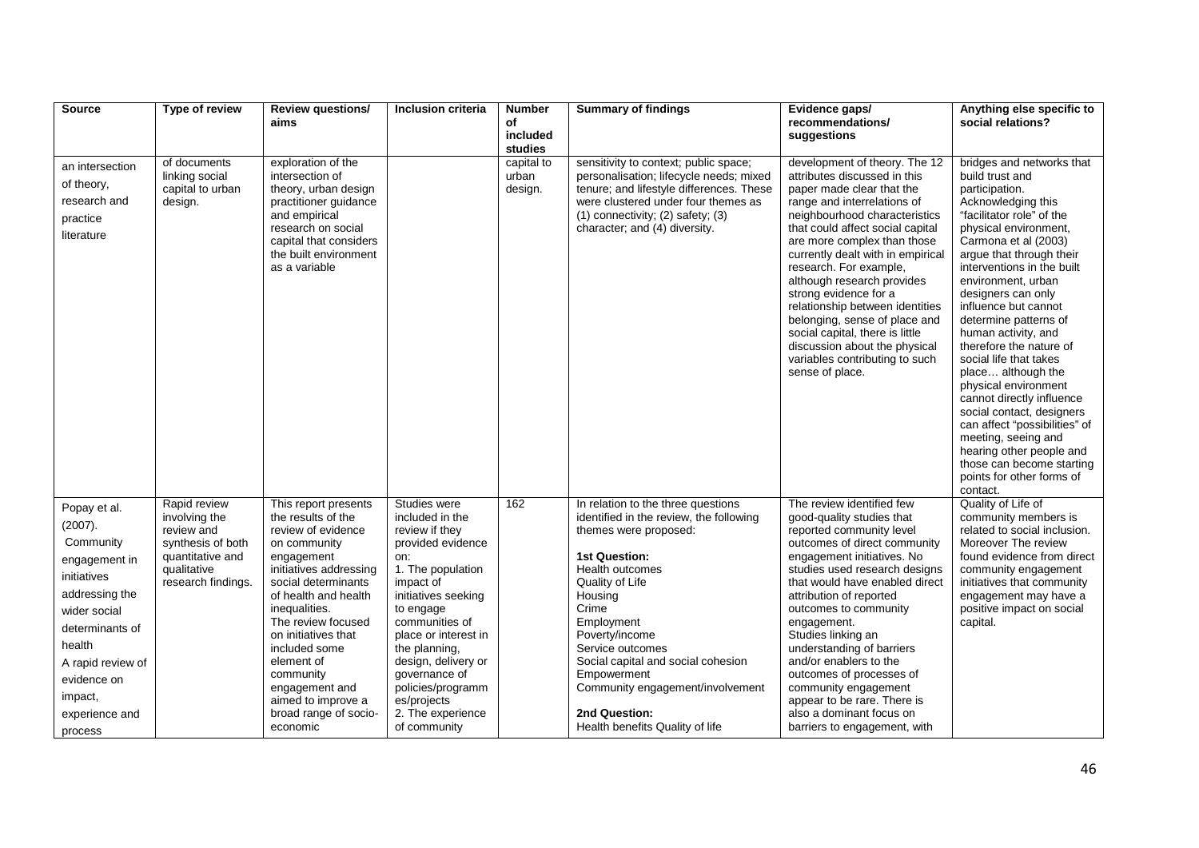| Source | Type of review | Review questions/ aims | Inclusion criteria | Number of included studies | Summary of findings | Evidence gaps/ recommendations/ suggestions | Anything else specific to social relations? |
|---|---|---|---|---|---|---|---|
| an intersection of theory, research and practice literature | of documents linking social capital to urban design. | exploration of the intersection of theory, urban design practitioner guidance and empirical research on social capital that considers the built environment as a variable | | capital to urban design. | sensitivity to context; public space; personalisation; lifecycle needs; mixed tenure; and lifestyle differences. These were clustered under four themes as (1) connectivity; (2) safety; (3) character; and (4) diversity. | development of theory. The 12 attributes discussed in this paper made clear that the range and interrelations of neighbourhood characteristics that could affect social capital are more complex than those currently dealt with in empirical research. For example, although research provides strong evidence for a relationship between identities belonging, sense of place and social capital, there is little discussion about the physical variables contributing to such sense of place. | bridges and networks that build trust and participation. Acknowledging this "facilitator role" of the physical environment, Carmona et al (2003) argue that through their interventions in the built environment, urban designers can only influence but cannot determine patterns of human activity, and therefore the nature of social life that takes place… although the physical environment cannot directly influence social contact, designers can affect "possibilities" of meeting, seeing and hearing other people and those can become starting points for other forms of contact. |
| Popay et al. (2007). Community engagement in initiatives addressing the wider social determinants of health A rapid review of evidence on impact, experience and process | Rapid review involving the review and synthesis of both quantitative and qualitative research findings. | This report presents the results of the review of evidence on community engagement initiatives addressing social determinants of health and health inequalities. The review focused on initiatives that included some element of community engagement and aimed to improve a broad range of socio-economic | Studies were included in the review if they provided evidence on:<br>1. The population impact of initiatives seeking to engage communities of place or interest in the planning, design, delivery or governance of policies/programmes/projects<br>2. The experience of community | 162 | In relation to the three questions identified in the review, the following themes were proposed:<br><br>**1st Question:**<br>Health outcomes<br>Quality of Life<br>Housing<br>Crime<br>Employment<br>Poverty/income<br>Service outcomes<br>Social capital and social cohesion<br>Empowerment<br>Community engagement/involvement<br><br>**2nd Question:**<br>Health benefits Quality of life | The review identified few good-quality studies that reported community level outcomes of direct community engagement initiatives. No studies used research designs that would have enabled direct attribution of reported outcomes to community engagement.<br>Studies linking an understanding of barriers and/or enablers to the outcomes of processes of community engagement appear to be rare. There is also a dominant focus on barriers to engagement, with | Quality of Life of community members is related to social inclusion. Moreover The review found evidence from direct community engagement initiatives that community engagement may have a positive impact on social capital. |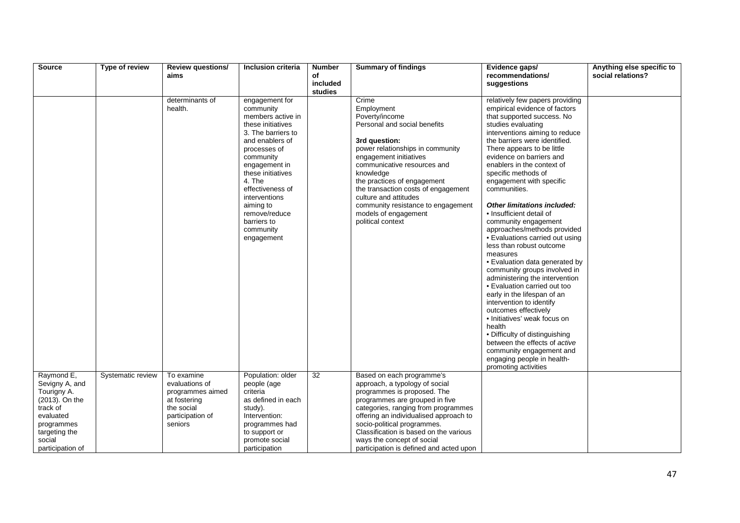| Source | Type of review | Review questions/ aims | Inclusion criteria | Number of included studies | Summary of findings | Evidence gaps/ recommendations/ suggestions | Anything else specific to social relations? |
|---|---|---|---|---|---|---|---|
| | | determinants of health. | engagement for community members active in these initiatives<br>3. The barriers to and enablers of processes of community engagement in these initiatives<br>4. The effectiveness of interventions aiming to remove/reduce barriers to community engagement | | Crime<br>Employment<br>Poverty/income<br>Personal and social benefits<br><br>**3rd question:**<br>power relationships in community engagement initiatives<br>communicative resources and knowledge<br>the practices of engagement<br>the transaction costs of engagement<br>culture and attitudes<br>community resistance to engagement<br>models of engagement<br>political context | relatively few papers providing empirical evidence of factors that supported success. No studies evaluating interventions aiming to reduce the barriers were identified. There appears to be little evidence on barriers and enablers in the context of specific methods of engagement with specific communities.<br><br>***Other limitations included:***<br>• Insufficient detail of community engagement approaches/methods provided<br>• Evaluations carried out using less than robust outcome measures<br>• Evaluation data generated by community groups involved in administering the intervention<br>• Evaluation carried out too early in the lifespan of an intervention to identify outcomes effectively<br>• Initiatives' weak focus on health<br>• Difficulty of distinguishing between the effects of *active* community engagement and engaging people in health-promoting activities | |
| Raymond E, Sevigny A, and Tourigny A. (2013). On the track of evaluated programmes targeting the social participation of | Systematic review | To examine evaluations of programmes aimed at fostering the social participation of seniors | Population: older people (age criteria as defined in each study).<br>Intervention: programmes had to support or promote social participation | 32 | Based on each programme's approach, a typology of social programmes is proposed. The programmes are grouped in five categories, ranging from programmes offering an individualised approach to socio-political programmes. Classification is based on the various ways the concept of social participation is defined and acted upon | | |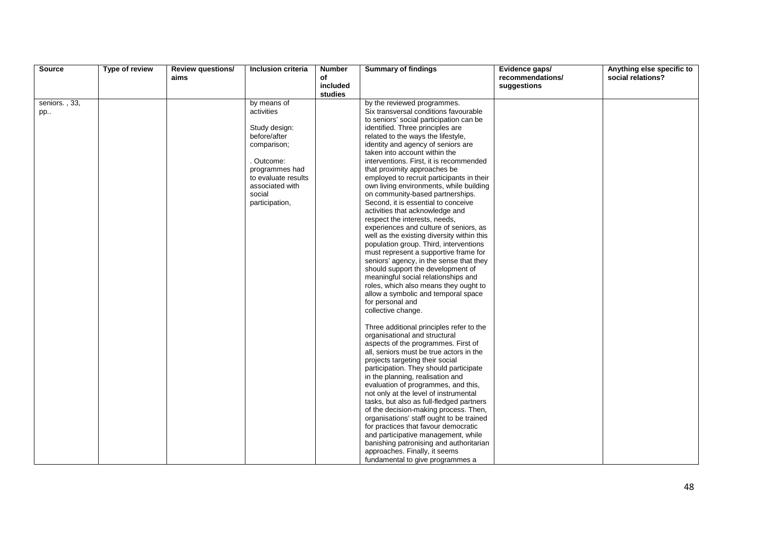| Source | Type of review | Review questions/ aims | Inclusion criteria | Number of included studies | Summary of findings | Evidence gaps/ recommendations/ suggestions | Anything else specific to social relations? |
|---|---|---|---|---|---|---|---|
| seniors. , 33, pp.. | | | by means of activities<br><br>Study design: before/after comparison;<br><br>. Outcome: programmes had to evaluate results associated with social participation, | | by the reviewed programmes. Six transversal conditions favourable to seniors' social participation can be identified. Three principles are related to the ways the lifestyle, identity and agency of seniors are taken into account within the interventions. First, it is recommended that proximity approaches be employed to recruit participants in their own living environments, while building on community-based partnerships. Second, it is essential to conceive activities that acknowledge and respect the interests, needs, experiences and culture of seniors, as well as the existing diversity within this population group. Third, interventions must represent a supportive frame for seniors' agency, in the sense that they should support the development of meaningful social relationships and roles, which also means they ought to allow a symbolic and temporal space for personal and collective change.<br><br>Three additional principles refer to the organisational and structural aspects of the programmes. First of all, seniors must be true actors in the projects targeting their social participation. They should participate in the planning, realisation and evaluation of programmes, and this, not only at the level of instrumental tasks, but also as full-fledged partners of the decision-making process. Then, organisations' staff ought to be trained for practices that favour democratic and participative management, while banishing patronising and authoritarian approaches. Finally, it seems fundamental to give programmes a | | |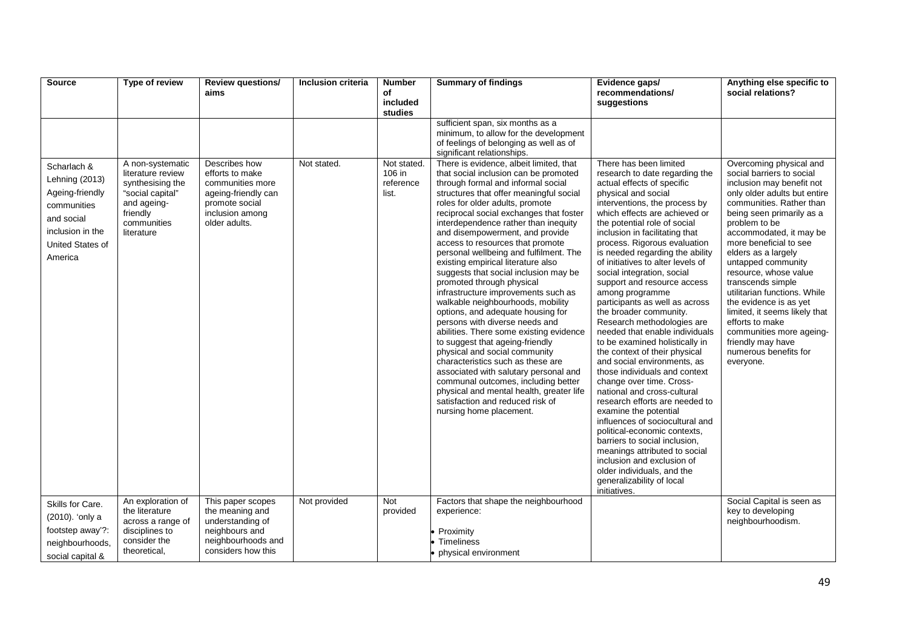| Source | Type of review | Review questions/ aims | Inclusion criteria | Number of included studies | Summary of findings | Evidence gaps/ recommendations/ suggestions | Anything else specific to social relations? |
|---|---|---|---|---|---|---|---|
| | | | | | sufficient span, six months as a minimum, to allow for the development of feelings of belonging as well as of significant relationships. | | |
| Scharlach & Lehning (2013) Ageing-friendly communities and social inclusion in the United States of America | A non-systematic literature review synthesising the "social capital" and ageing-friendly communities literature | Describes how efforts to make communities more ageing-friendly can promote social inclusion among older adults. | Not stated. | Not stated. 106 in reference list. | There is evidence, albeit limited, that that social inclusion can be promoted through formal and informal social structures that offer meaningful social roles for older adults, promote reciprocal social exchanges that foster interdependence rather than inequity and disempowerment, and provide access to resources that promote personal wellbeing and fulfilment. The existing empirical literature also suggests that social inclusion may be promoted through physical infrastructure improvements such as walkable neighbourhoods, mobility options, and adequate housing for persons with diverse needs and abilities. There some existing evidence to suggest that ageing-friendly physical and social community characteristics such as these are associated with salutary personal and communal outcomes, including better physical and mental health, greater life satisfaction and reduced risk of nursing home placement. | There has been limited research to date regarding the actual effects of specific physical and social interventions, the process by which effects are achieved or the potential role of social inclusion in facilitating that process. Rigorous evaluation is needed regarding the ability of initiatives to alter levels of social integration, social support and resource access among programme participants as well as across the broader community. Research methodologies are needed that enable individuals to be examined holistically in the context of their physical and social environments, as those individuals and context change over time. Cross-national and cross-cultural research efforts are needed to examine the potential influences of sociocultural and political-economic contexts, barriers to social inclusion, meanings attributed to social inclusion and exclusion of older individuals, and the generalizability of local initiatives. | Overcoming physical and social barriers to social inclusion may benefit not only older adults but entire communities. Rather than being seen primarily as a problem to be accommodated, it may be more beneficial to see elders as a largely untapped community resource, whose value transcends simple utilitarian functions. While the evidence is as yet limited, it seems likely that efforts to make communities more ageing-friendly may have numerous benefits for everyone. |
| Skills for Care. (2010). 'only a footstep away'?: neighbourhoods, social capital & | An exploration of the literature across a range of disciplines to consider the theoretical, | This paper scopes the meaning and understanding of neighbours and neighbourhoods and considers how this | Not provided | Not provided | Factors that shape the neighbourhood experience:<br><br>• Proximity<br>• Timeliness<br>• physical environment | | Social Capital is seen as key to developing neighbourhoodism. |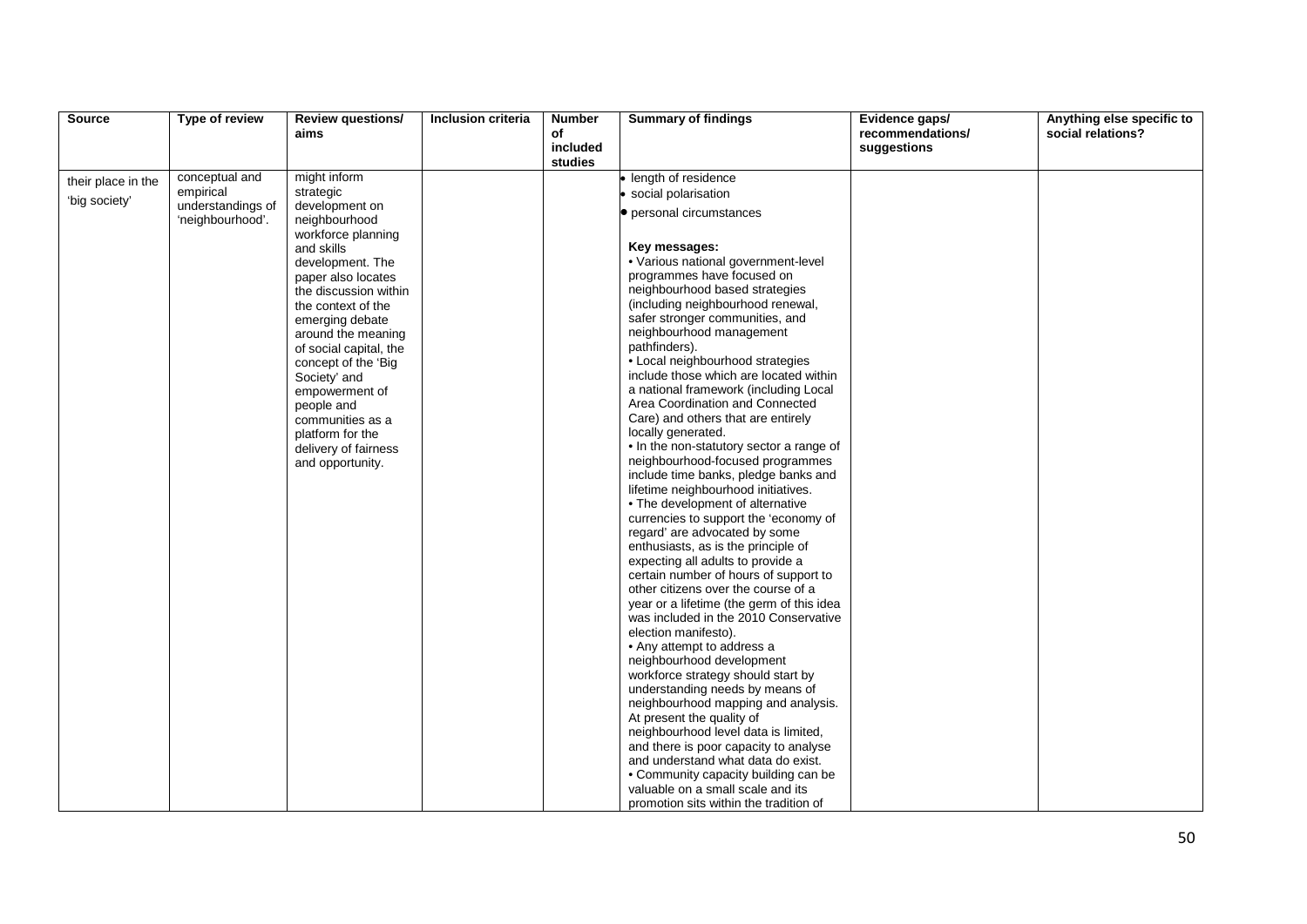| Source | Type of review | Review questions/ aims | Inclusion criteria | Number of included studies | Summary of findings | Evidence gaps/ recommendations/ suggestions | Anything else specific to social relations? |
|---|---|---|---|---|---|---|---|
| their place in the 'big society' | conceptual and empirical understandings of 'neighbourhood'. | might inform strategic development on neighbourhood workforce planning and skills development. The paper also locates the discussion within the context of the emerging debate around the meaning of social capital, the concept of the 'Big Society' and empowerment of people and communities as a platform for the delivery of fairness and opportunity. | | | • length of residence<br>• social polarisation<br>• personal circumstances<br><br>**Key messages:**<br>• Various national government-level programmes have focused on neighbourhood based strategies (including neighbourhood renewal, safer stronger communities, and neighbourhood management pathfinders).<br>• Local neighbourhood strategies include those which are located within a national framework (including Local Area Coordination and Connected Care) and others that are entirely locally generated.<br>• In the non-statutory sector a range of neighbourhood-focused programmes include time banks, pledge banks and lifetime neighbourhood initiatives.<br>• The development of alternative currencies to support the 'economy of regard' are advocated by some enthusiasts, as is the principle of expecting all adults to provide a certain number of hours of support to other citizens over the course of a year or a lifetime (the germ of this idea was included in the 2010 Conservative election manifesto).<br>• Any attempt to address a neighbourhood development workforce strategy should start by understanding needs by means of neighbourhood mapping and analysis. At present the quality of neighbourhood level data is limited, and there is poor capacity to analyse and understand what data do exist.<br>• Community capacity building can be valuable on a small scale and its promotion sits within the tradition of | | |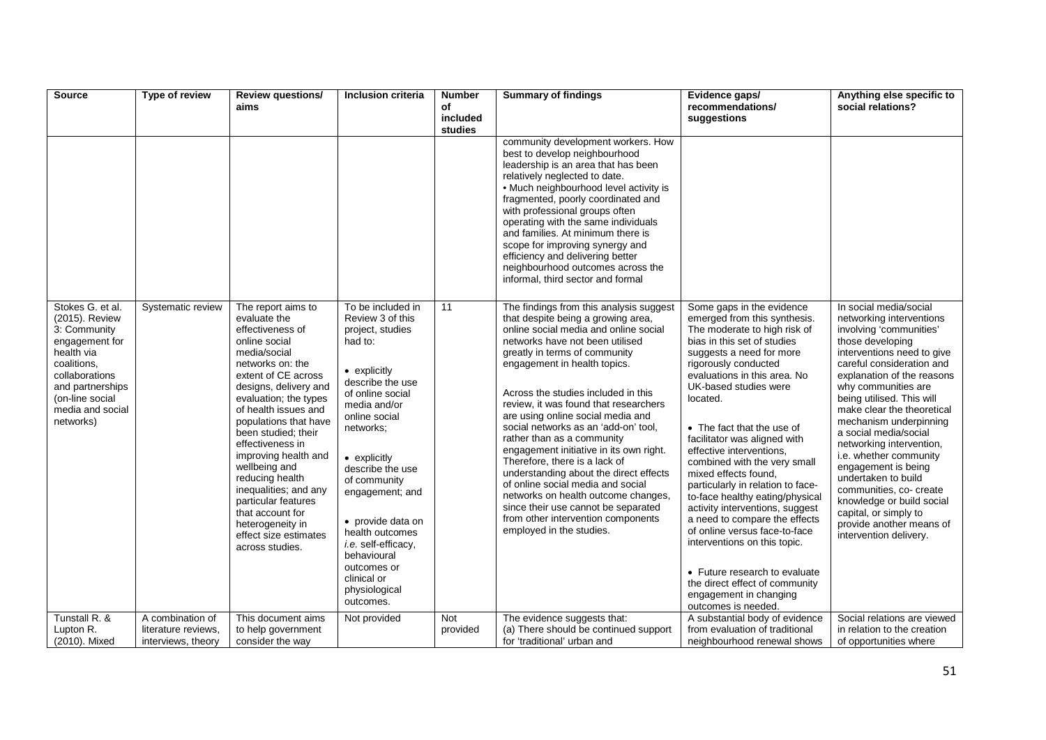| Source | Type of review | Review questions/ aims | Inclusion criteria | Number of included studies | Summary of findings | Evidence gaps/ recommendations/ suggestions | Anything else specific to social relations? |
|---|---|---|---|---|---|---|---|
| | | | | | community development workers. How best to develop neighbourhood leadership is an area that has been relatively neglected to date.<br>• Much neighbourhood level activity is fragmented, poorly coordinated and with professional groups often operating with the same individuals and families. At minimum there is scope for improving synergy and efficiency and delivering better neighbourhood outcomes across the informal, third sector and formal | | |
| Stokes G. et al. (2015). Review 3: Community engagement for health via coalitions, collaborations and partnerships (on-line social media and social networks) | Systematic review | The report aims to evaluate the effectiveness of online social media/social networks on: the extent of CE across designs, delivery and evaluation; the types of health issues and populations that have been studied; their effectiveness in improving health and wellbeing and reducing health inequalities; and any particular features that account for heterogeneity in effect size estimates across studies. | To be included in Review 3 of this project, studies had to:<br><br>• explicitly describe the use of online social media and/or online social networks;<br><br>• explicitly describe the use of community engagement; and<br><br>• provide data on health outcomes *i.e.* self-efficacy, behavioural outcomes or clinical or physiological outcomes. | 11 | The findings from this analysis suggest that despite being a growing area, online social media and online social networks have not been utilised greatly in terms of community engagement in health topics.<br><br>Across the studies included in this review, it was found that researchers are using online social media and social networks as an 'add-on' tool, rather than as a community engagement initiative in its own right. Therefore, there is a lack of understanding about the direct effects of online social media and social networks on health outcome changes, since their use cannot be separated from other intervention components employed in the studies. | Some gaps in the evidence emerged from this synthesis. The moderate to high risk of bias in this set of studies suggests a need for more rigorously conducted evaluations in this area. No UK-based studies were located.<br><br>• The fact that the use of facilitator was aligned with effective interventions, combined with the very small mixed effects found, particularly in relation to face-to-face healthy eating/physical activity interventions, suggest a need to compare the effects of online versus face-to-face interventions on this topic.<br><br>• Future research to evaluate the direct effect of community engagement in changing outcomes is needed. | In social media/social networking interventions involving 'communities' those developing interventions need to give careful consideration and explanation of the reasons why communities are being utilised. This will make clear the theoretical mechanism underpinning a social media/social networking intervention, i.e. whether community engagement is being undertaken to build communities, co- create knowledge or build social capital, or simply to provide another means of intervention delivery. |
| Tunstall R. & Lupton R. (2010). Mixed | A combination of literature reviews, interviews, theory | This document aims to help government consider the way | Not provided | Not provided | The evidence suggests that:<br>(a) There should be continued support for 'traditional' urban and | A substantial body of evidence from evaluation of traditional neighbourhood renewal shows | Social relations are viewed in relation to the creation of opportunities where |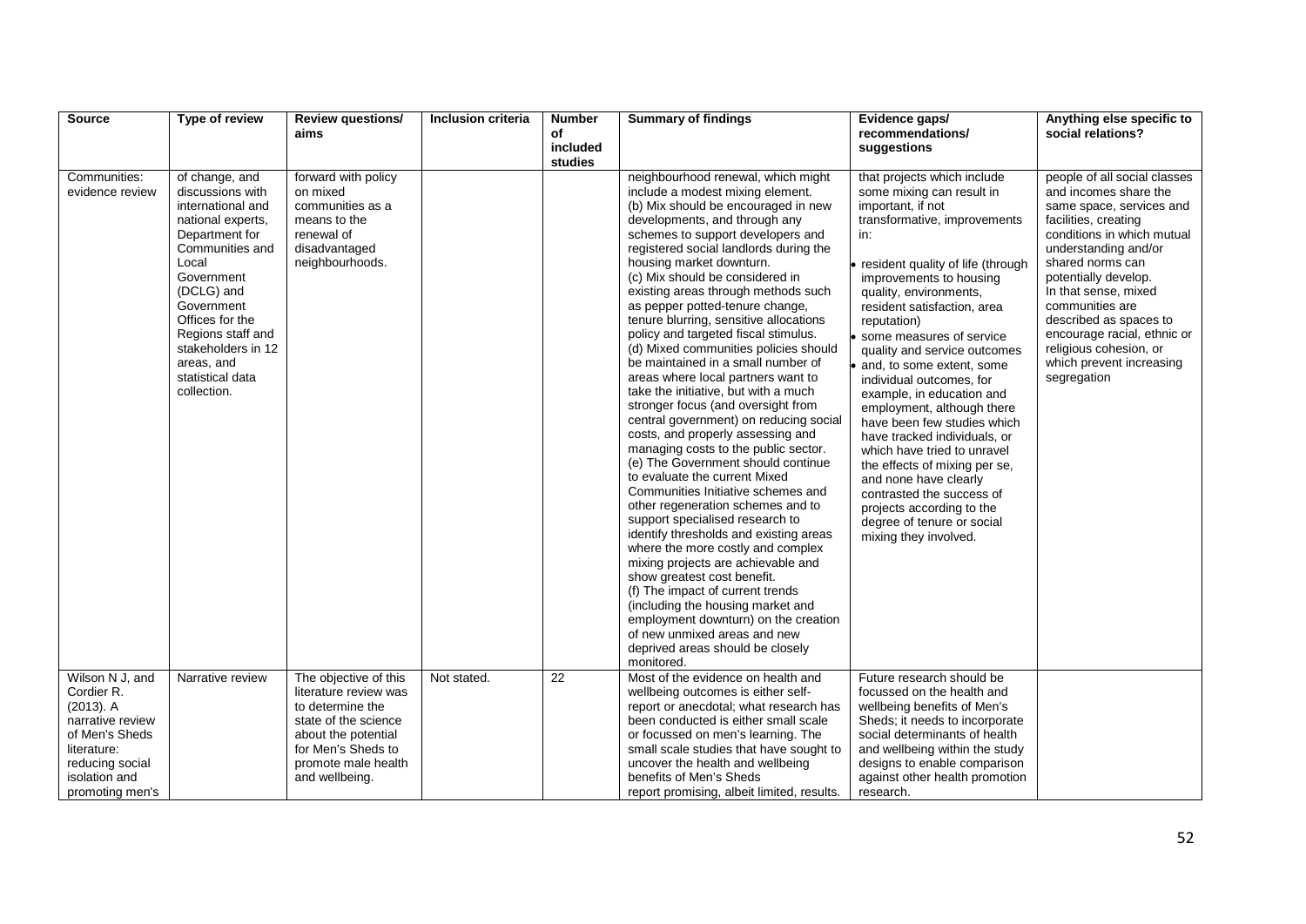| Source | Type of review | Review questions/ aims | Inclusion criteria | Number of included studies | Summary of findings | Evidence gaps/ recommendations/ suggestions | Anything else specific to social relations? |
|---|---|---|---|---|---|---|---|
| Communities: evidence review | of change, and discussions with international and national experts, Department for Communities and Local Government (DCLG) and Government Offices for the Regions staff and stakeholders in 12 areas, and statistical data collection. | forward with policy on mixed communities as a means to the renewal of disadvantaged neighbourhoods. | | | neighbourhood renewal, which might include a modest mixing element. (b) Mix should be encouraged in new developments, and through any schemes to support developers and registered social landlords during the housing market downturn. (c) Mix should be considered in existing areas through methods such as pepper potted-tenure change, tenure blurring, sensitive allocations policy and targeted fiscal stimulus. (d) Mixed communities policies should be maintained in a small number of areas where local partners want to take the initiative, but with a much stronger focus (and oversight from central government) on reducing social costs, and properly assessing and managing costs to the public sector. (e) The Government should continue to evaluate the current Mixed Communities Initiative schemes and other regeneration schemes and to support specialised research to identify thresholds and existing areas where the more costly and complex mixing projects are achievable and show greatest cost benefit. (f) The impact of current trends (including the housing market and employment downturn) on the creation of new unmixed areas and new deprived areas should be closely monitored. | that projects which include some mixing can result in important, if not transformative, improvements in:<br>• resident quality of life (through improvements to housing quality, environments, resident satisfaction, area reputation)<br>• some measures of service quality and service outcomes<br>• and, to some extent, some individual outcomes, for example, in education and employment, although there have been few studies which have tracked individuals, or which have tried to unravel the effects of mixing per se, and none have clearly contrasted the success of projects according to the degree of tenure or social mixing they involved. | people of all social classes and incomes share the same space, services and facilities, creating conditions in which mutual understanding and/or shared norms can potentially develop. In that sense, mixed communities are described as spaces to encourage racial, ethnic or religious cohesion, or which prevent increasing segregation |
| Wilson N J, and Cordier R. (2013). A narrative review of Men's Sheds literature: reducing social isolation and promoting men's | Narrative review | The objective of this literature review was to determine the state of the science about the potential for Men's Sheds to promote male health and wellbeing. | Not stated. | 22 | Most of the evidence on health and wellbeing outcomes is either self-report or anecdotal; what research has been conducted is either small scale or focussed on men's learning. The small scale studies that have sought to uncover the health and wellbeing benefits of Men's Sheds report promising, albeit limited, results. | Future research should be focussed on the health and wellbeing benefits of Men's Sheds; it needs to incorporate social determinants of health and wellbeing within the study designs to enable comparison against other health promotion research. | |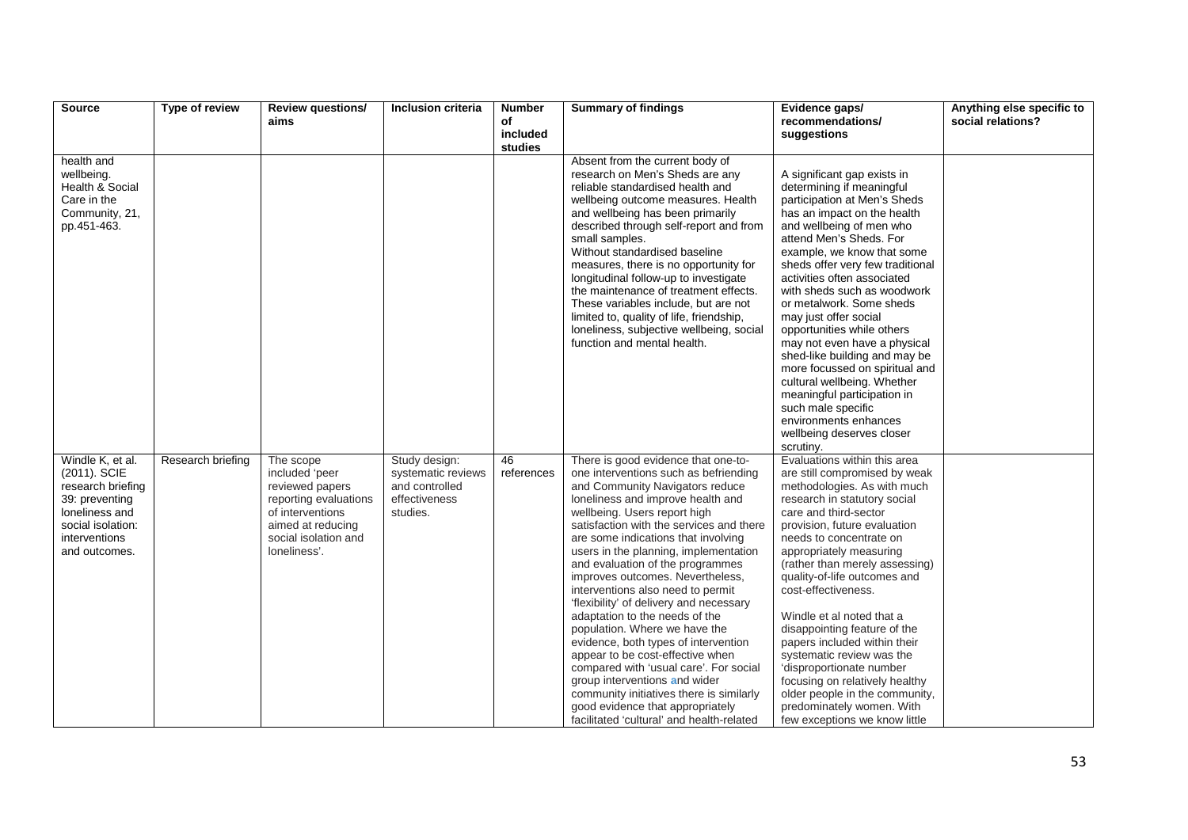| Source | Type of review | Review questions/ aims | Inclusion criteria | Number of included studies | Summary of findings | Evidence gaps/ recommendations/ suggestions | Anything else specific to social relations? |
|---|---|---|---|---|---|---|---|
| health and wellbeing. Health & Social Care in the Community, 21, pp.451-463. | | | | | Absent from the current body of research on Men's Sheds are any reliable standardised health and wellbeing outcome measures. Health and wellbeing has been primarily described through self-report and from small samples. Without standardised baseline measures, there is no opportunity for longitudinal follow-up to investigate the maintenance of treatment effects. These variables include, but are not limited to, quality of life, friendship, loneliness, subjective wellbeing, social function and mental health. | A significant gap exists in determining if meaningful participation at Men's Sheds has an impact on the health and wellbeing of men who attend Men's Sheds. For example, we know that some sheds offer very few traditional activities often associated with sheds such as woodwork or metalwork. Some sheds may just offer social opportunities while others may not even have a physical shed-like building and may be more focussed on spiritual and cultural wellbeing. Whether meaningful participation in such male specific environments enhances wellbeing deserves closer scrutiny. | |
| Windle K, et al. (2011). SCIE research briefing 39: preventing loneliness and social isolation: interventions and outcomes. | Research briefing | The scope included 'peer reviewed papers reporting evaluations of interventions aimed at reducing social isolation and loneliness'. | Study design: systematic reviews and controlled effectiveness studies. | 46 references | There is good evidence that one-to-one interventions such as befriending and Community Navigators reduce loneliness and improve health and wellbeing. Users report high satisfaction with the services and there are some indications that involving users in the planning, implementation and evaluation of the programmes improves outcomes. Nevertheless, interventions also need to permit 'flexibility' of delivery and necessary adaptation to the needs of the population. Where we have the evidence, both types of intervention appear to be cost-effective when compared with 'usual care'. For social group interventions and wider community initiatives there is similarly good evidence that appropriately facilitated 'cultural' and health-related | Evaluations within this area are still compromised by weak methodologies. As with much research in statutory social care and third-sector provision, future evaluation needs to concentrate on appropriately measuring (rather than merely assessing) quality-of-life outcomes and cost-effectiveness.<br><br>Windle et al noted that a disappointing feature of the papers included within their systematic review was the 'disproportionate number focusing on relatively healthy older people in the community, predominately women. With few exceptions we know little | |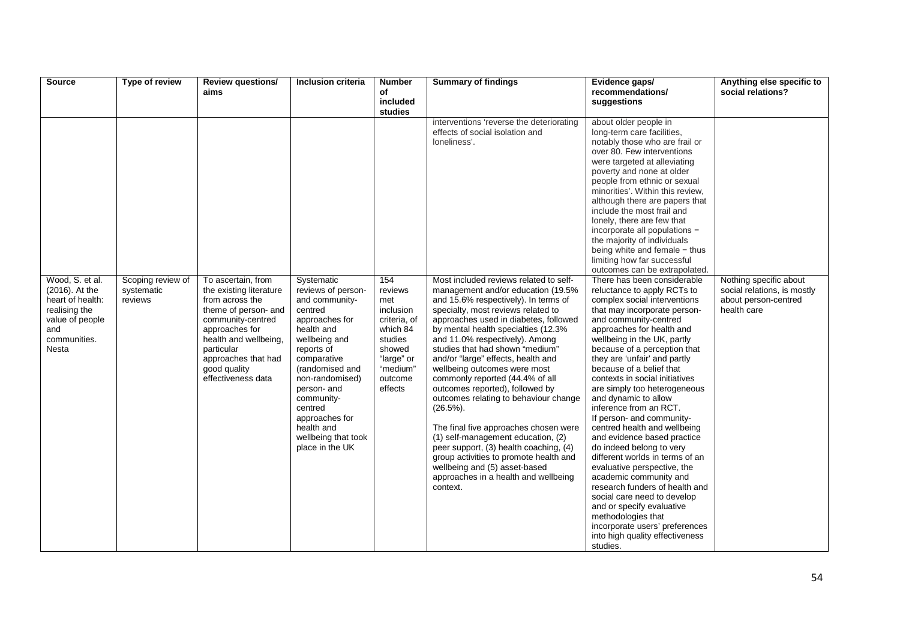| Source | Type of review | Review questions/ aims | Inclusion criteria | Number of included studies | Summary of findings | Evidence gaps/ recommendations/ suggestions | Anything else specific to social relations? |
|---|---|---|---|---|---|---|---|
| | | | | | interventions 'reverse the deteriorating effects of social isolation and loneliness'. | about older people in long-term care facilities, notably those who are frail or over 80. Few interventions were targeted at alleviating poverty and none at older people from ethnic or sexual minorities'. Within this review, although there are papers that include the most frail and lonely, there are few that incorporate all populations − the majority of individuals being white and female − thus limiting how far successful outcomes can be extrapolated. | |
| Wood, S. et al. (2016). At the heart of health: realising the value of people and communities. Nesta | Scoping review of systematic reviews | To ascertain, from the existing literature from across the theme of person- and community-centred approaches for health and wellbeing, particular approaches that had good quality effectiveness data | Systematic reviews of person- and community-centred approaches for health and wellbeing and reports of comparative (randomised and non-randomised) person- and community-centred approaches for health and wellbeing that took place in the UK | 154 reviews met inclusion criteria, of which 84 studies showed "large" or "medium" outcome effects | Most included reviews related to self-management and/or education (19.5% and 15.6% respectively). In terms of specialty, most reviews related to approaches used in diabetes, followed by mental health specialties (12.3% and 11.0% respectively). Among studies that had shown "medium" and/or "large" effects, health and wellbeing outcomes were most commonly reported (44.4% of all outcomes reported), followed by outcomes relating to behaviour change (26.5%).<br><br>The final five approaches chosen were (1) self-management education, (2) peer support, (3) health coaching, (4) group activities to promote health and wellbeing and (5) asset-based approaches in a health and wellbeing context. | There has been considerable reluctance to apply RCTs to complex social interventions that may incorporate person- and community-centred approaches for health and wellbeing in the UK, partly because of a perception that they are 'unfair' and partly because of a belief that contexts in social initiatives are simply too heterogeneous and dynamic to allow inference from an RCT.<br>If person- and community-centred health and wellbeing and evidence based practice do indeed belong to very different worlds in terms of an evaluative perspective, the academic community and research funders of health and social care need to develop and or specify evaluative methodologies that incorporate users' preferences into high quality effectiveness studies. | Nothing specific about social relations, is mostly about person-centred health care |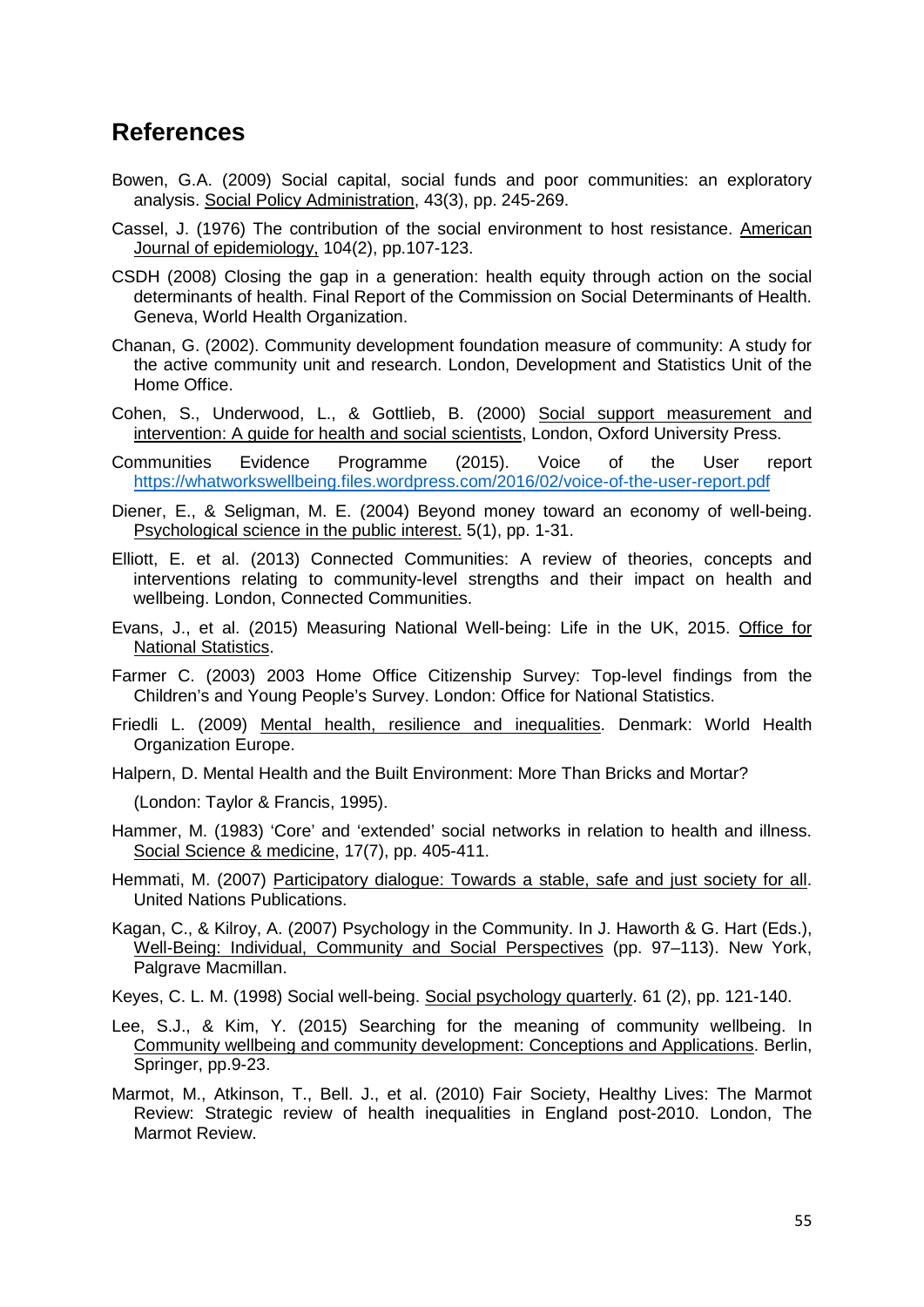## References

Bowen, G.A. (2009) Social capital, social funds and poor communities: an exploratory analysis. Social Policy Administration, 43(3), pp. 245-269.

Cassel, J. (1976) The contribution of the social environment to host resistance. American Journal of epidemiology, 104(2), pp.107-123.

CSDH (2008) Closing the gap in a generation: health equity through action on the social determinants of health. Final Report of the Commission on Social Determinants of Health. Geneva, World Health Organization.

Chanan, G. (2002). Community development foundation measure of community: A study for the active community unit and research. London, Development and Statistics Unit of the Home Office.

Cohen, S., Underwood, L., & Gottlieb, B. (2000) Social support measurement and intervention: A guide for health and social scientists, London, Oxford University Press.

Communities Evidence Programme (2015). Voice of the User report https://whatworkswellbeing.files.wordpress.com/2016/02/voice-of-the-user-report.pdf

Diener, E., & Seligman, M. E. (2004) Beyond money toward an economy of well-being. Psychological science in the public interest. 5(1), pp. 1-31.

Elliott, E. et al. (2013) Connected Communities: A review of theories, concepts and interventions relating to community-level strengths and their impact on health and wellbeing. London, Connected Communities.

Evans, J., et al. (2015) Measuring National Well-being: Life in the UK, 2015. Office for National Statistics.

Farmer C. (2003) 2003 Home Office Citizenship Survey: Top-level findings from the Children's and Young People's Survey. London: Office for National Statistics.

Friedli L. (2009) Mental health, resilience and inequalities. Denmark: World Health Organization Europe.

Halpern, D. Mental Health and the Built Environment: More Than Bricks and Mortar?

(London: Taylor & Francis, 1995).

Hammer, M. (1983) 'Core' and 'extended' social networks in relation to health and illness. Social Science & medicine, 17(7), pp. 405-411.

Hemmati, M. (2007) Participatory dialogue: Towards a stable, safe and just society for all. United Nations Publications.

Kagan, C., & Kilroy, A. (2007) Psychology in the Community. In J. Haworth & G. Hart (Eds.), Well-Being: Individual, Community and Social Perspectives (pp. 97–113). New York, Palgrave Macmillan.

Keyes, C. L. M. (1998) Social well-being. Social psychology quarterly. 61 (2), pp. 121-140.

Lee, S.J., & Kim, Y. (2015) Searching for the meaning of community wellbeing. In Community wellbeing and community development: Conceptions and Applications. Berlin, Springer, pp.9-23.

Marmot, M., Atkinson, T., Bell. J., et al. (2010) Fair Society, Healthy Lives: The Marmot Review: Strategic review of health inequalities in England post-2010. London, The Marmot Review.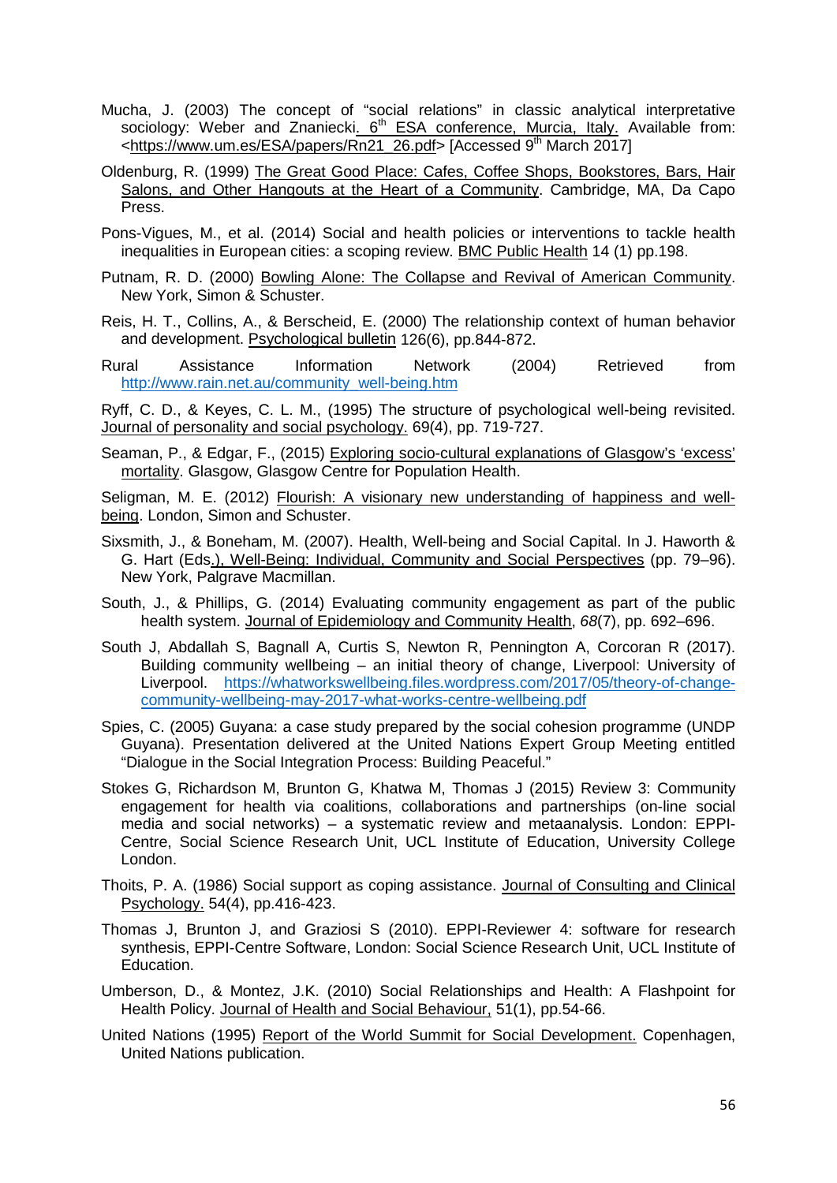Mucha, J. (2003) The concept of "social relations" in classic analytical interpretative sociology: Weber and Znaniecki. 6th ESA conference, Murcia, Italy. Available from: <https://www.um.es/ESA/papers/Rn21_26.pdf> [Accessed 9th March 2017]

Oldenburg, R. (1999) The Great Good Place: Cafes, Coffee Shops, Bookstores, Bars, Hair Salons, and Other Hangouts at the Heart of a Community. Cambridge, MA, Da Capo Press.

Pons-Vigues, M., et al. (2014) Social and health policies or interventions to tackle health inequalities in European cities: a scoping review. BMC Public Health 14 (1) pp.198.

Putnam, R. D. (2000) Bowling Alone: The Collapse and Revival of American Community. New York, Simon & Schuster.

Reis, H. T., Collins, A., & Berscheid, E. (2000) The relationship context of human behavior and development. Psychological bulletin 126(6), pp.844-872.

Rural Assistance Information Network (2004) Retrieved from http://www.rain.net.au/community_well-being.htm

Ryff, C. D., & Keyes, C. L. M., (1995) The structure of psychological well-being revisited. Journal of personality and social psychology. 69(4), pp. 719-727.

Seaman, P., & Edgar, F., (2015) Exploring socio-cultural explanations of Glasgow's 'excess' mortality. Glasgow, Glasgow Centre for Population Health.

Seligman, M. E. (2012) Flourish: A visionary new understanding of happiness and well-being. London, Simon and Schuster.

Sixsmith, J., & Boneham, M. (2007). Health, Well-being and Social Capital. In J. Haworth & G. Hart (Eds.), Well-Being: Individual, Community and Social Perspectives (pp. 79–96). New York, Palgrave Macmillan.

South, J., & Phillips, G. (2014) Evaluating community engagement as part of the public health system. Journal of Epidemiology and Community Health, *68*(7), pp. 692–696.

South J, Abdallah S, Bagnall A, Curtis S, Newton R, Pennington A, Corcoran R (2017). Building community wellbeing – an initial theory of change, Liverpool: University of Liverpool. https://whatworkswellbeing.files.wordpress.com/2017/05/theory-of-change-community-wellbeing-may-2017-what-works-centre-wellbeing.pdf

Spies, C. (2005) Guyana: a case study prepared by the social cohesion programme (UNDP Guyana). Presentation delivered at the United Nations Expert Group Meeting entitled "Dialogue in the Social Integration Process: Building Peaceful."

Stokes G, Richardson M, Brunton G, Khatwa M, Thomas J (2015) Review 3: Community engagement for health via coalitions, collaborations and partnerships (on-line social media and social networks) – a systematic review and metaanalysis. London: EPPI-Centre, Social Science Research Unit, UCL Institute of Education, University College London.

Thoits, P. A. (1986) Social support as coping assistance. Journal of Consulting and Clinical Psychology. 54(4), pp.416-423.

Thomas J, Brunton J, and Graziosi S (2010). EPPI-Reviewer 4: software for research synthesis, EPPI-Centre Software, London: Social Science Research Unit, UCL Institute of Education.

Umberson, D., & Montez, J.K. (2010) Social Relationships and Health: A Flashpoint for Health Policy. Journal of Health and Social Behaviour, 51(1), pp.54-66.

United Nations (1995) Report of the World Summit for Social Development. Copenhagen, United Nations publication.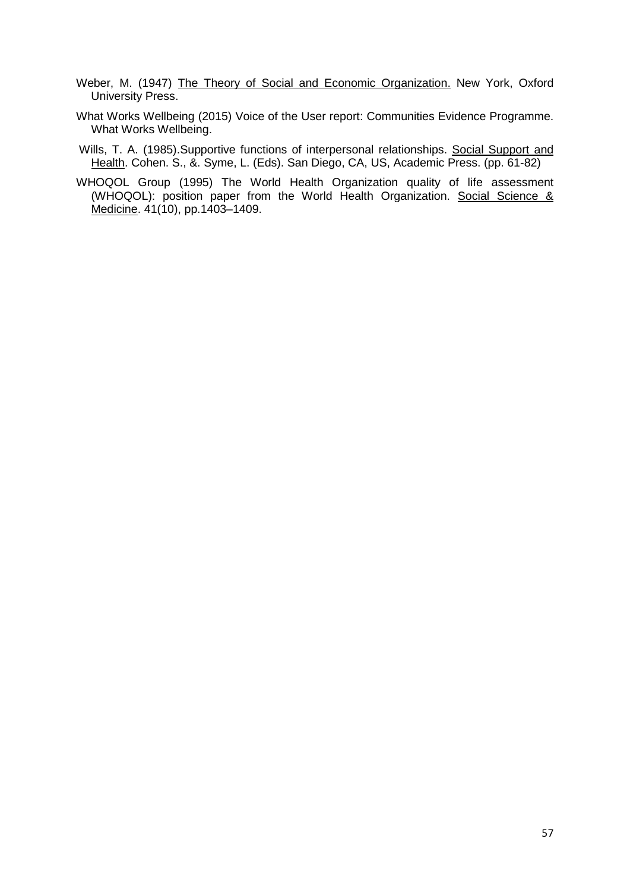Weber, M. (1947) The Theory of Social and Economic Organization. New York, Oxford University Press.

What Works Wellbeing (2015) Voice of the User report: Communities Evidence Programme. What Works Wellbeing.

Wills, T. A. (1985).Supportive functions of interpersonal relationships. Social Support and Health. Cohen. S., &. Syme, L. (Eds). San Diego, CA, US, Academic Press. (pp. 61-82)

WHOQOL Group (1995) The World Health Organization quality of life assessment (WHOQOL): position paper from the World Health Organization. Social Science & Medicine. 41(10), pp.1403–1409.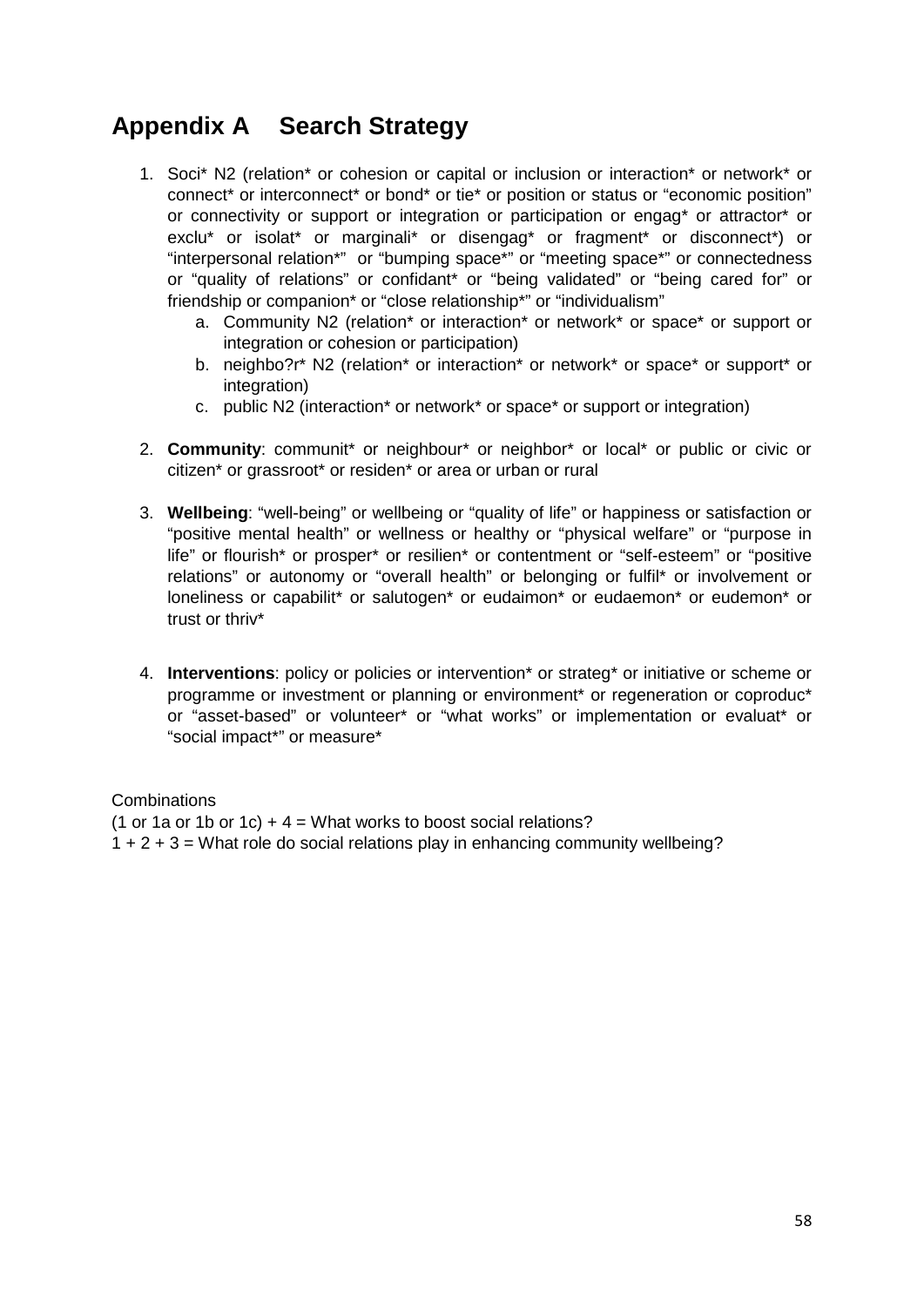# Appendix A Search Strategy

1. Soci* N2 (relation* or cohesion or capital or inclusion or interaction* or network* or connect* or interconnect* or bond* or tie* or position or status or "economic position" or connectivity or support or integration or participation or engag* or attractor* or exclu* or isolat* or marginali* or disengag* or fragment* or disconnect*) or "interpersonal relation*" or "bumping space*" or "meeting space*" or connectedness or "quality of relations" or confidant* or "being validated" or "being cared for" or friendship or companion* or "close relationship*" or "individualism"
    a. Community N2 (relation* or interaction* or network* or space* or support or integration or cohesion or participation)
    b. neighbo?r* N2 (relation* or interaction* or network* or space* or support* or integration)
    c. public N2 (interaction* or network* or space* or support or integration)

2. **Community**: communit* or neighbour* or neighbor* or local* or public or civic or citizen* or grassroot* or residen* or area or urban or rural

3. **Wellbeing**: "well-being" or wellbeing or "quality of life" or happiness or satisfaction or "positive mental health" or wellness or healthy or "physical welfare" or "purpose in life" or flourish* or prosper* or resilien* or contentment or "self-esteem" or "positive relations" or autonomy or "overall health" or belonging or fulfil* or involvement or loneliness or capabilit* or salutogen* or eudaimon* or eudaemon* or eudemon* or trust or thriv*

4. **Interventions**: policy or policies or intervention* or strateg* or initiative or scheme or programme or investment or planning or environment* or regeneration or coproduc* or "asset-based" or volunteer* or "what works" or implementation or evaluat* or "social impact*" or measure*

Combinations

(1 or 1a or 1b or 1c) + 4 = What works to boost social relations?

1 + 2 + 3 = What role do social relations play in enhancing community wellbeing?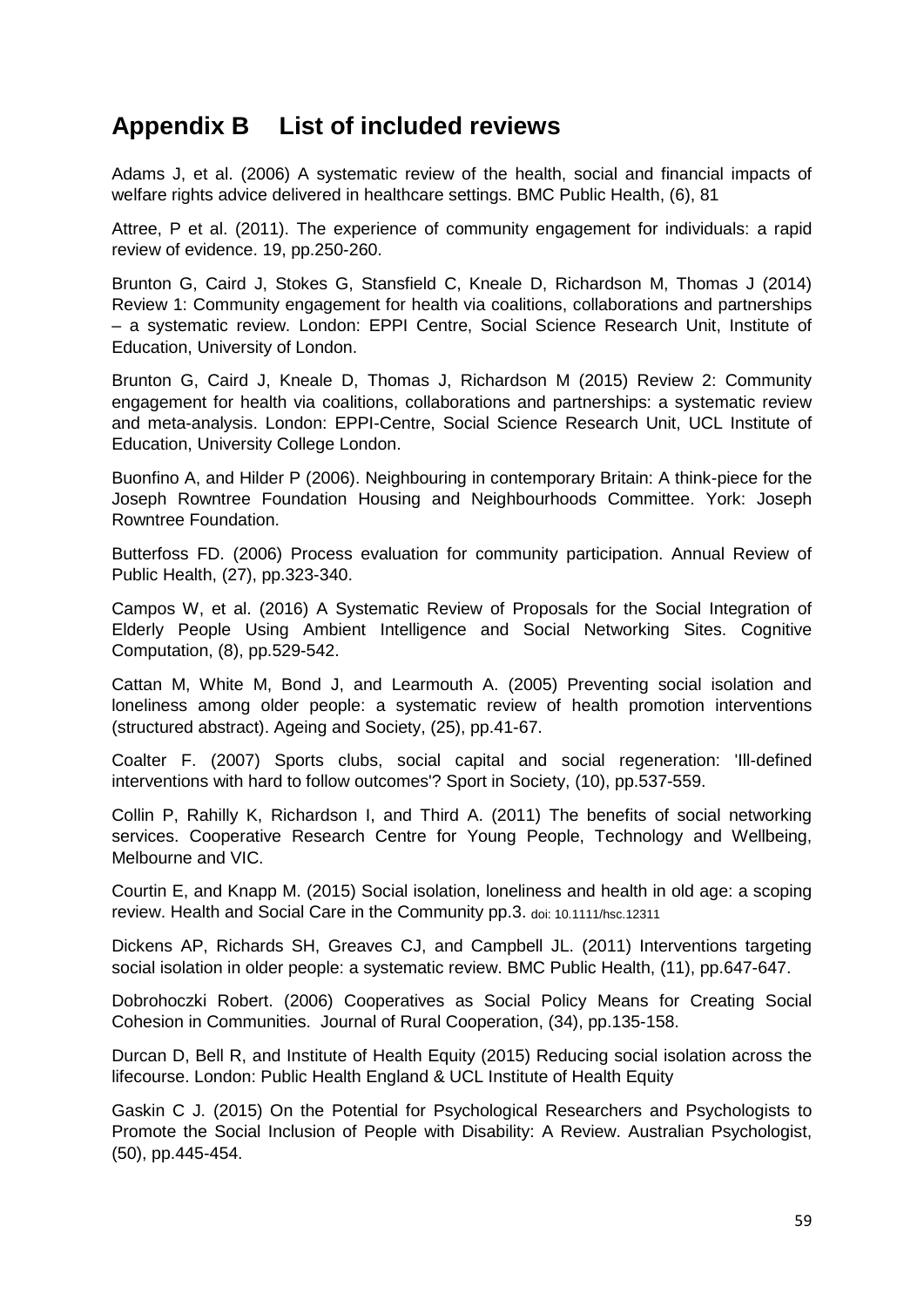## Appendix B List of included reviews

Adams J, et al. (2006) A systematic review of the health, social and financial impacts of welfare rights advice delivered in healthcare settings. BMC Public Health, (6), 81

Attree, P et al. (2011). The experience of community engagement for individuals: a rapid review of evidence. 19, pp.250-260.

Brunton G, Caird J, Stokes G, Stansfield C, Kneale D, Richardson M, Thomas J (2014) Review 1: Community engagement for health via coalitions, collaborations and partnerships – a systematic review. London: EPPI Centre, Social Science Research Unit, Institute of Education, University of London.

Brunton G, Caird J, Kneale D, Thomas J, Richardson M (2015) Review 2: Community engagement for health via coalitions, collaborations and partnerships: a systematic review and meta-analysis. London: EPPI-Centre, Social Science Research Unit, UCL Institute of Education, University College London.

Buonfino A, and Hilder P (2006). Neighbouring in contemporary Britain: A think-piece for the Joseph Rowntree Foundation Housing and Neighbourhoods Committee. York: Joseph Rowntree Foundation.

Butterfoss FD. (2006) Process evaluation for community participation. Annual Review of Public Health, (27), pp.323-340.

Campos W, et al. (2016) A Systematic Review of Proposals for the Social Integration of Elderly People Using Ambient Intelligence and Social Networking Sites. Cognitive Computation, (8), pp.529-542.

Cattan M, White M, Bond J, and Learmouth A. (2005) Preventing social isolation and loneliness among older people: a systematic review of health promotion interventions (structured abstract). Ageing and Society, (25), pp.41-67.

Coalter F. (2007) Sports clubs, social capital and social regeneration: 'Ill-defined interventions with hard to follow outcomes'? Sport in Society, (10), pp.537-559.

Collin P, Rahilly K, Richardson I, and Third A. (2011) The benefits of social networking services. Cooperative Research Centre for Young People, Technology and Wellbeing, Melbourne and VIC.

Courtin E, and Knapp M. (2015) Social isolation, loneliness and health in old age: a scoping review. Health and Social Care in the Community pp.3. doi: 10.1111/hsc.12311

Dickens AP, Richards SH, Greaves CJ, and Campbell JL. (2011) Interventions targeting social isolation in older people: a systematic review. BMC Public Health, (11), pp.647-647.

Dobrohoczki Robert. (2006) Cooperatives as Social Policy Means for Creating Social Cohesion in Communities. Journal of Rural Cooperation, (34), pp.135-158.

Durcan D, Bell R, and Institute of Health Equity (2015) Reducing social isolation across the lifecourse. London: Public Health England & UCL Institute of Health Equity

Gaskin C J. (2015) On the Potential for Psychological Researchers and Psychologists to Promote the Social Inclusion of People with Disability: A Review. Australian Psychologist, (50), pp.445-454.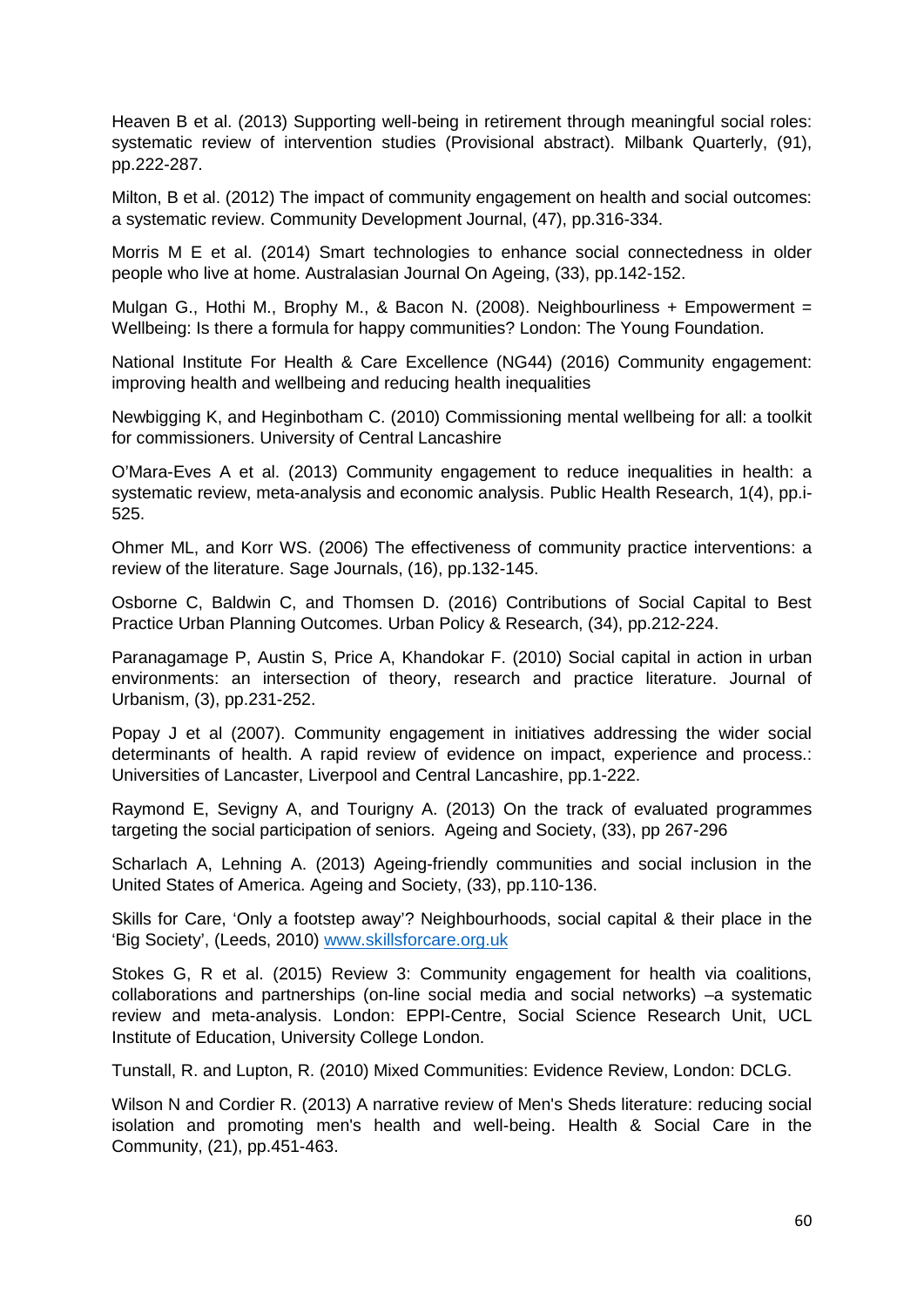Heaven B et al. (2013) Supporting well-being in retirement through meaningful social roles: systematic review of intervention studies (Provisional abstract). Milbank Quarterly, (91), pp.222-287.

Milton, B et al. (2012) The impact of community engagement on health and social outcomes: a systematic review. Community Development Journal, (47), pp.316-334.

Morris M E et al. (2014) Smart technologies to enhance social connectedness in older people who live at home. Australasian Journal On Ageing, (33), pp.142-152.

Mulgan G., Hothi M., Brophy M., & Bacon N. (2008). Neighbourliness + Empowerment = Wellbeing: Is there a formula for happy communities? London: The Young Foundation.

National Institute For Health & Care Excellence (NG44) (2016) Community engagement: improving health and wellbeing and reducing health inequalities

Newbigging K, and Heginbotham C. (2010) Commissioning mental wellbeing for all: a toolkit for commissioners. University of Central Lancashire

O'Mara-Eves A et al. (2013) Community engagement to reduce inequalities in health: a systematic review, meta-analysis and economic analysis. Public Health Research, 1(4), pp.i-525.

Ohmer ML, and Korr WS. (2006) The effectiveness of community practice interventions: a review of the literature. Sage Journals, (16), pp.132-145.

Osborne C, Baldwin C, and Thomsen D. (2016) Contributions of Social Capital to Best Practice Urban Planning Outcomes. Urban Policy & Research, (34), pp.212-224.

Paranagamage P, Austin S, Price A, Khandokar F. (2010) Social capital in action in urban environments: an intersection of theory, research and practice literature. Journal of Urbanism, (3), pp.231-252.

Popay J et al (2007). Community engagement in initiatives addressing the wider social determinants of health. A rapid review of evidence on impact, experience and process.: Universities of Lancaster, Liverpool and Central Lancashire, pp.1-222.

Raymond E, Sevigny A, and Tourigny A. (2013) On the track of evaluated programmes targeting the social participation of seniors. Ageing and Society, (33), pp 267-296

Scharlach A, Lehning A. (2013) Ageing-friendly communities and social inclusion in the United States of America. Ageing and Society, (33), pp.110-136.

Skills for Care, 'Only a footstep away'? Neighbourhoods, social capital & their place in the 'Big Society', (Leeds, 2010) www.skillsforcare.org.uk

Stokes G, R et al. (2015) Review 3: Community engagement for health via coalitions, collaborations and partnerships (on-line social media and social networks) –a systematic review and meta-analysis. London: EPPI-Centre, Social Science Research Unit, UCL Institute of Education, University College London.

Tunstall, R. and Lupton, R. (2010) Mixed Communities: Evidence Review, London: DCLG.

Wilson N and Cordier R. (2013) A narrative review of Men's Sheds literature: reducing social isolation and promoting men's health and well-being. Health & Social Care in the Community, (21), pp.451-463.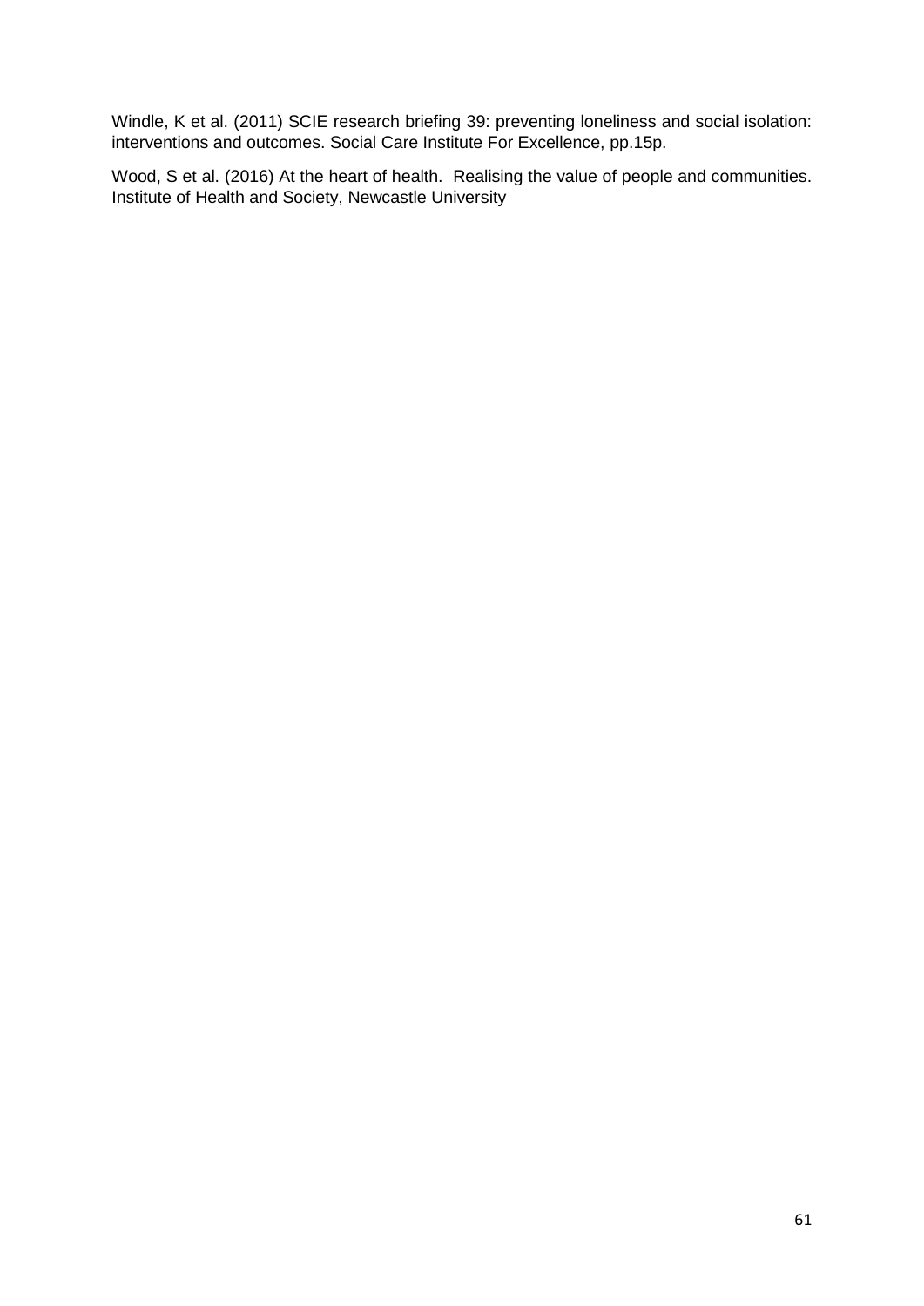Windle, K et al. (2011) SCIE research briefing 39: preventing loneliness and social isolation: interventions and outcomes. Social Care Institute For Excellence, pp.15p.

Wood, S et al. (2016) At the heart of health. Realising the value of people and communities. Institute of Health and Society, Newcastle University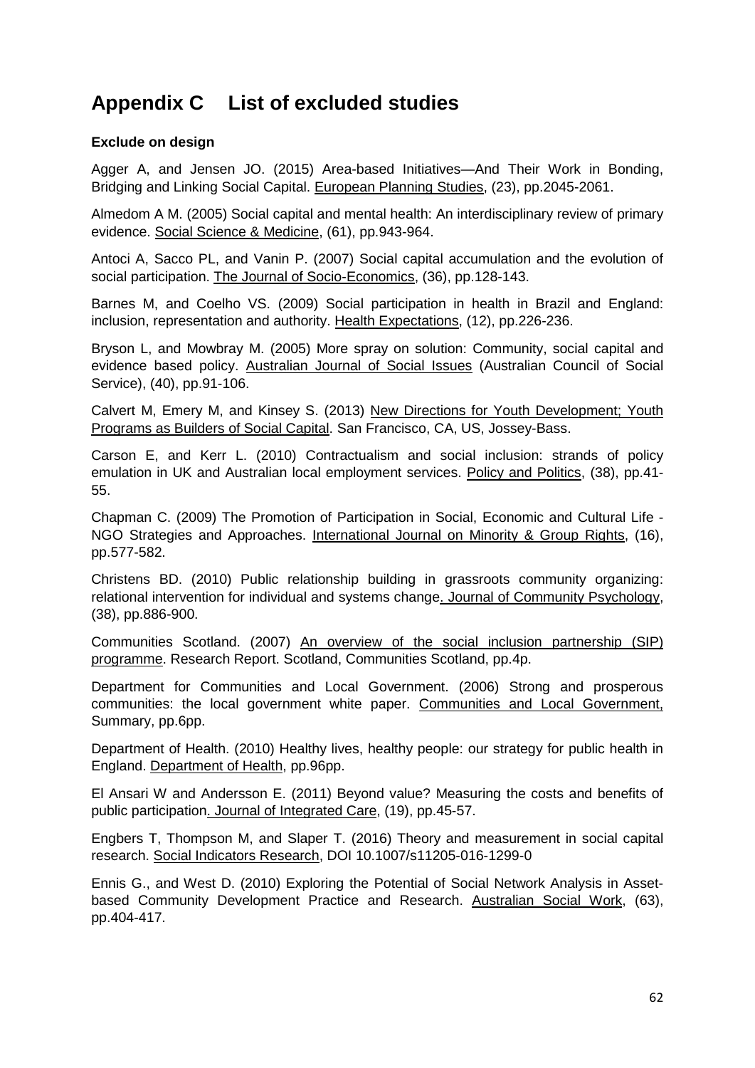# Appendix C List of excluded studies

**Exclude on design**

Agger A, and Jensen JO. (2015) Area-based Initiatives—And Their Work in Bonding, Bridging and Linking Social Capital. European Planning Studies, (23), pp.2045-2061.

Almedom A M. (2005) Social capital and mental health: An interdisciplinary review of primary evidence. Social Science & Medicine, (61), pp.943-964.

Antoci A, Sacco PL, and Vanin P. (2007) Social capital accumulation and the evolution of social participation. The Journal of Socio-Economics, (36), pp.128-143.

Barnes M, and Coelho VS. (2009) Social participation in health in Brazil and England: inclusion, representation and authority. Health Expectations, (12), pp.226-236.

Bryson L, and Mowbray M. (2005) More spray on solution: Community, social capital and evidence based policy. Australian Journal of Social Issues (Australian Council of Social Service), (40), pp.91-106.

Calvert M, Emery M, and Kinsey S. (2013) New Directions for Youth Development; Youth Programs as Builders of Social Capital. San Francisco, CA, US, Jossey-Bass.

Carson E, and Kerr L. (2010) Contractualism and social inclusion: strands of policy emulation in UK and Australian local employment services. Policy and Politics, (38), pp.41-55.

Chapman C. (2009) The Promotion of Participation in Social, Economic and Cultural Life - NGO Strategies and Approaches. International Journal on Minority & Group Rights, (16), pp.577-582.

Christens BD. (2010) Public relationship building in grassroots community organizing: relational intervention for individual and systems change. Journal of Community Psychology, (38), pp.886-900.

Communities Scotland. (2007) An overview of the social inclusion partnership (SIP) programme. Research Report. Scotland, Communities Scotland, pp.4p.

Department for Communities and Local Government. (2006) Strong and prosperous communities: the local government white paper. Communities and Local Government, Summary, pp.6pp.

Department of Health. (2010) Healthy lives, healthy people: our strategy for public health in England. Department of Health, pp.96pp.

El Ansari W and Andersson E. (2011) Beyond value? Measuring the costs and benefits of public participation. Journal of Integrated Care, (19), pp.45-57.

Engbers T, Thompson M, and Slaper T. (2016) Theory and measurement in social capital research. Social Indicators Research, DOI 10.1007/s11205-016-1299-0

Ennis G., and West D. (2010) Exploring the Potential of Social Network Analysis in Asset-based Community Development Practice and Research. Australian Social Work, (63), pp.404-417.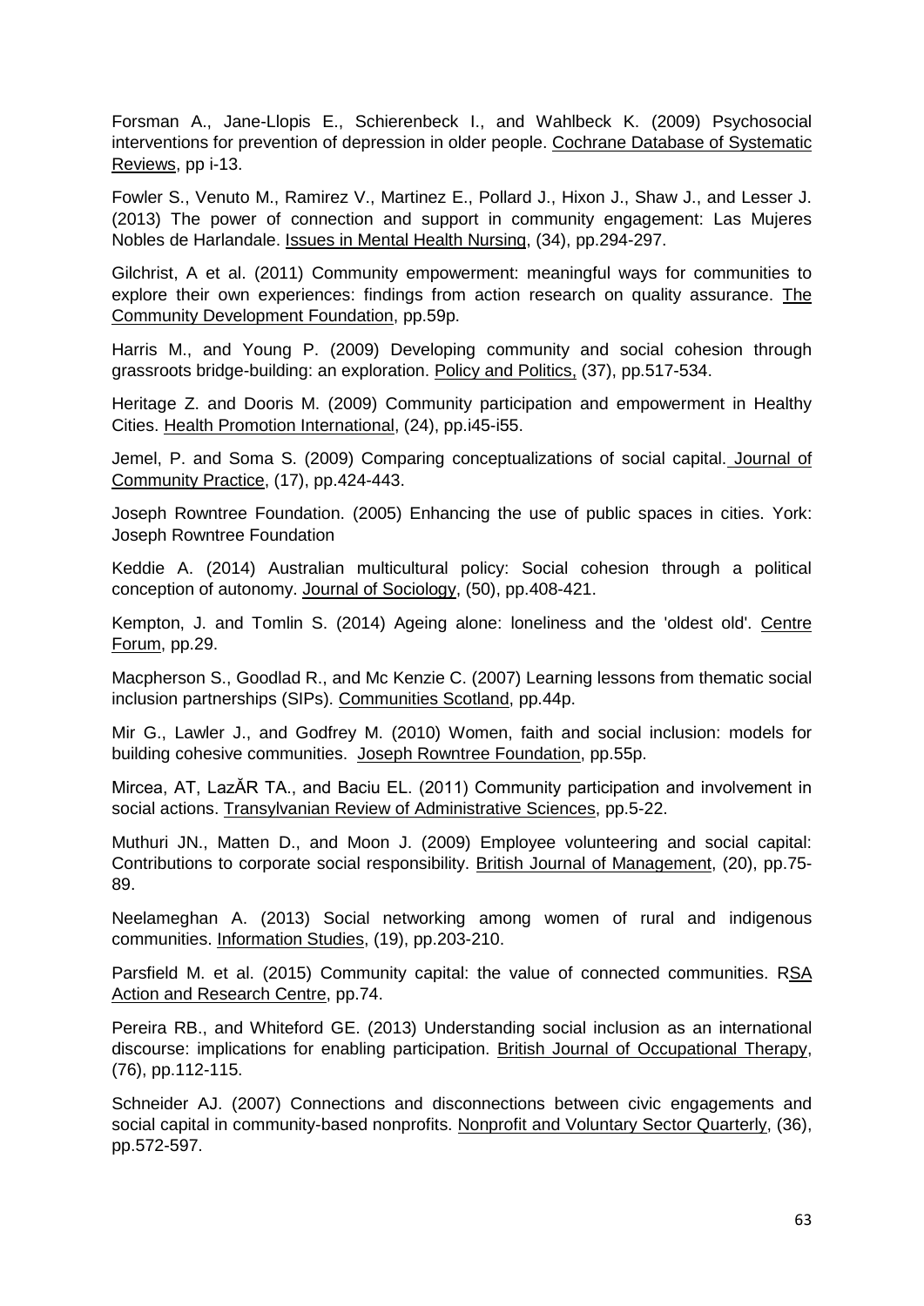Forsman A., Jane-Llopis E., Schierenbeck I., and Wahlbeck K. (2009) Psychosocial interventions for prevention of depression in older people. Cochrane Database of Systematic Reviews, pp i-13.

Fowler S., Venuto M., Ramirez V., Martinez E., Pollard J., Hixon J., Shaw J., and Lesser J. (2013) The power of connection and support in community engagement: Las Mujeres Nobles de Harlandale. Issues in Mental Health Nursing, (34), pp.294-297.

Gilchrist, A et al. (2011) Community empowerment: meaningful ways for communities to explore their own experiences: findings from action research on quality assurance. The Community Development Foundation, pp.59p.

Harris M., and Young P. (2009) Developing community and social cohesion through grassroots bridge-building: an exploration. Policy and Politics, (37), pp.517-534.

Heritage Z. and Dooris M. (2009) Community participation and empowerment in Healthy Cities. Health Promotion International, (24), pp.i45-i55.

Jemel, P. and Soma S. (2009) Comparing conceptualizations of social capital. Journal of Community Practice, (17), pp.424-443.

Joseph Rowntree Foundation. (2005) Enhancing the use of public spaces in cities. York: Joseph Rowntree Foundation

Keddie A. (2014) Australian multicultural policy: Social cohesion through a political conception of autonomy. Journal of Sociology, (50), pp.408-421.

Kempton, J. and Tomlin S. (2014) Ageing alone: loneliness and the 'oldest old'. Centre Forum, pp.29.

Macpherson S., Goodlad R., and Mc Kenzie C. (2007) Learning lessons from thematic social inclusion partnerships (SIPs). Communities Scotland, pp.44p.

Mir G., Lawler J., and Godfrey M. (2010) Women, faith and social inclusion: models for building cohesive communities. Joseph Rowntree Foundation, pp.55p.

Mircea, AT, LazĂR TA., and Baciu EL. (2011) Community participation and involvement in social actions. Transylvanian Review of Administrative Sciences, pp.5-22.

Muthuri JN., Matten D., and Moon J. (2009) Employee volunteering and social capital: Contributions to corporate social responsibility. British Journal of Management, (20), pp.75-89.

Neelameghan A. (2013) Social networking among women of rural and indigenous communities. Information Studies, (19), pp.203-210.

Parsfield M. et al. (2015) Community capital: the value of connected communities. RSA Action and Research Centre, pp.74.

Pereira RB., and Whiteford GE. (2013) Understanding social inclusion as an international discourse: implications for enabling participation. British Journal of Occupational Therapy, (76), pp.112-115.

Schneider AJ. (2007) Connections and disconnections between civic engagements and social capital in community-based nonprofits. Nonprofit and Voluntary Sector Quarterly, (36), pp.572-597.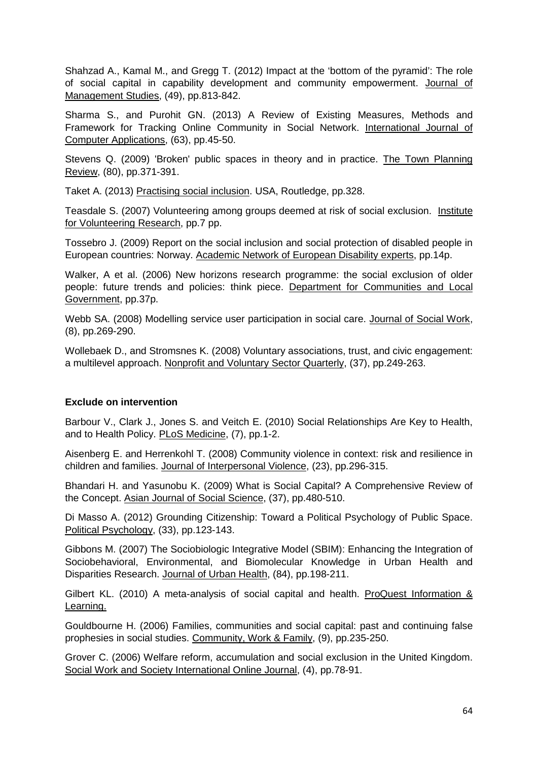Shahzad A., Kamal M., and Gregg T. (2012) Impact at the 'bottom of the pyramid': The role of social capital in capability development and community empowerment. Journal of Management Studies, (49), pp.813-842.

Sharma S., and Purohit GN. (2013) A Review of Existing Measures, Methods and Framework for Tracking Online Community in Social Network. International Journal of Computer Applications, (63), pp.45-50.

Stevens Q. (2009) 'Broken' public spaces in theory and in practice. The Town Planning Review, (80), pp.371-391.

Taket A. (2013) Practising social inclusion. USA, Routledge, pp.328.

Teasdale S. (2007) Volunteering among groups deemed at risk of social exclusion. Institute for Volunteering Research, pp.7 pp.

Tossebro J. (2009) Report on the social inclusion and social protection of disabled people in European countries: Norway. Academic Network of European Disability experts, pp.14p.

Walker, A et al. (2006) New horizons research programme: the social exclusion of older people: future trends and policies: think piece. Department for Communities and Local Government, pp.37p.

Webb SA. (2008) Modelling service user participation in social care. Journal of Social Work, (8), pp.269-290.

Wollebaek D., and Stromsnes K. (2008) Voluntary associations, trust, and civic engagement: a multilevel approach. Nonprofit and Voluntary Sector Quarterly, (37), pp.249-263.

**Exclude on intervention**

Barbour V., Clark J., Jones S. and Veitch E. (2010) Social Relationships Are Key to Health, and to Health Policy. PLoS Medicine, (7), pp.1-2.

Aisenberg E. and Herrenkohl T. (2008) Community violence in context: risk and resilience in children and families. Journal of Interpersonal Violence, (23), pp.296-315.

Bhandari H. and Yasunobu K. (2009) What is Social Capital? A Comprehensive Review of the Concept. Asian Journal of Social Science, (37), pp.480-510.

Di Masso A. (2012) Grounding Citizenship: Toward a Political Psychology of Public Space. Political Psychology, (33), pp.123-143.

Gibbons M. (2007) The Sociobiologic Integrative Model (SBIM): Enhancing the Integration of Sociobehavioral, Environmental, and Biomolecular Knowledge in Urban Health and Disparities Research. Journal of Urban Health, (84), pp.198-211.

Gilbert KL. (2010) A meta-analysis of social capital and health. ProQuest Information & Learning.

Gouldbourne H. (2006) Families, communities and social capital: past and continuing false prophesies in social studies. Community, Work & Family, (9), pp.235-250.

Grover C. (2006) Welfare reform, accumulation and social exclusion in the United Kingdom. Social Work and Society International Online Journal, (4), pp.78-91.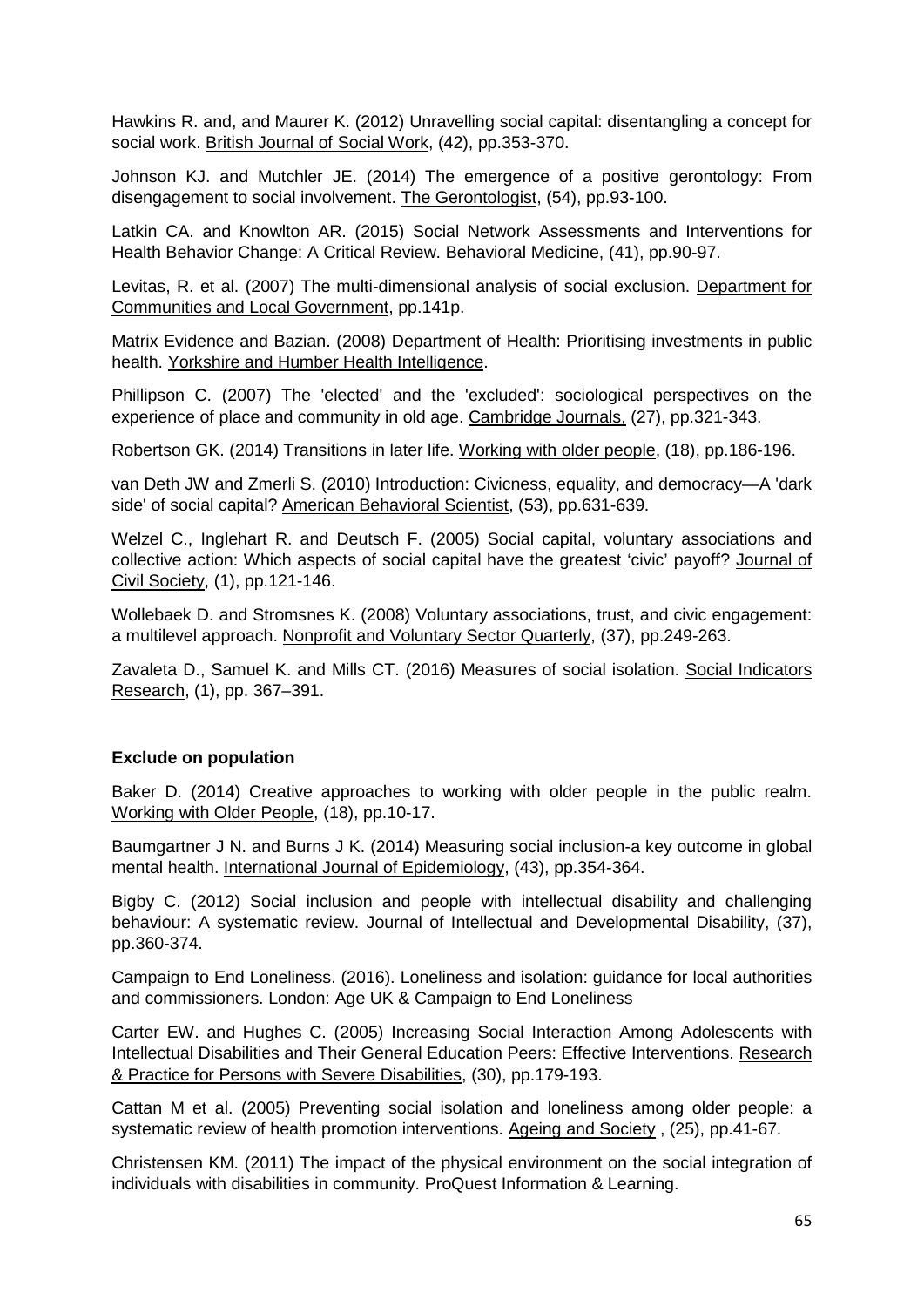Hawkins R. and, and Maurer K. (2012) Unravelling social capital: disentangling a concept for social work. British Journal of Social Work, (42), pp.353-370.

Johnson KJ. and Mutchler JE. (2014) The emergence of a positive gerontology: From disengagement to social involvement. The Gerontologist, (54), pp.93-100.

Latkin CA. and Knowlton AR. (2015) Social Network Assessments and Interventions for Health Behavior Change: A Critical Review. Behavioral Medicine, (41), pp.90-97.

Levitas, R. et al. (2007) The multi-dimensional analysis of social exclusion. Department for Communities and Local Government, pp.141p.

Matrix Evidence and Bazian. (2008) Department of Health: Prioritising investments in public health. Yorkshire and Humber Health Intelligence.

Phillipson C. (2007) The 'elected' and the 'excluded': sociological perspectives on the experience of place and community in old age. Cambridge Journals, (27), pp.321-343.

Robertson GK. (2014) Transitions in later life. Working with older people, (18), pp.186-196.

van Deth JW and Zmerli S. (2010) Introduction: Civicness, equality, and democracy—A 'dark side' of social capital? American Behavioral Scientist, (53), pp.631-639.

Welzel C., Inglehart R. and Deutsch F. (2005) Social capital, voluntary associations and collective action: Which aspects of social capital have the greatest 'civic' payoff? Journal of Civil Society, (1), pp.121-146.

Wollebaek D. and Stromsnes K. (2008) Voluntary associations, trust, and civic engagement: a multilevel approach. Nonprofit and Voluntary Sector Quarterly, (37), pp.249-263.

Zavaleta D., Samuel K. and Mills CT. (2016) Measures of social isolation. Social Indicators Research, (1), pp. 367–391.

**Exclude on population**

Baker D. (2014) Creative approaches to working with older people in the public realm. Working with Older People, (18), pp.10-17.

Baumgartner J N. and Burns J K. (2014) Measuring social inclusion-a key outcome in global mental health. International Journal of Epidemiology, (43), pp.354-364.

Bigby C. (2012) Social inclusion and people with intellectual disability and challenging behaviour: A systematic review. Journal of Intellectual and Developmental Disability, (37), pp.360-374.

Campaign to End Loneliness. (2016). Loneliness and isolation: guidance for local authorities and commissioners. London: Age UK & Campaign to End Loneliness

Carter EW. and Hughes C. (2005) Increasing Social Interaction Among Adolescents with Intellectual Disabilities and Their General Education Peers: Effective Interventions. Research & Practice for Persons with Severe Disabilities, (30), pp.179-193.

Cattan M et al. (2005) Preventing social isolation and loneliness among older people: a systematic review of health promotion interventions. Ageing and Society , (25), pp.41-67.

Christensen KM. (2011) The impact of the physical environment on the social integration of individuals with disabilities in community. ProQuest Information & Learning.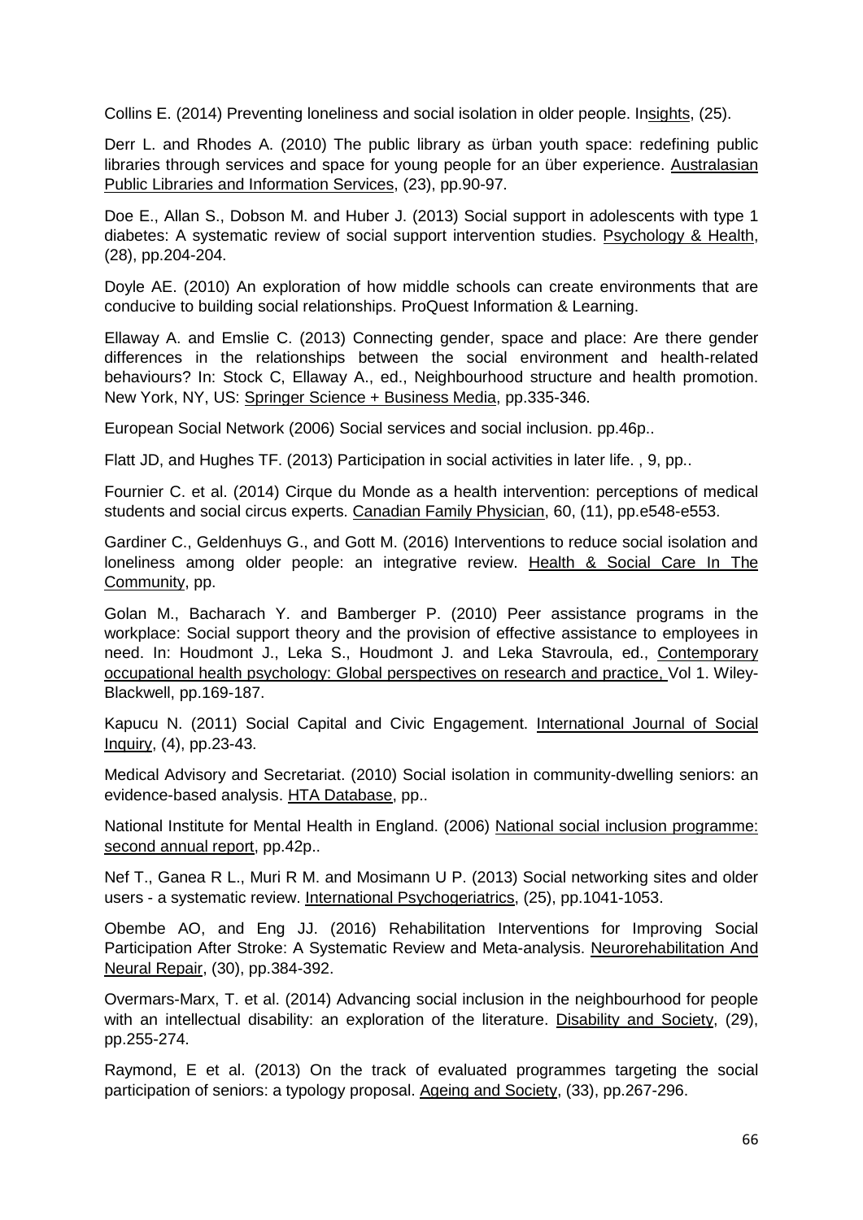Collins E. (2014) Preventing loneliness and social isolation in older people. Insights, (25).

Derr L. and Rhodes A. (2010) The public library as ürban youth space: redefining public libraries through services and space for young people for an über experience. Australasian Public Libraries and Information Services, (23), pp.90-97.

Doe E., Allan S., Dobson M. and Huber J. (2013) Social support in adolescents with type 1 diabetes: A systematic review of social support intervention studies. Psychology & Health, (28), pp.204-204.

Doyle AE. (2010) An exploration of how middle schools can create environments that are conducive to building social relationships. ProQuest Information & Learning.

Ellaway A. and Emslie C. (2013) Connecting gender, space and place: Are there gender differences in the relationships between the social environment and health-related behaviours? In: Stock C, Ellaway A., ed., Neighbourhood structure and health promotion. New York, NY, US: Springer Science + Business Media, pp.335-346.

European Social Network (2006) Social services and social inclusion. pp.46p..

Flatt JD, and Hughes TF. (2013) Participation in social activities in later life. , 9, pp..

Fournier C. et al. (2014) Cirque du Monde as a health intervention: perceptions of medical students and social circus experts. Canadian Family Physician, 60, (11), pp.e548-e553.

Gardiner C., Geldenhuys G., and Gott M. (2016) Interventions to reduce social isolation and loneliness among older people: an integrative review. Health & Social Care In The Community, pp.

Golan M., Bacharach Y. and Bamberger P. (2010) Peer assistance programs in the workplace: Social support theory and the provision of effective assistance to employees in need. In: Houdmont J., Leka S., Houdmont J. and Leka Stavroula, ed., Contemporary occupational health psychology: Global perspectives on research and practice, Vol 1. Wiley-Blackwell, pp.169-187.

Kapucu N. (2011) Social Capital and Civic Engagement. International Journal of Social Inquiry, (4), pp.23-43.

Medical Advisory and Secretariat. (2010) Social isolation in community-dwelling seniors: an evidence-based analysis. HTA Database, pp..

National Institute for Mental Health in England. (2006) National social inclusion programme: second annual report, pp.42p..

Nef T., Ganea R L., Muri R M. and Mosimann U P. (2013) Social networking sites and older users - a systematic review. International Psychogeriatrics, (25), pp.1041-1053.

Obembe AO, and Eng JJ. (2016) Rehabilitation Interventions for Improving Social Participation After Stroke: A Systematic Review and Meta-analysis. Neurorehabilitation And Neural Repair, (30), pp.384-392.

Overmars-Marx, T. et al. (2014) Advancing social inclusion in the neighbourhood for people with an intellectual disability: an exploration of the literature. Disability and Society, (29), pp.255-274.

Raymond, E et al. (2013) On the track of evaluated programmes targeting the social participation of seniors: a typology proposal. Ageing and Society, (33), pp.267-296.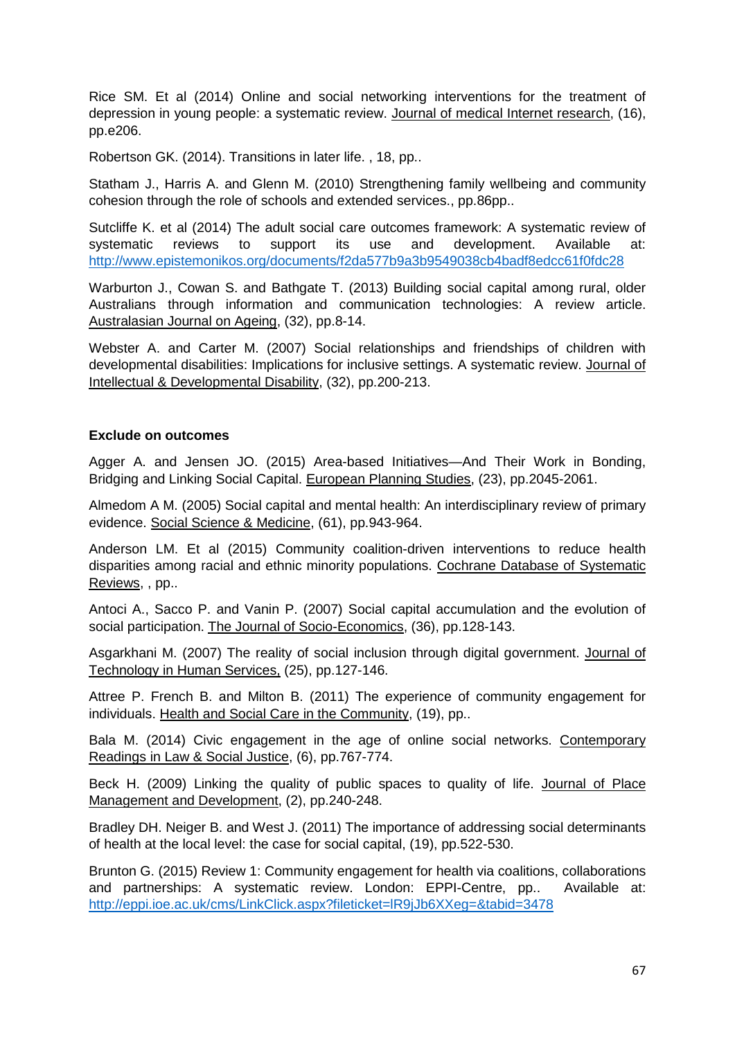Rice SM. Et al (2014) Online and social networking interventions for the treatment of depression in young people: a systematic review. Journal of medical Internet research, (16), pp.e206.

Robertson GK. (2014). Transitions in later life. , 18, pp..

Statham J., Harris A. and Glenn M. (2010) Strengthening family wellbeing and community cohesion through the role of schools and extended services., pp.86pp..

Sutcliffe K. et al (2014) The adult social care outcomes framework: A systematic review of systematic reviews to support its use and development. Available at: http://www.epistemonikos.org/documents/f2da577b9a3b9549038cb4badf8edcc61f0fdc28

Warburton J., Cowan S. and Bathgate T. (2013) Building social capital among rural, older Australians through information and communication technologies: A review article. Australasian Journal on Ageing, (32), pp.8-14.

Webster A. and Carter M. (2007) Social relationships and friendships of children with developmental disabilities: Implications for inclusive settings. A systematic review. Journal of Intellectual & Developmental Disability, (32), pp.200-213.

**Exclude on outcomes**

Agger A. and Jensen JO. (2015) Area-based Initiatives—And Their Work in Bonding, Bridging and Linking Social Capital. European Planning Studies, (23), pp.2045-2061.

Almedom A M. (2005) Social capital and mental health: An interdisciplinary review of primary evidence. Social Science & Medicine, (61), pp.943-964.

Anderson LM. Et al (2015) Community coalition-driven interventions to reduce health disparities among racial and ethnic minority populations. Cochrane Database of Systematic Reviews, , pp..

Antoci A., Sacco P. and Vanin P. (2007) Social capital accumulation and the evolution of social participation. The Journal of Socio-Economics, (36), pp.128-143.

Asgarkhani M. (2007) The reality of social inclusion through digital government. Journal of Technology in Human Services, (25), pp.127-146.

Attree P. French B. and Milton B. (2011) The experience of community engagement for individuals. Health and Social Care in the Community, (19), pp..

Bala M. (2014) Civic engagement in the age of online social networks. Contemporary Readings in Law & Social Justice, (6), pp.767-774.

Beck H. (2009) Linking the quality of public spaces to quality of life. Journal of Place Management and Development, (2), pp.240-248.

Bradley DH. Neiger B. and West J. (2011) The importance of addressing social determinants of health at the local level: the case for social capital, (19), pp.522-530.

Brunton G. (2015) Review 1: Community engagement for health via coalitions, collaborations and partnerships: A systematic review. London: EPPI-Centre, pp.. Available at: http://eppi.ioe.ac.uk/cms/LinkClick.aspx?fileticket=lR9jJb6XXeg=&tabid=3478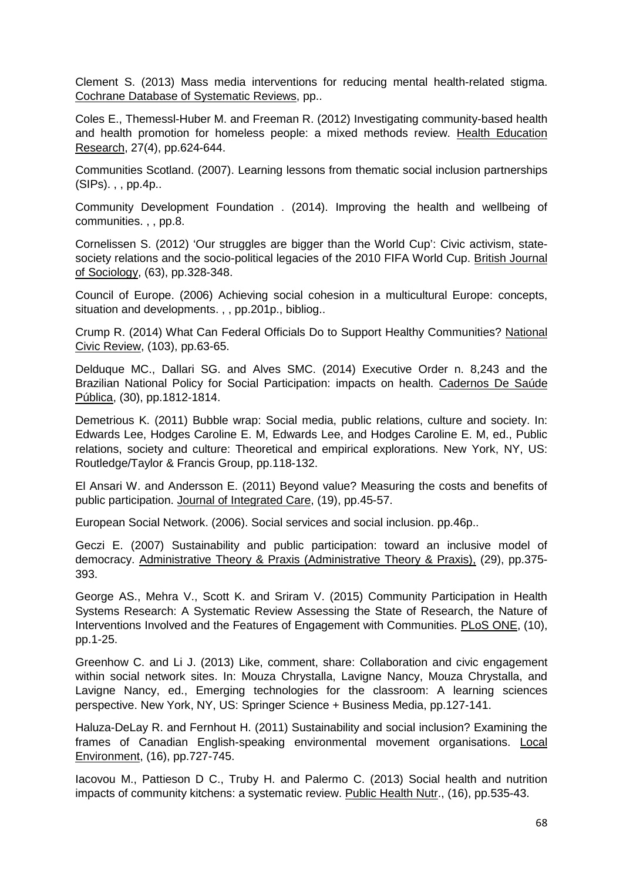Clement S. (2013) Mass media interventions for reducing mental health-related stigma. Cochrane Database of Systematic Reviews, pp..

Coles E., Themessl-Huber M. and Freeman R. (2012) Investigating community-based health and health promotion for homeless people: a mixed methods review. Health Education Research, 27(4), pp.624-644.

Communities Scotland. (2007). Learning lessons from thematic social inclusion partnerships (SIPs). , , pp.4p..

Community Development Foundation . (2014). Improving the health and wellbeing of communities. , , pp.8.

Cornelissen S. (2012) 'Our struggles are bigger than the World Cup': Civic activism, state-society relations and the socio-political legacies of the 2010 FIFA World Cup. British Journal of Sociology, (63), pp.328-348.

Council of Europe. (2006) Achieving social cohesion in a multicultural Europe: concepts, situation and developments. , , pp.201p., bibliog..

Crump R. (2014) What Can Federal Officials Do to Support Healthy Communities? National Civic Review, (103), pp.63-65.

Delduque MC., Dallari SG. and Alves SMC. (2014) Executive Order n. 8,243 and the Brazilian National Policy for Social Participation: impacts on health. Cadernos De Saúde Pública, (30), pp.1812-1814.

Demetrious K. (2011) Bubble wrap: Social media, public relations, culture and society. In: Edwards Lee, Hodges Caroline E. M, Edwards Lee, and Hodges Caroline E. M, ed., Public relations, society and culture: Theoretical and empirical explorations. New York, NY, US: Routledge/Taylor & Francis Group, pp.118-132.

El Ansari W. and Andersson E. (2011) Beyond value? Measuring the costs and benefits of public participation. Journal of Integrated Care, (19), pp.45-57.

European Social Network. (2006). Social services and social inclusion. pp.46p..

Geczi E. (2007) Sustainability and public participation: toward an inclusive model of democracy. Administrative Theory & Praxis (Administrative Theory & Praxis), (29), pp.375-393.

George AS., Mehra V., Scott K. and Sriram V. (2015) Community Participation in Health Systems Research: A Systematic Review Assessing the State of Research, the Nature of Interventions Involved and the Features of Engagement with Communities. PLoS ONE, (10), pp.1-25.

Greenhow C. and Li J. (2013) Like, comment, share: Collaboration and civic engagement within social network sites. In: Mouza Chrystalla, Lavigne Nancy, Mouza Chrystalla, and Lavigne Nancy, ed., Emerging technologies for the classroom: A learning sciences perspective. New York, NY, US: Springer Science + Business Media, pp.127-141.

Haluza-DeLay R. and Fernhout H. (2011) Sustainability and social inclusion? Examining the frames of Canadian English-speaking environmental movement organisations. Local Environment, (16), pp.727-745.

Iacovou M., Pattieson D C., Truby H. and Palermo C. (2013) Social health and nutrition impacts of community kitchens: a systematic review. Public Health Nutr., (16), pp.535-43.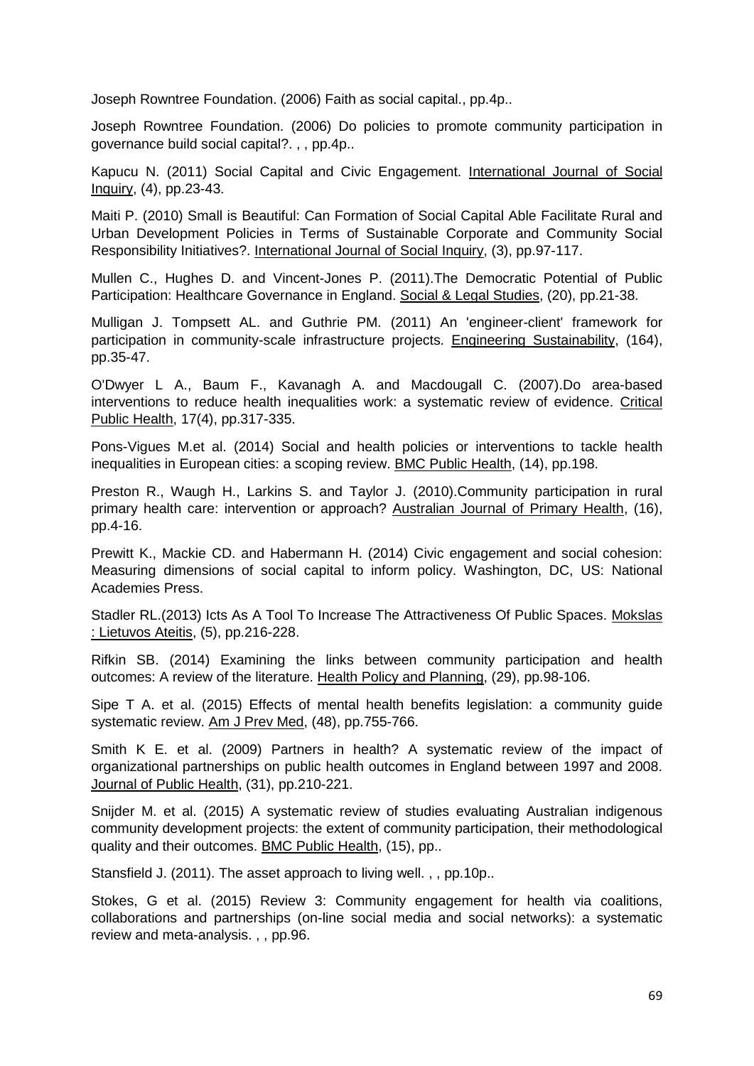Joseph Rowntree Foundation. (2006) Faith as social capital., pp.4p..

Joseph Rowntree Foundation. (2006) Do policies to promote community participation in governance build social capital?. , , pp.4p..

Kapucu N. (2011) Social Capital and Civic Engagement. International Journal of Social Inquiry, (4), pp.23-43.

Maiti P. (2010) Small is Beautiful: Can Formation of Social Capital Able Facilitate Rural and Urban Development Policies in Terms of Sustainable Corporate and Community Social Responsibility Initiatives?. International Journal of Social Inquiry, (3), pp.97-117.

Mullen C., Hughes D. and Vincent-Jones P. (2011).The Democratic Potential of Public Participation: Healthcare Governance in England. Social & Legal Studies, (20), pp.21-38.

Mulligan J. Tompsett AL. and Guthrie PM. (2011) An 'engineer-client' framework for participation in community-scale infrastructure projects. Engineering Sustainability, (164), pp.35-47.

O'Dwyer L A., Baum F., Kavanagh A. and Macdougall C. (2007).Do area-based interventions to reduce health inequalities work: a systematic review of evidence. Critical Public Health, 17(4), pp.317-335.

Pons-Vigues M.et al. (2014) Social and health policies or interventions to tackle health inequalities in European cities: a scoping review. BMC Public Health, (14), pp.198.

Preston R., Waugh H., Larkins S. and Taylor J. (2010).Community participation in rural primary health care: intervention or approach? Australian Journal of Primary Health, (16), pp.4-16.

Prewitt K., Mackie CD. and Habermann H. (2014) Civic engagement and social cohesion: Measuring dimensions of social capital to inform policy. Washington, DC, US: National Academies Press.

Stadler RL.(2013) Icts As A Tool To Increase The Attractiveness Of Public Spaces. Mokslas : Lietuvos Ateitis, (5), pp.216-228.

Rifkin SB. (2014) Examining the links between community participation and health outcomes: A review of the literature. Health Policy and Planning, (29), pp.98-106.

Sipe T A. et al. (2015) Effects of mental health benefits legislation: a community guide systematic review. Am J Prev Med, (48), pp.755-766.

Smith K E. et al. (2009) Partners in health? A systematic review of the impact of organizational partnerships on public health outcomes in England between 1997 and 2008. Journal of Public Health, (31), pp.210-221.

Snijder M. et al. (2015) A systematic review of studies evaluating Australian indigenous community development projects: the extent of community participation, their methodological quality and their outcomes. BMC Public Health, (15), pp..

Stansfield J. (2011). The asset approach to living well. , , pp.10p..

Stokes, G et al. (2015) Review 3: Community engagement for health via coalitions, collaborations and partnerships (on-line social media and social networks): a systematic review and meta-analysis. , , pp.96.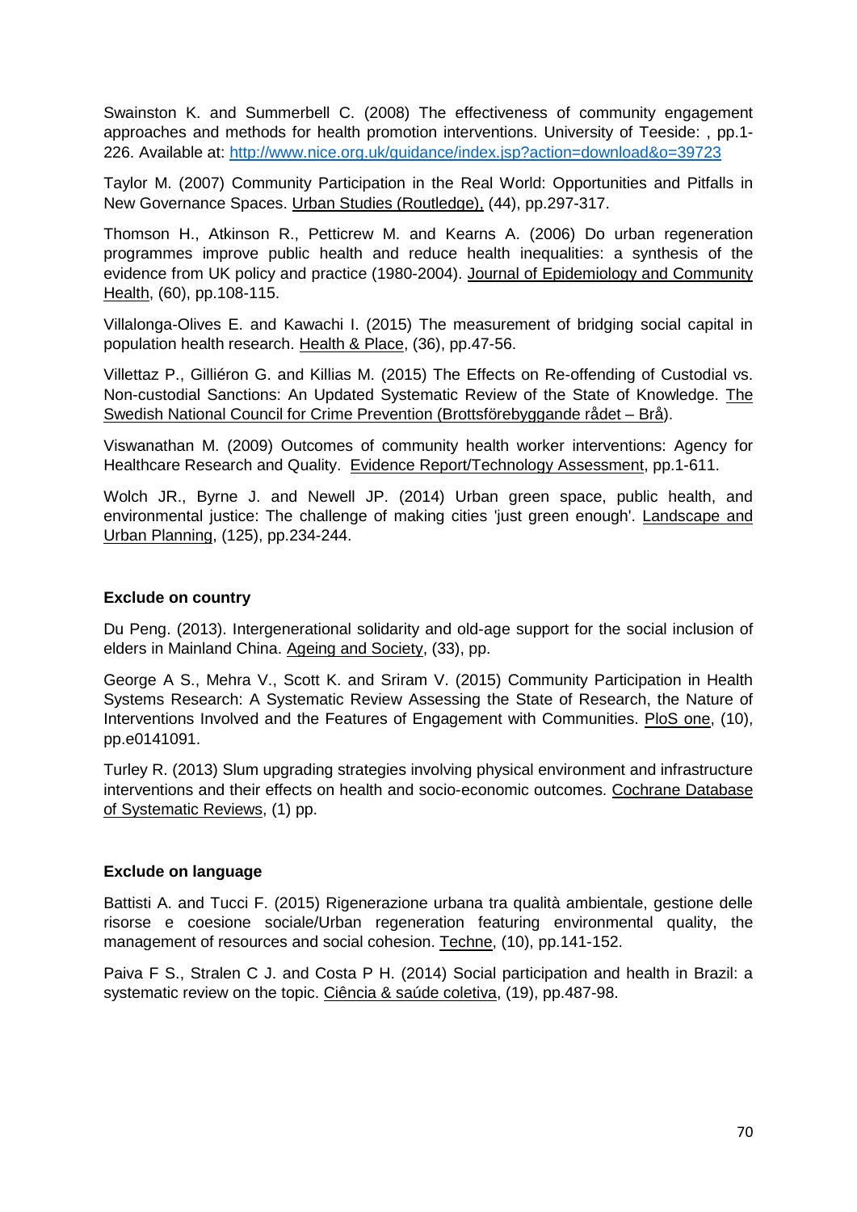Swainston K. and Summerbell C. (2008) The effectiveness of community engagement approaches and methods for health promotion interventions. University of Teeside: , pp.1-226. Available at: http://www.nice.org.uk/guidance/index.jsp?action=download&o=39723

Taylor M. (2007) Community Participation in the Real World: Opportunities and Pitfalls in New Governance Spaces. Urban Studies (Routledge), (44), pp.297-317.

Thomson H., Atkinson R., Petticrew M. and Kearns A. (2006) Do urban regeneration programmes improve public health and reduce health inequalities: a synthesis of the evidence from UK policy and practice (1980-2004). Journal of Epidemiology and Community Health, (60), pp.108-115.

Villalonga-Olives E. and Kawachi I. (2015) The measurement of bridging social capital in population health research. Health & Place, (36), pp.47-56.

Villettaz P., Gilliéron G. and Killias M. (2015) The Effects on Re-offending of Custodial vs. Non-custodial Sanctions: An Updated Systematic Review of the State of Knowledge. The Swedish National Council for Crime Prevention (Brottsförebyggande rådet – Brå).

Viswanathan M. (2009) Outcomes of community health worker interventions: Agency for Healthcare Research and Quality. Evidence Report/Technology Assessment, pp.1-611.

Wolch JR., Byrne J. and Newell JP. (2014) Urban green space, public health, and environmental justice: The challenge of making cities 'just green enough'. Landscape and Urban Planning, (125), pp.234-244.

**Exclude on country**

Du Peng. (2013). Intergenerational solidarity and old-age support for the social inclusion of elders in Mainland China. Ageing and Society, (33), pp.

George A S., Mehra V., Scott K. and Sriram V. (2015) Community Participation in Health Systems Research: A Systematic Review Assessing the State of Research, the Nature of Interventions Involved and the Features of Engagement with Communities. PloS one, (10), pp.e0141091.

Turley R. (2013) Slum upgrading strategies involving physical environment and infrastructure interventions and their effects on health and socio-economic outcomes. Cochrane Database of Systematic Reviews, (1) pp.

**Exclude on language**

Battisti A. and Tucci F. (2015) Rigenerazione urbana tra qualità ambientale, gestione delle risorse e coesione sociale/Urban regeneration featuring environmental quality, the management of resources and social cohesion. Techne, (10), pp.141-152.

Paiva F S., Stralen C J. and Costa P H. (2014) Social participation and health in Brazil: a systematic review on the topic. Ciência & saúde coletiva, (19), pp.487-98.